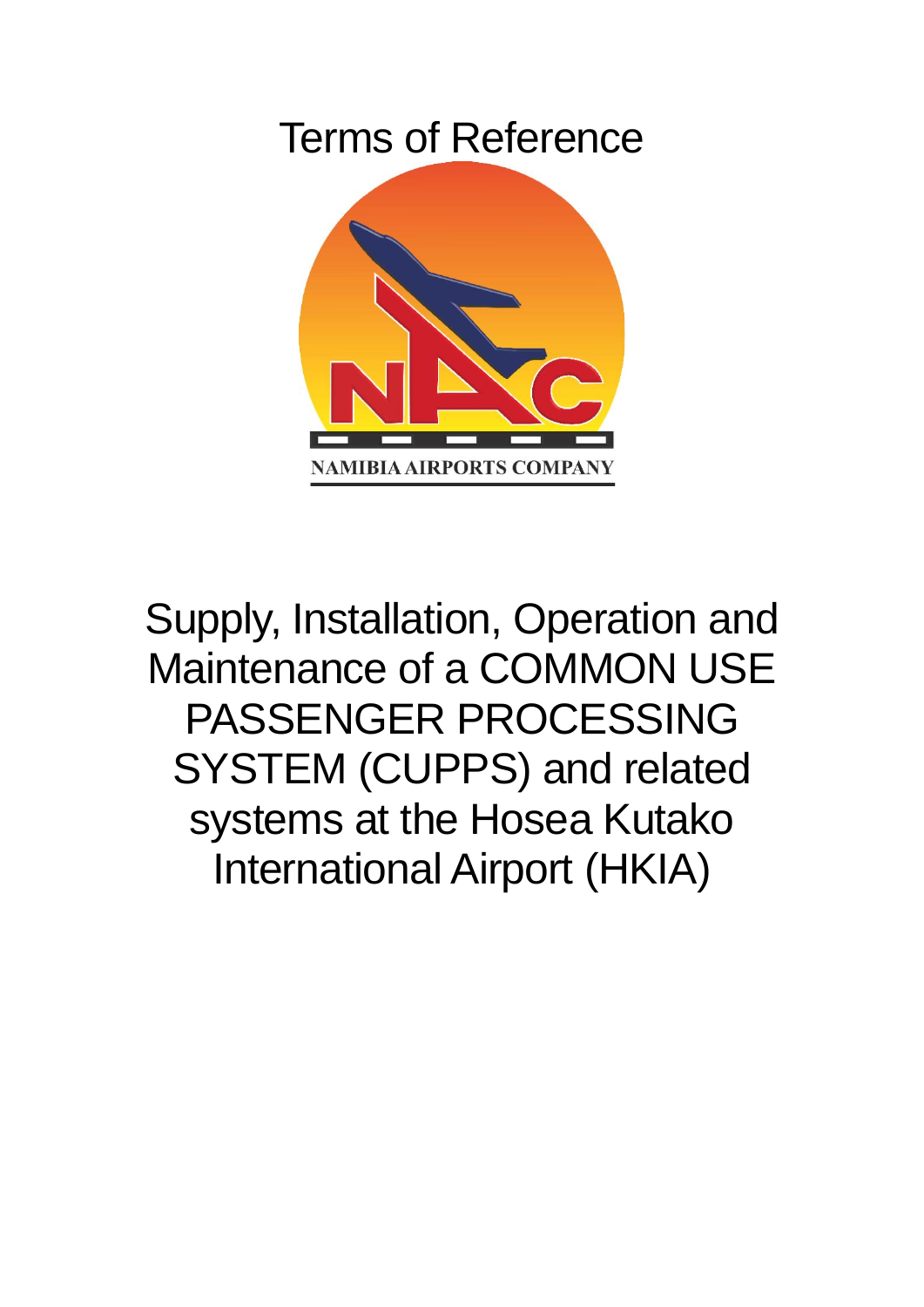# Terms of Reference

NAMIBIA AIRPORTS COMPANY

# Supply, Installation, Operation and Maintenance of a COMMON USE PASSENGER PROCESSING SYSTEM (CUPPS) and related systems at the Hosea Kutako International Airport (HKIA)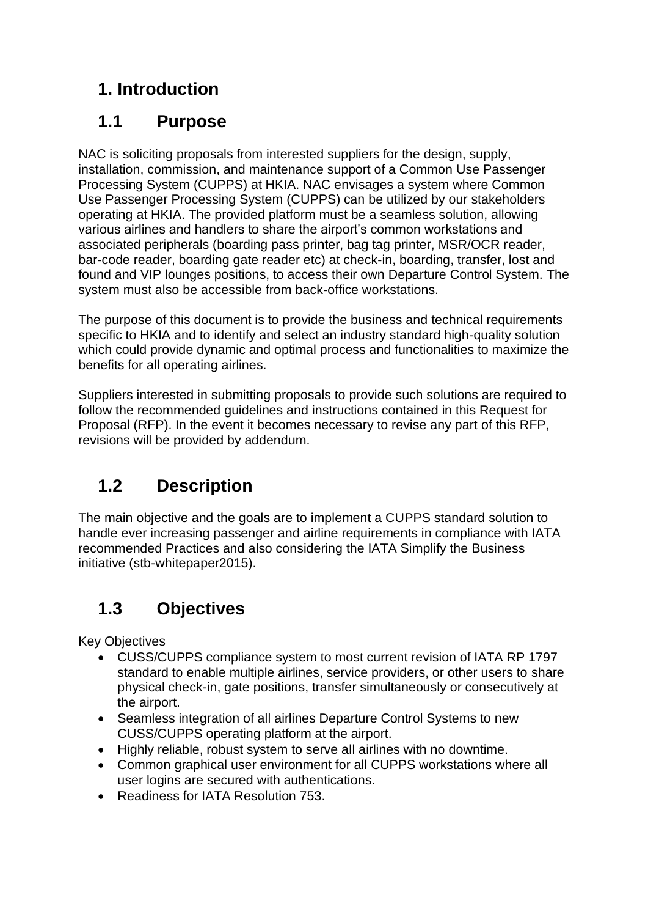# 1. Introduction

## 1.1 Purpose

NAC is soliciting proposals from interested suppliers for the design, supply, installation, commission, and maintenance support of a Common Use Passenger Processing System (CUPPS) at HKIA. NAC envisages a system where Common Use Passenger Processing System (CUPPS) can be utilized by our stakeholders operating at HKIA. The provided platform must be a seamless solution, allowing various airlines and handlers to share the airport's common workstations and associated peripherals (boarding pass printer, bag tag printer, MSR/OCR reader, bar-code reader, boarding gate reader etc) at check-in, boarding, transfer, lost and found and VIP lounges positions, to access their own Departure Control System. The system must also be accessible from back-office workstations.

The purpose of this document is to provide the business and technical requirements specific to HKIA and to identify and select an industry standard high-quality solution which could provide dynamic and optimal process and functionalities to maximize the benefits for all operating airlines.

Suppliers interested in submitting proposals to provide such solutions are required to follow the recommended guidelines and instructions contained in this Request for Proposal (RFP). In the event it becomes necessary to revise any part of this RFP, revisions will be provided by addendum.

## 1.2 Description

The main objective and the goals are to implement a CUPPS standard solution to handle ever increasing passenger and airline requirements in compliance with IATA recommended Practices and also considering the IATA Simplify the Business initiative (stb-whitepaper2015).

## 1.3 Objectives

Key Objectives

- CUSS/CUPPS compliance system to most current revision of IATA RP 1797 standard to enable multiple airlines, service providers, or other users to share physical check-in, gate positions, transfer simultaneously or consecutively at the airport.
- Seamless integration of all airlines Departure Control Systems to new CUSS/CUPPS operating platform at the airport.
- Highly reliable, robust system to serve all airlines with no downtime.
- Common graphical user environment for all CUPPS workstations where all user logins are secured with authentications.
- Readiness for IATA Resolution 753.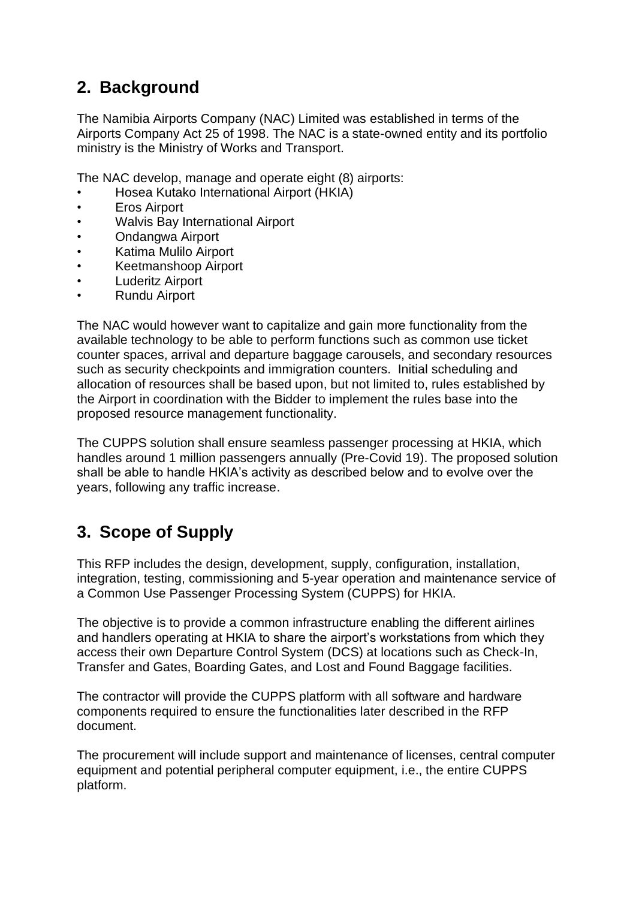## 2. Background

The Namibia Airports Company (NAC) Limited was established in terms of the Airports Company Act 25 of 1998. The NAC is a state-owned entity and its portfolio ministry is the Ministry of Works and Transport.

The NAC develop, manage and operate eight (8) airports:

- Hosea Kutako International Airport (HKIA)
- Eros Airport
- Walvis Bay International Airport
- Ondangwa Airport
- Katima Mulilo Airport
- Keetmanshoop Airport
- Luderitz Airport
- Rundu Airport

The NAC would however want to capitalize and gain more functionality from the available technology to be able to perform functions such as common use ticket counter spaces, arrival and departure baggage carousels, and secondary resources such as security checkpoints and immigration counters. Initial scheduling and allocation of resources shall be based upon, but not limited to, rules established by the Airport in coordination with the Bidder to implement the rules base into the proposed resource management functionality.

The CUPPS solution shall ensure seamless passenger processing at HKIA, which handles around 1 million passengers annually (Pre-Covid 19). The proposed solution shall be able to handle HKIA's activity as described below and to evolve over the years, following any traffic increase.

## 3. Scope of Supply

This RFP includes the design, development, supply, configuration, installation, integration, testing, commissioning and 5-year operation and maintenance service of a Common Use Passenger Processing System (CUPPS) for HKIA.

The objective is to provide a common infrastructure enabling the different airlines and handlers operating at HKIA to share the airport's workstations from which they access their own Departure Control System (DCS) at locations such as Check-In, Transfer and Gates, Boarding Gates, and Lost and Found Baggage facilities.

The contractor will provide the CUPPS platform with all software and hardware components required to ensure the functionalities later described in the RFP document.

The procurement will include support and maintenance of licenses, central computer equipment and potential peripheral computer equipment, i.e., the entire CUPPS platform.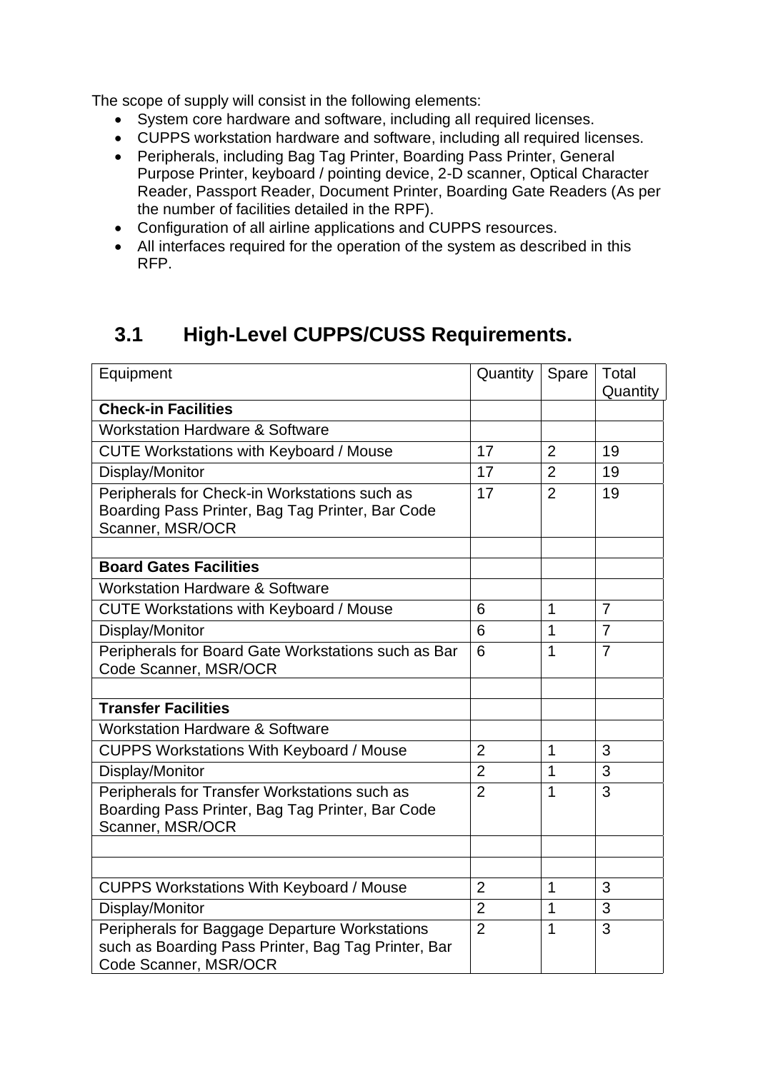The scope of supply will consist in the following elements:

- System core hardware and software, including all required licenses.
- CUPPS workstation hardware and software, including all required licenses.
- Peripherals, including Bag Tag Printer, Boarding Pass Printer, General Purpose Printer, keyboard / pointing device, 2-D scanner, Optical Character Reader, Passport Reader, Document Printer, Boarding Gate Readers (As per the number of facilities detailed in the RPF).
- Configuration of all airline applications and CUPPS resources.
- All interfaces required for the operation of the system as described in this RFP.

## 3.1 High-Level CUPPS/CUSS Requirements.

| Equipment | Quantity | Spare | Total Quantity |
|---|---|---|---|
| **Check-in Facilities** | | | |
| Workstation Hardware & Software | | | |
| CUTE Workstations with Keyboard / Mouse | 17 | 2 | 19 |
| Display/Monitor | 17 | 2 | 19 |
| Peripherals for Check-in Workstations such as Boarding Pass Printer, Bag Tag Printer, Bar Code Scanner, MSR/OCR | 17 | 2 | 19 |
| | | | |
| **Board Gates Facilities** | | | |
| Workstation Hardware & Software | | | |
| CUTE Workstations with Keyboard / Mouse | 6 | 1 | 7 |
| Display/Monitor | 6 | 1 | 7 |
| Peripherals for Board Gate Workstations such as Bar Code Scanner, MSR/OCR | 6 | 1 | 7 |
| | | | |
| **Transfer Facilities** | | | |
| Workstation Hardware & Software | | | |
| CUPPS Workstations With Keyboard / Mouse | 2 | 1 | 3 |
| Display/Monitor | 2 | 1 | 3 |
| Peripherals for Transfer Workstations such as Boarding Pass Printer, Bag Tag Printer, Bar Code Scanner, MSR/OCR | 2 | 1 | 3 |
| | | | |
| | | | |
| CUPPS Workstations With Keyboard / Mouse | 2 | 1 | 3 |
| Display/Monitor | 2 | 1 | 3 |
| Peripherals for Baggage Departure Workstations such as Boarding Pass Printer, Bag Tag Printer, Bar Code Scanner, MSR/OCR | 2 | 1 | 3 |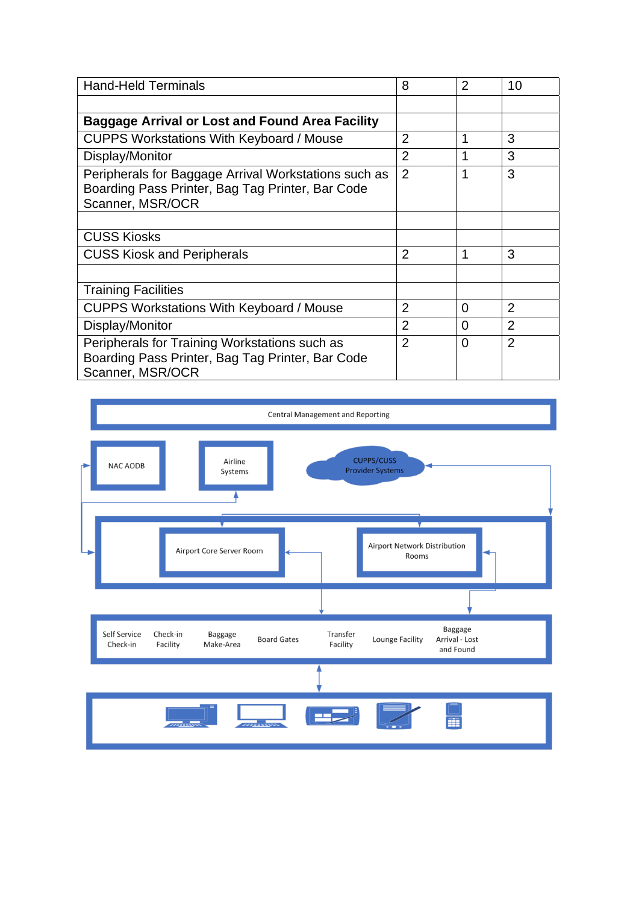| Hand-Held Terminals | 8 | 2 | 10 |
| --- | --- | --- | --- |
| | | | |
| **Baggage Arrival or Lost and Found Area Facility** | | | |
| CUPPS Workstations With Keyboard / Mouse | 2 | 1 | 3 |
| Display/Monitor | 2 | 1 | 3 |
| Peripherals for Baggage Arrival Workstations such as Boarding Pass Printer, Bag Tag Printer, Bar Code Scanner, MSR/OCR | 2 | 1 | 3 |
| | | | |
| CUSS Kiosks | | | |
| CUSS Kiosk and Peripherals | 2 | 1 | 3 |
| | | | |
| Training Facilities | | | |
| CUPPS Workstations With Keyboard / Mouse | 2 | 0 | 2 |
| Display/Monitor | 2 | 0 | 2 |
| Peripherals for Training Workstations such as Boarding Pass Printer, Bag Tag Printer, Bar Code Scanner, MSR/OCR | 2 | 0 | 2 |

Central Management and Reporting

NAC AODB

Airline Systems

CUPPS/CUSS Provider Systems

Airport Core Server Room

Airport Network Distribution Rooms

Self Service Check-in | Check-in Facility | Baggage Make-Area | Board Gates | Transfer Facility | Lounge Facility | Baggage Arrival - Lost and Found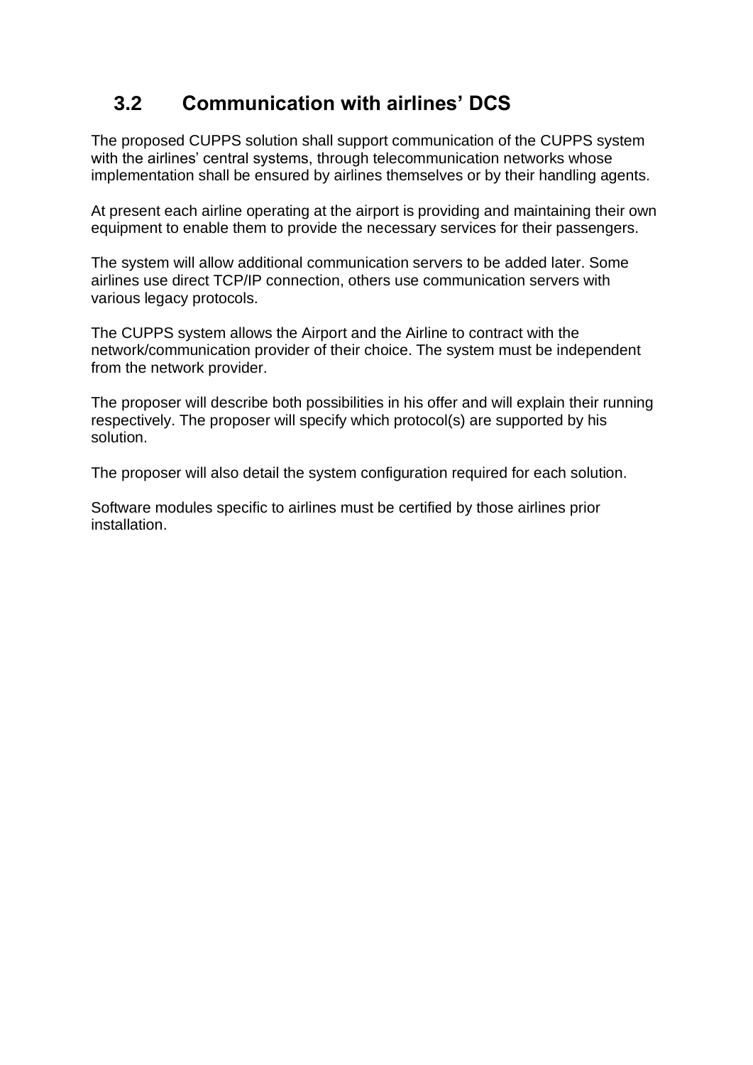## 3.2 Communication with airlines' DCS

The proposed CUPPS solution shall support communication of the CUPPS system with the airlines' central systems, through telecommunication networks whose implementation shall be ensured by airlines themselves or by their handling agents.

At present each airline operating at the airport is providing and maintaining their own equipment to enable them to provide the necessary services for their passengers.

The system will allow additional communication servers to be added later. Some airlines use direct TCP/IP connection, others use communication servers with various legacy protocols.

The CUPPS system allows the Airport and the Airline to contract with the network/communication provider of their choice. The system must be independent from the network provider.

The proposer will describe both possibilities in his offer and will explain their running respectively. The proposer will specify which protocol(s) are supported by his solution.

The proposer will also detail the system configuration required for each solution.

Software modules specific to airlines must be certified by those airlines prior installation.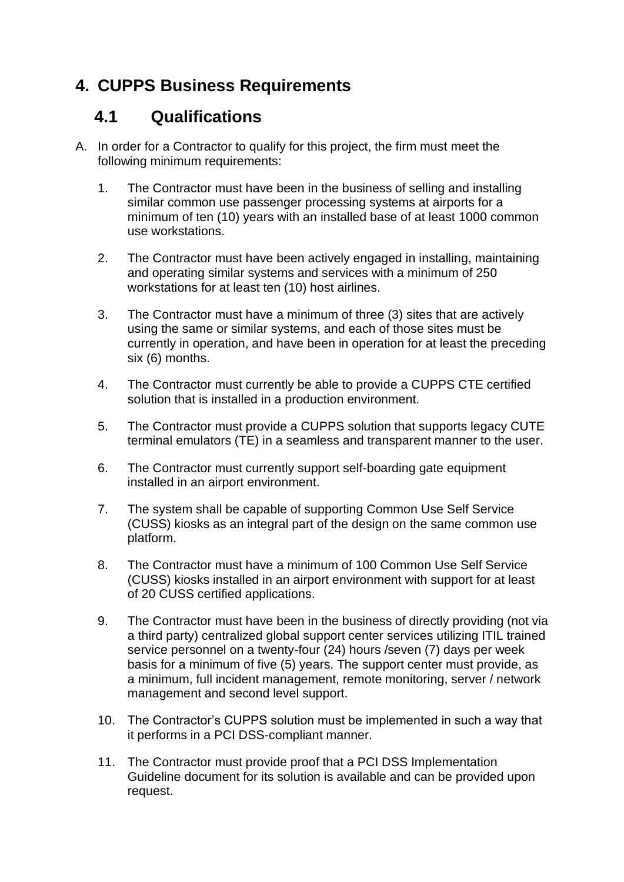# 4. CUPPS Business Requirements

## 4.1 Qualifications

A. In order for a Contractor to qualify for this project, the firm must meet the following minimum requirements:

1. The Contractor must have been in the business of selling and installing similar common use passenger processing systems at airports for a minimum of ten (10) years with an installed base of at least 1000 common use workstations.

2. The Contractor must have been actively engaged in installing, maintaining and operating similar systems and services with a minimum of 250 workstations for at least ten (10) host airlines.

3. The Contractor must have a minimum of three (3) sites that are actively using the same or similar systems, and each of those sites must be currently in operation, and have been in operation for at least the preceding six (6) months.

4. The Contractor must currently be able to provide a CUPPS CTE certified solution that is installed in a production environment.

5. The Contractor must provide a CUPPS solution that supports legacy CUTE terminal emulators (TE) in a seamless and transparent manner to the user.

6. The Contractor must currently support self-boarding gate equipment installed in an airport environment.

7. The system shall be capable of supporting Common Use Self Service (CUSS) kiosks as an integral part of the design on the same common use platform.

8. The Contractor must have a minimum of 100 Common Use Self Service (CUSS) kiosks installed in an airport environment with support for at least of 20 CUSS certified applications.

9. The Contractor must have been in the business of directly providing (not via a third party) centralized global support center services utilizing ITIL trained service personnel on a twenty-four (24) hours /seven (7) days per week basis for a minimum of five (5) years. The support center must provide, as a minimum, full incident management, remote monitoring, server / network management and second level support.

10. The Contractor's CUPPS solution must be implemented in such a way that it performs in a PCI DSS-compliant manner.

11. The Contractor must provide proof that a PCI DSS Implementation Guideline document for its solution is available and can be provided upon request.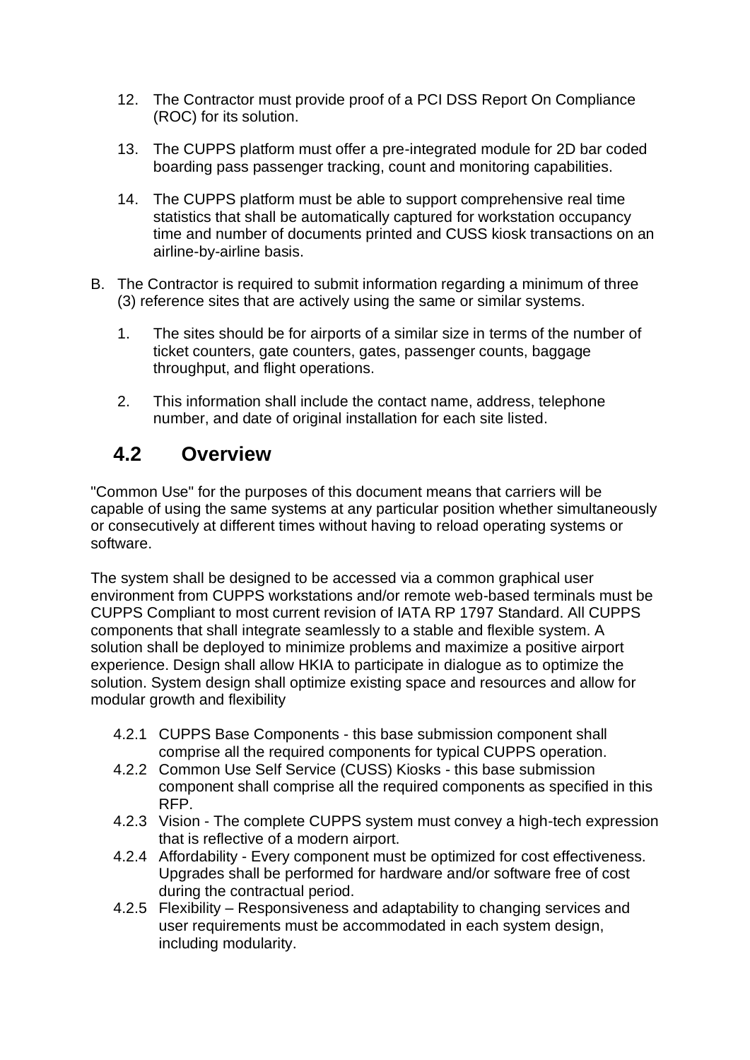12. The Contractor must provide proof of a PCI DSS Report On Compliance (ROC) for its solution.

13. The CUPPS platform must offer a pre-integrated module for 2D bar coded boarding pass passenger tracking, count and monitoring capabilities.

14. The CUPPS platform must be able to support comprehensive real time statistics that shall be automatically captured for workstation occupancy time and number of documents printed and CUSS kiosk transactions on an airline-by-airline basis.

B. The Contractor is required to submit information regarding a minimum of three (3) reference sites that are actively using the same or similar systems.

   1. The sites should be for airports of a similar size in terms of the number of ticket counters, gate counters, gates, passenger counts, baggage throughput, and flight operations.

   2. This information shall include the contact name, address, telephone number, and date of original installation for each site listed.

## 4.2 Overview

"Common Use" for the purposes of this document means that carriers will be capable of using the same systems at any particular position whether simultaneously or consecutively at different times without having to reload operating systems or software.

The system shall be designed to be accessed via a common graphical user environment from CUPPS workstations and/or remote web-based terminals must be CUPPS Compliant to most current revision of IATA RP 1797 Standard. All CUPPS components that shall integrate seamlessly to a stable and flexible system. A solution shall be deployed to minimize problems and maximize a positive airport experience. Design shall allow HKIA to participate in dialogue as to optimize the solution. System design shall optimize existing space and resources and allow for modular growth and flexibility

- 4.2.1 CUPPS Base Components - this base submission component shall comprise all the required components for typical CUPPS operation.
- 4.2.2 Common Use Self Service (CUSS) Kiosks - this base submission component shall comprise all the required components as specified in this RFP.
- 4.2.3 Vision - The complete CUPPS system must convey a high-tech expression that is reflective of a modern airport.
- 4.2.4 Affordability - Every component must be optimized for cost effectiveness. Upgrades shall be performed for hardware and/or software free of cost during the contractual period.
- 4.2.5 Flexibility – Responsiveness and adaptability to changing services and user requirements must be accommodated in each system design, including modularity.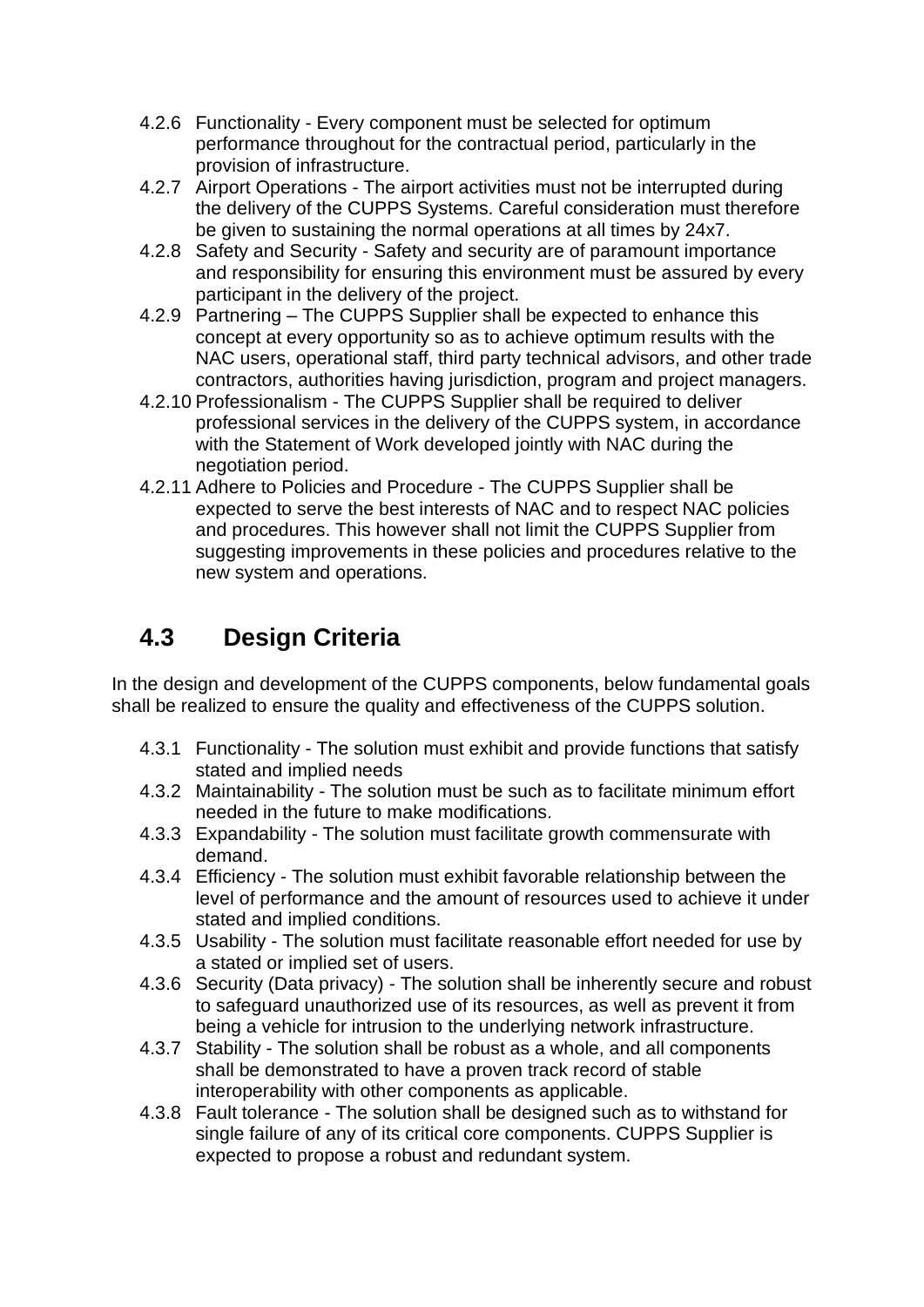4.2.6 Functionality - Every component must be selected for optimum performance throughout for the contractual period, particularly in the provision of infrastructure.

4.2.7 Airport Operations - The airport activities must not be interrupted during the delivery of the CUPPS Systems. Careful consideration must therefore be given to sustaining the normal operations at all times by 24x7.

4.2.8 Safety and Security - Safety and security are of paramount importance and responsibility for ensuring this environment must be assured by every participant in the delivery of the project.

4.2.9 Partnering – The CUPPS Supplier shall be expected to enhance this concept at every opportunity so as to achieve optimum results with the NAC users, operational staff, third party technical advisors, and other trade contractors, authorities having jurisdiction, program and project managers.

4.2.10 Professionalism - The CUPPS Supplier shall be required to deliver professional services in the delivery of the CUPPS system, in accordance with the Statement of Work developed jointly with NAC during the negotiation period.

4.2.11 Adhere to Policies and Procedure - The CUPPS Supplier shall be expected to serve the best interests of NAC and to respect NAC policies and procedures. This however shall not limit the CUPPS Supplier from suggesting improvements in these policies and procedures relative to the new system and operations.

## 4.3 Design Criteria

In the design and development of the CUPPS components, below fundamental goals shall be realized to ensure the quality and effectiveness of the CUPPS solution.

4.3.1 Functionality - The solution must exhibit and provide functions that satisfy stated and implied needs

4.3.2 Maintainability - The solution must be such as to facilitate minimum effort needed in the future to make modifications.

4.3.3 Expandability - The solution must facilitate growth commensurate with demand.

4.3.4 Efficiency - The solution must exhibit favorable relationship between the level of performance and the amount of resources used to achieve it under stated and implied conditions.

4.3.5 Usability - The solution must facilitate reasonable effort needed for use by a stated or implied set of users.

4.3.6 Security (Data privacy) - The solution shall be inherently secure and robust to safeguard unauthorized use of its resources, as well as prevent it from being a vehicle for intrusion to the underlying network infrastructure.

4.3.7 Stability - The solution shall be robust as a whole, and all components shall be demonstrated to have a proven track record of stable interoperability with other components as applicable.

4.3.8 Fault tolerance - The solution shall be designed such as to withstand for single failure of any of its critical core components. CUPPS Supplier is expected to propose a robust and redundant system.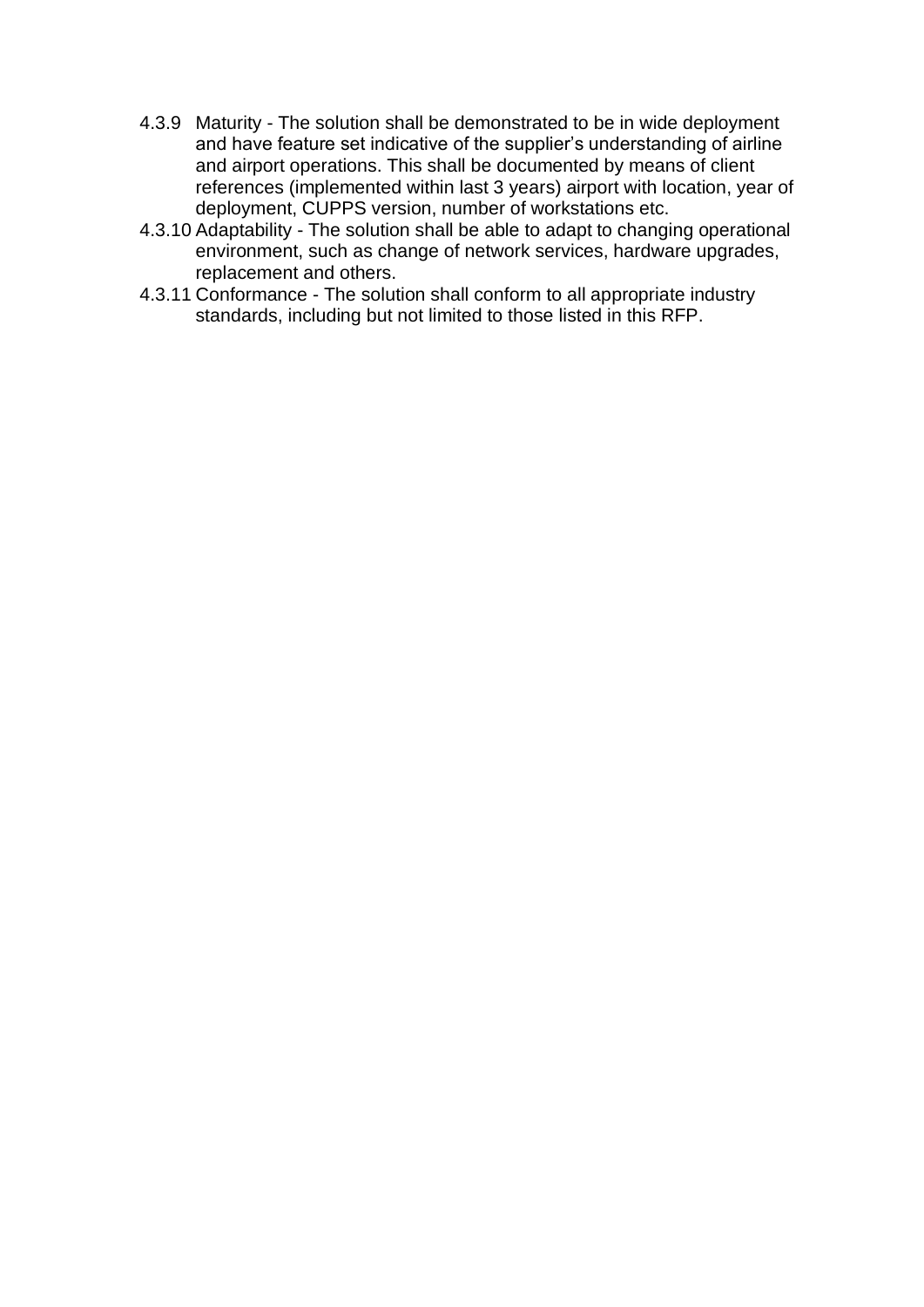4.3.9 Maturity - The solution shall be demonstrated to be in wide deployment and have feature set indicative of the supplier's understanding of airline and airport operations. This shall be documented by means of client references (implemented within last 3 years) airport with location, year of deployment, CUPPS version, number of workstations etc.

4.3.10 Adaptability - The solution shall be able to adapt to changing operational environment, such as change of network services, hardware upgrades, replacement and others.

4.3.11 Conformance - The solution shall conform to all appropriate industry standards, including but not limited to those listed in this RFP.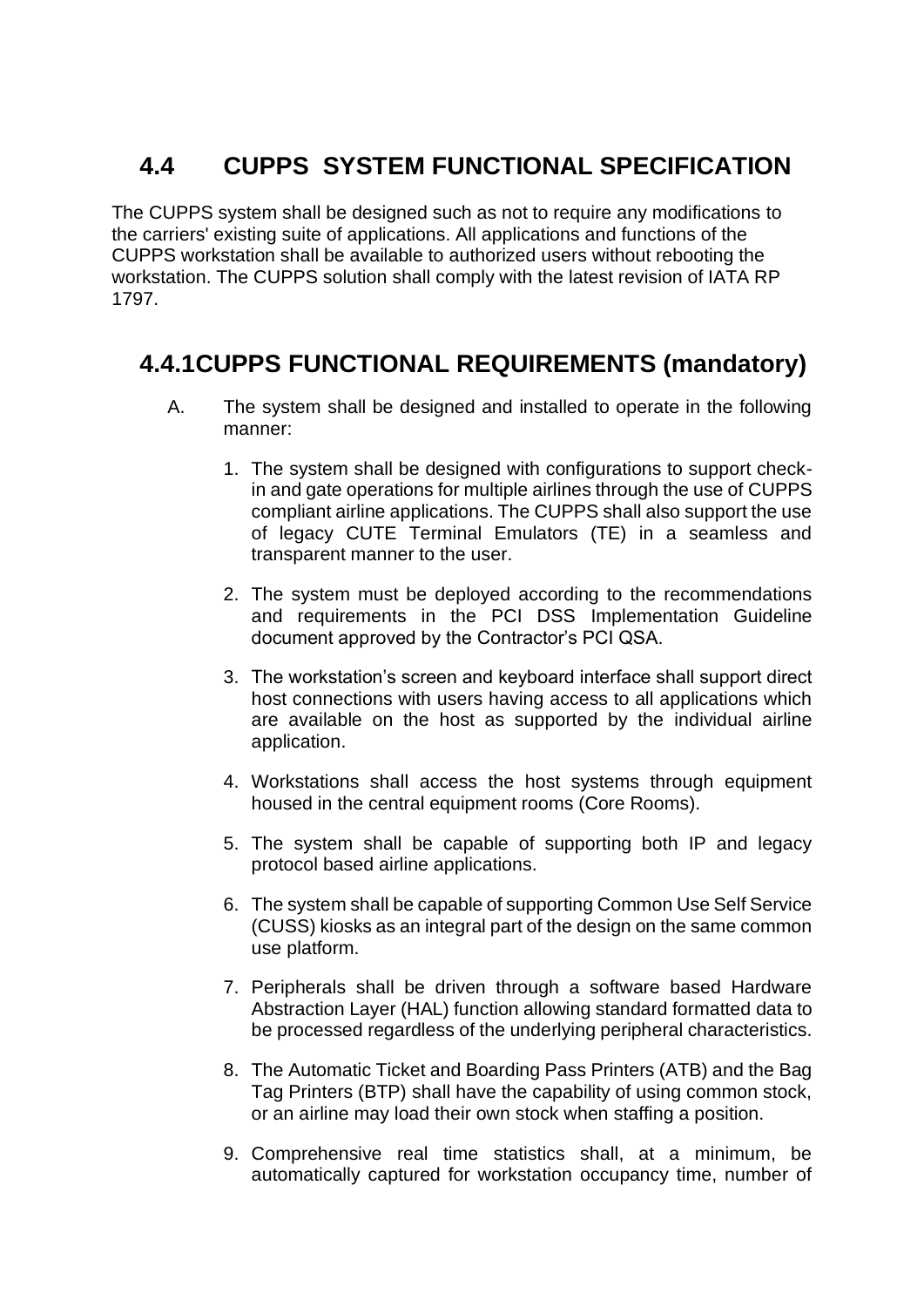## 4.4 CUPPS SYSTEM FUNCTIONAL SPECIFICATION

The CUPPS system shall be designed such as not to require any modifications to the carriers' existing suite of applications. All applications and functions of the CUPPS workstation shall be available to authorized users without rebooting the workstation. The CUPPS solution shall comply with the latest revision of IATA RP 1797.

### 4.4.1CUPPS FUNCTIONAL REQUIREMENTS (mandatory)

A. The system shall be designed and installed to operate in the following manner:

1. The system shall be designed with configurations to support check-in and gate operations for multiple airlines through the use of CUPPS compliant airline applications. The CUPPS shall also support the use of legacy CUTE Terminal Emulators (TE) in a seamless and transparent manner to the user.

2. The system must be deployed according to the recommendations and requirements in the PCI DSS Implementation Guideline document approved by the Contractor's PCI QSA.

3. The workstation's screen and keyboard interface shall support direct host connections with users having access to all applications which are available on the host as supported by the individual airline application.

4. Workstations shall access the host systems through equipment housed in the central equipment rooms (Core Rooms).

5. The system shall be capable of supporting both IP and legacy protocol based airline applications.

6. The system shall be capable of supporting Common Use Self Service (CUSS) kiosks as an integral part of the design on the same common use platform.

7. Peripherals shall be driven through a software based Hardware Abstraction Layer (HAL) function allowing standard formatted data to be processed regardless of the underlying peripheral characteristics.

8. The Automatic Ticket and Boarding Pass Printers (ATB) and the Bag Tag Printers (BTP) shall have the capability of using common stock, or an airline may load their own stock when staffing a position.

9. Comprehensive real time statistics shall, at a minimum, be automatically captured for workstation occupancy time, number of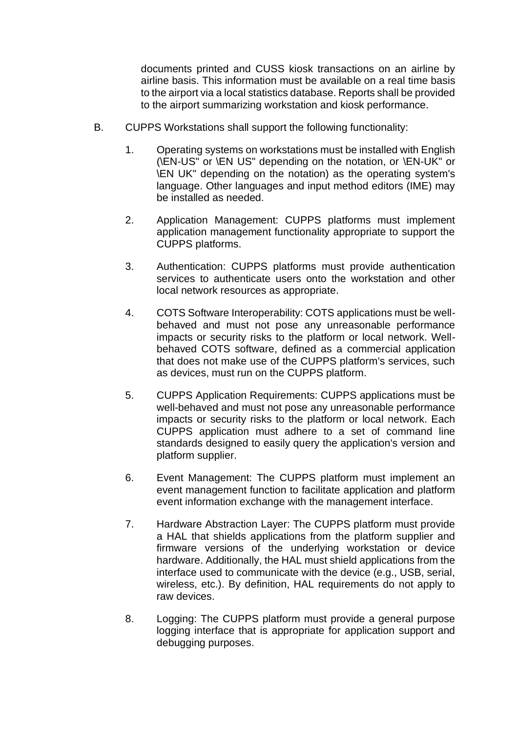documents printed and CUSS kiosk transactions on an airline by airline basis. This information must be available on a real time basis to the airport via a local statistics database. Reports shall be provided to the airport summarizing workstation and kiosk performance.

B. CUPPS Workstations shall support the following functionality:

1. Operating systems on workstations must be installed with English (\EN-US" or \EN US" depending on the notation, or \EN-UK" or \EN UK" depending on the notation) as the operating system's language. Other languages and input method editors (IME) may be installed as needed.

2. Application Management: CUPPS platforms must implement application management functionality appropriate to support the CUPPS platforms.

3. Authentication: CUPPS platforms must provide authentication services to authenticate users onto the workstation and other local network resources as appropriate.

4. COTS Software Interoperability: COTS applications must be well-behaved and must not pose any unreasonable performance impacts or security risks to the platform or local network. Well-behaved COTS software, defined as a commercial application that does not make use of the CUPPS platform's services, such as devices, must run on the CUPPS platform.

5. CUPPS Application Requirements: CUPPS applications must be well-behaved and must not pose any unreasonable performance impacts or security risks to the platform or local network. Each CUPPS application must adhere to a set of command line standards designed to easily query the application's version and platform supplier.

6. Event Management: The CUPPS platform must implement an event management function to facilitate application and platform event information exchange with the management interface.

7. Hardware Abstraction Layer: The CUPPS platform must provide a HAL that shields applications from the platform supplier and firmware versions of the underlying workstation or device hardware. Additionally, the HAL must shield applications from the interface used to communicate with the device (e.g., USB, serial, wireless, etc.). By definition, HAL requirements do not apply to raw devices.

8. Logging: The CUPPS platform must provide a general purpose logging interface that is appropriate for application support and debugging purposes.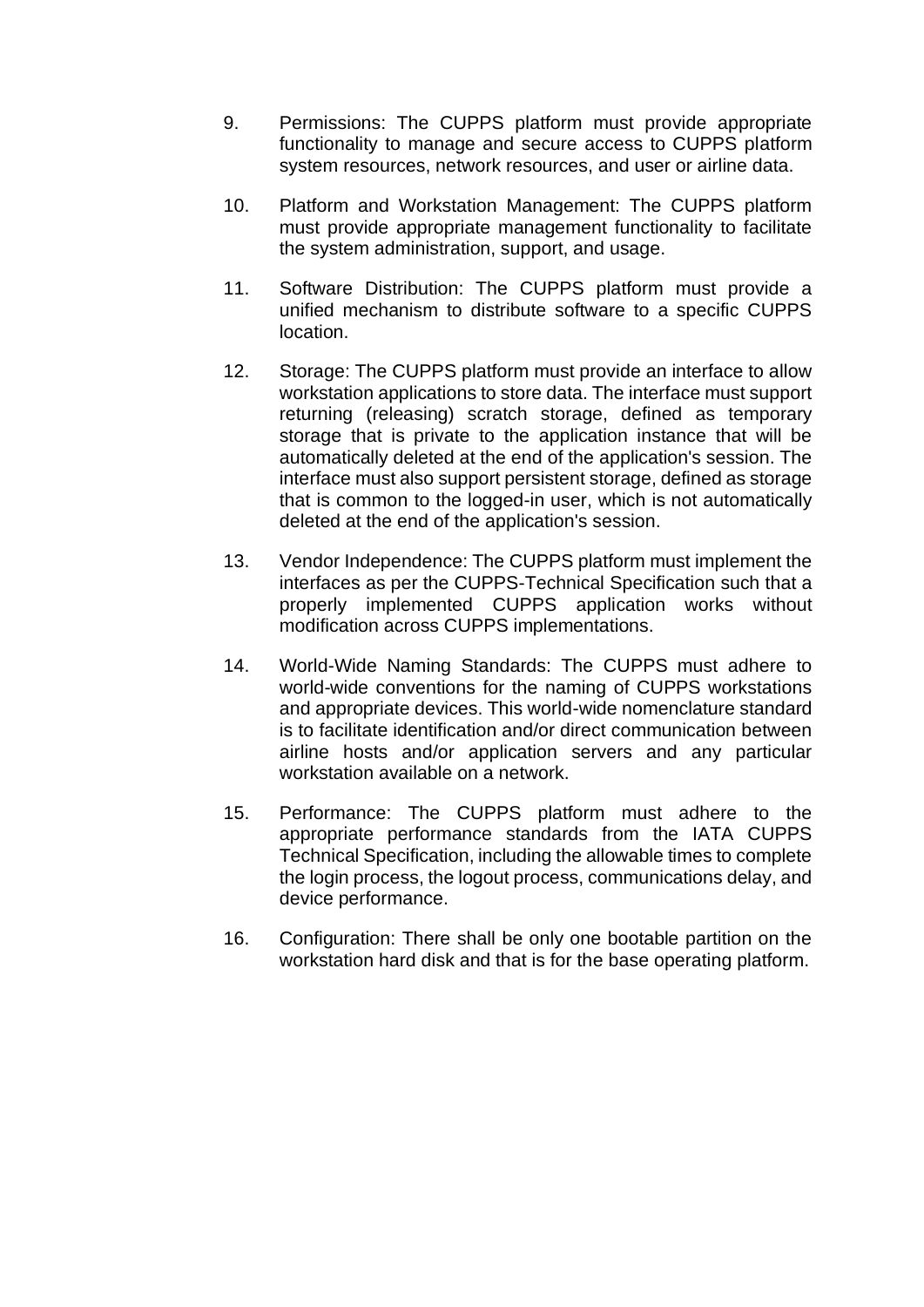9. Permissions: The CUPPS platform must provide appropriate functionality to manage and secure access to CUPPS platform system resources, network resources, and user or airline data.

10. Platform and Workstation Management: The CUPPS platform must provide appropriate management functionality to facilitate the system administration, support, and usage.

11. Software Distribution: The CUPPS platform must provide a unified mechanism to distribute software to a specific CUPPS location.

12. Storage: The CUPPS platform must provide an interface to allow workstation applications to store data. The interface must support returning (releasing) scratch storage, defined as temporary storage that is private to the application instance that will be automatically deleted at the end of the application's session. The interface must also support persistent storage, defined as storage that is common to the logged-in user, which is not automatically deleted at the end of the application's session.

13. Vendor Independence: The CUPPS platform must implement the interfaces as per the CUPPS-Technical Specification such that a properly implemented CUPPS application works without modification across CUPPS implementations.

14. World-Wide Naming Standards: The CUPPS must adhere to world-wide conventions for the naming of CUPPS workstations and appropriate devices. This world-wide nomenclature standard is to facilitate identification and/or direct communication between airline hosts and/or application servers and any particular workstation available on a network.

15. Performance: The CUPPS platform must adhere to the appropriate performance standards from the IATA CUPPS Technical Specification, including the allowable times to complete the login process, the logout process, communications delay, and device performance.

16. Configuration: There shall be only one bootable partition on the workstation hard disk and that is for the base operating platform.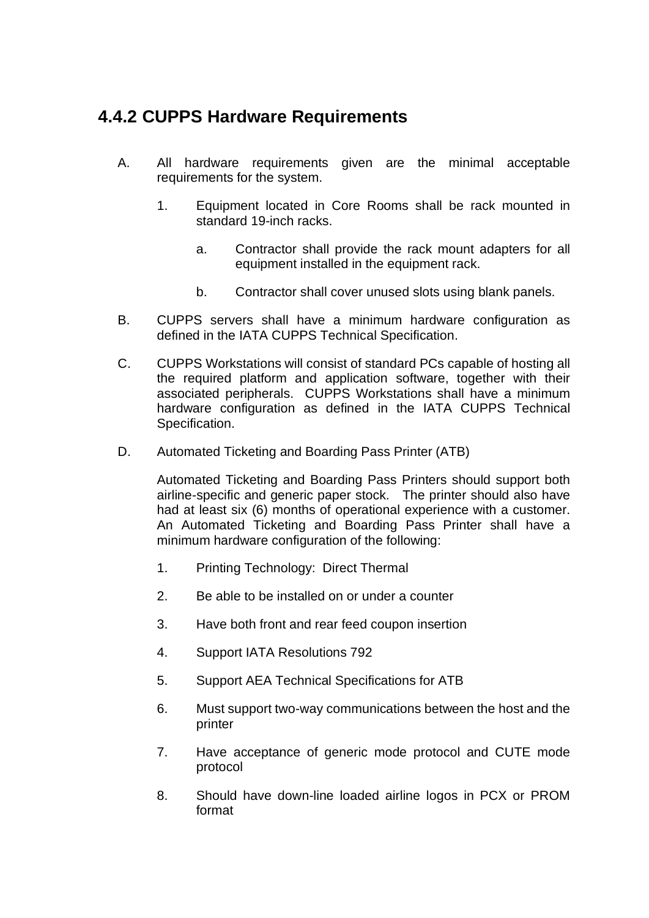## 4.4.2 CUPPS Hardware Requirements

A. All hardware requirements given are the minimal acceptable requirements for the system.

   1. Equipment located in Core Rooms shall be rack mounted in standard 19-inch racks.

      a. Contractor shall provide the rack mount adapters for all equipment installed in the equipment rack.

      b. Contractor shall cover unused slots using blank panels.

B. CUPPS servers shall have a minimum hardware configuration as defined in the IATA CUPPS Technical Specification.

C. CUPPS Workstations will consist of standard PCs capable of hosting all the required platform and application software, together with their associated peripherals. CUPPS Workstations shall have a minimum hardware configuration as defined in the IATA CUPPS Technical Specification.

D. Automated Ticketing and Boarding Pass Printer (ATB)

   Automated Ticketing and Boarding Pass Printers should support both airline-specific and generic paper stock. The printer should also have had at least six (6) months of operational experience with a customer. An Automated Ticketing and Boarding Pass Printer shall have a minimum hardware configuration of the following:

   1. Printing Technology: Direct Thermal

   2. Be able to be installed on or under a counter

   3. Have both front and rear feed coupon insertion

   4. Support IATA Resolutions 792

   5. Support AEA Technical Specifications for ATB

   6. Must support two-way communications between the host and the printer

   7. Have acceptance of generic mode protocol and CUTE mode protocol

   8. Should have down-line loaded airline logos in PCX or PROM format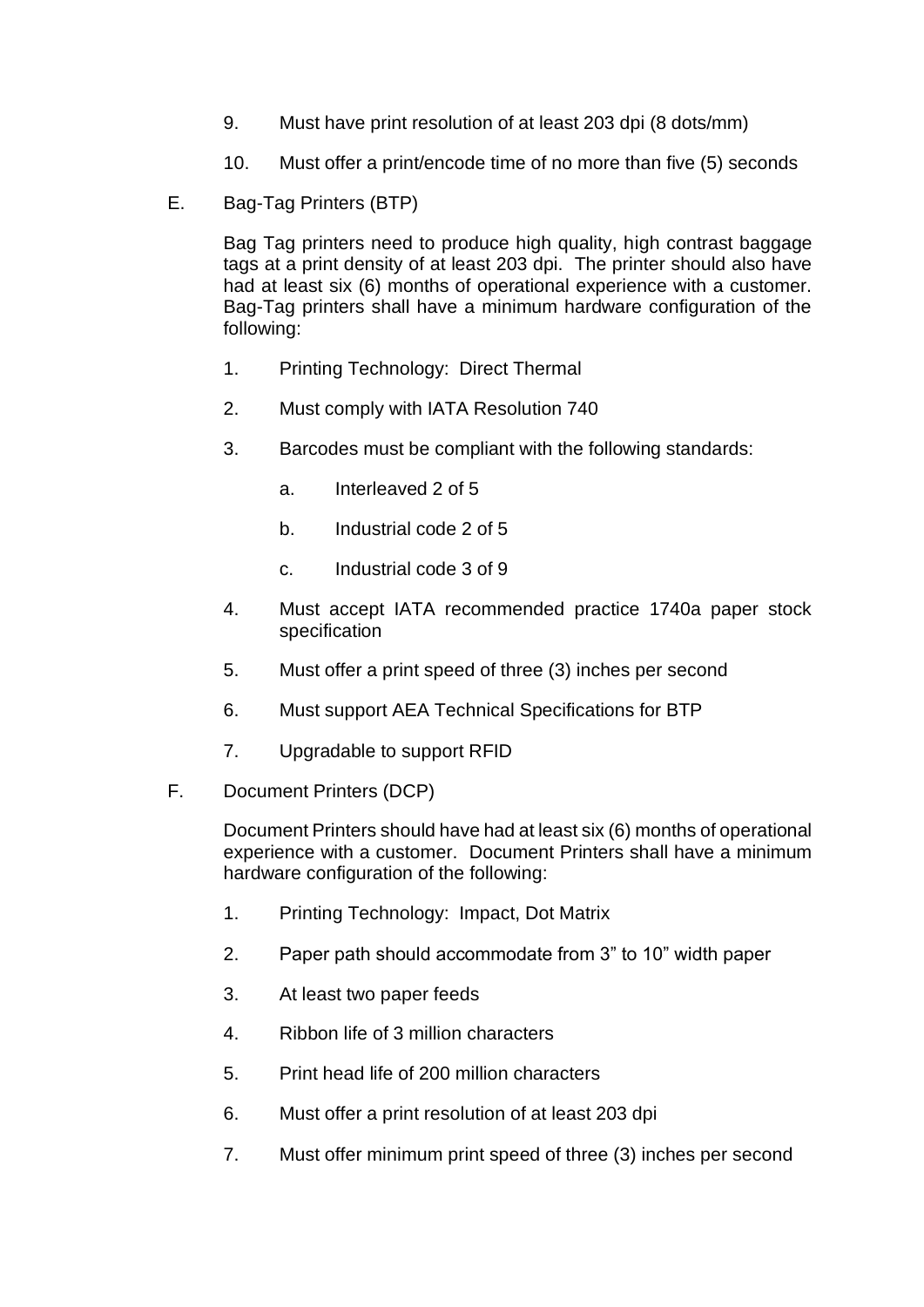9. Must have print resolution of at least 203 dpi (8 dots/mm)

10. Must offer a print/encode time of no more than five (5) seconds

E. Bag-Tag Printers (BTP)

Bag Tag printers need to produce high quality, high contrast baggage tags at a print density of at least 203 dpi. The printer should also have had at least six (6) months of operational experience with a customer. Bag-Tag printers shall have a minimum hardware configuration of the following:

1. Printing Technology: Direct Thermal

2. Must comply with IATA Resolution 740

3. Barcodes must be compliant with the following standards:

    a. Interleaved 2 of 5

    b. Industrial code 2 of 5

    c. Industrial code 3 of 9

4. Must accept IATA recommended practice 1740a paper stock specification

5. Must offer a print speed of three (3) inches per second

6. Must support AEA Technical Specifications for BTP

7. Upgradable to support RFID

F. Document Printers (DCP)

Document Printers should have had at least six (6) months of operational experience with a customer. Document Printers shall have a minimum hardware configuration of the following:

1. Printing Technology: Impact, Dot Matrix

2. Paper path should accommodate from 3" to 10" width paper

3. At least two paper feeds

4. Ribbon life of 3 million characters

5. Print head life of 200 million characters

6. Must offer a print resolution of at least 203 dpi

7. Must offer minimum print speed of three (3) inches per second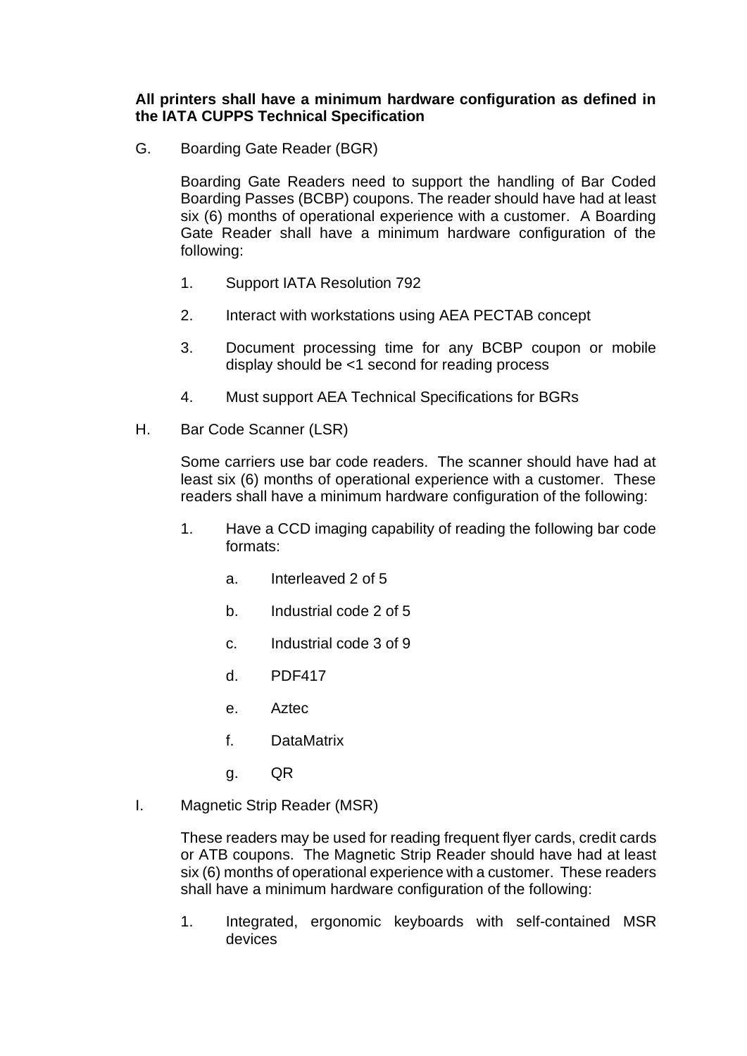**All printers shall have a minimum hardware configuration as defined in the IATA CUPPS Technical Specification**

G. Boarding Gate Reader (BGR)

Boarding Gate Readers need to support the handling of Bar Coded Boarding Passes (BCBP) coupons. The reader should have had at least six (6) months of operational experience with a customer. A Boarding Gate Reader shall have a minimum hardware configuration of the following:

1. Support IATA Resolution 792
2. Interact with workstations using AEA PECTAB concept
3. Document processing time for any BCBP coupon or mobile display should be <1 second for reading process
4. Must support AEA Technical Specifications for BGRs

H. Bar Code Scanner (LSR)

Some carriers use bar code readers. The scanner should have had at least six (6) months of operational experience with a customer. These readers shall have a minimum hardware configuration of the following:

1. Have a CCD imaging capability of reading the following bar code formats:
   a. Interleaved 2 of 5
   b. Industrial code 2 of 5
   c. Industrial code 3 of 9
   d. PDF417
   e. Aztec
   f. DataMatrix
   g. QR

I. Magnetic Strip Reader (MSR)

These readers may be used for reading frequent flyer cards, credit cards or ATB coupons. The Magnetic Strip Reader should have had at least six (6) months of operational experience with a customer. These readers shall have a minimum hardware configuration of the following:

1. Integrated, ergonomic keyboards with self-contained MSR devices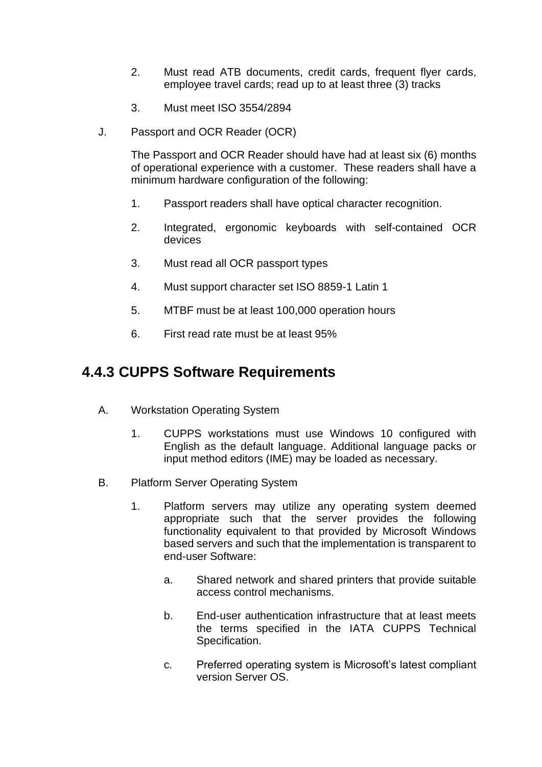2. Must read ATB documents, credit cards, frequent flyer cards, employee travel cards; read up to at least three (3) tracks

3. Must meet ISO 3554/2894

J. Passport and OCR Reader (OCR)

The Passport and OCR Reader should have had at least six (6) months of operational experience with a customer. These readers shall have a minimum hardware configuration of the following:

1. Passport readers shall have optical character recognition.

2. Integrated, ergonomic keyboards with self-contained OCR devices

3. Must read all OCR passport types

4. Must support character set ISO 8859-1 Latin 1

5. MTBF must be at least 100,000 operation hours

6. First read rate must be at least 95%

## 4.4.3 CUPPS Software Requirements

A. Workstation Operating System

1. CUPPS workstations must use Windows 10 configured with English as the default language. Additional language packs or input method editors (IME) may be loaded as necessary.

B. Platform Server Operating System

1. Platform servers may utilize any operating system deemed appropriate such that the server provides the following functionality equivalent to that provided by Microsoft Windows based servers and such that the implementation is transparent to end-user Software:

   a. Shared network and shared printers that provide suitable access control mechanisms.

   b. End-user authentication infrastructure that at least meets the terms specified in the IATA CUPPS Technical Specification.

   c. Preferred operating system is Microsoft's latest compliant version Server OS.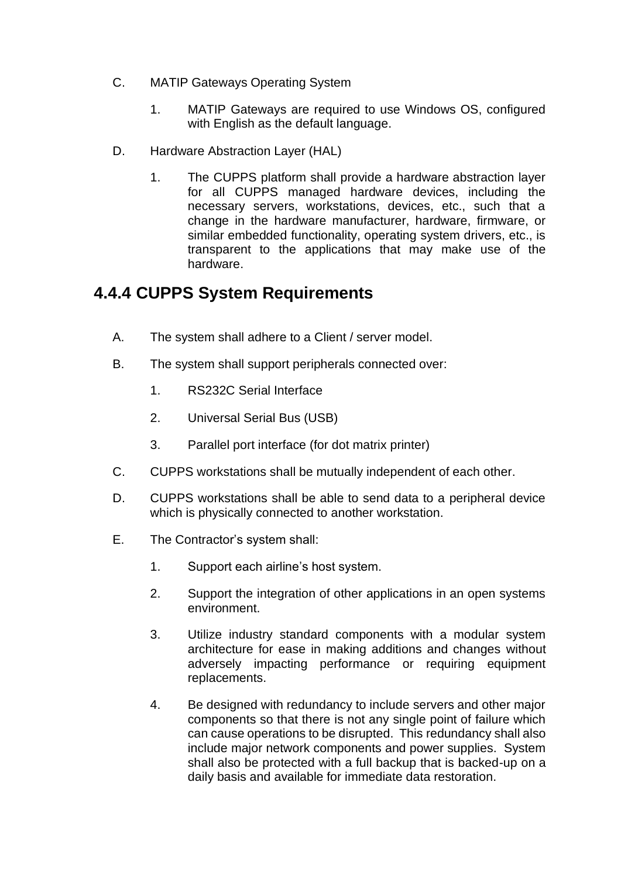C. MATIP Gateways Operating System

1. MATIP Gateways are required to use Windows OS, configured with English as the default language.

D. Hardware Abstraction Layer (HAL)

1. The CUPPS platform shall provide a hardware abstraction layer for all CUPPS managed hardware devices, including the necessary servers, workstations, devices, etc., such that a change in the hardware manufacturer, hardware, firmware, or similar embedded functionality, operating system drivers, etc., is transparent to the applications that may make use of the hardware.

## 4.4.4 CUPPS System Requirements

A. The system shall adhere to a Client / server model.

B. The system shall support peripherals connected over:

1. RS232C Serial Interface
2. Universal Serial Bus (USB)
3. Parallel port interface (for dot matrix printer)

C. CUPPS workstations shall be mutually independent of each other.

D. CUPPS workstations shall be able to send data to a peripheral device which is physically connected to another workstation.

E. The Contractor's system shall:

1. Support each airline's host system.
2. Support the integration of other applications in an open systems environment.
3. Utilize industry standard components with a modular system architecture for ease in making additions and changes without adversely impacting performance or requiring equipment replacements.
4. Be designed with redundancy to include servers and other major components so that there is not any single point of failure which can cause operations to be disrupted. This redundancy shall also include major network components and power supplies. System shall also be protected with a full backup that is backed-up on a daily basis and available for immediate data restoration.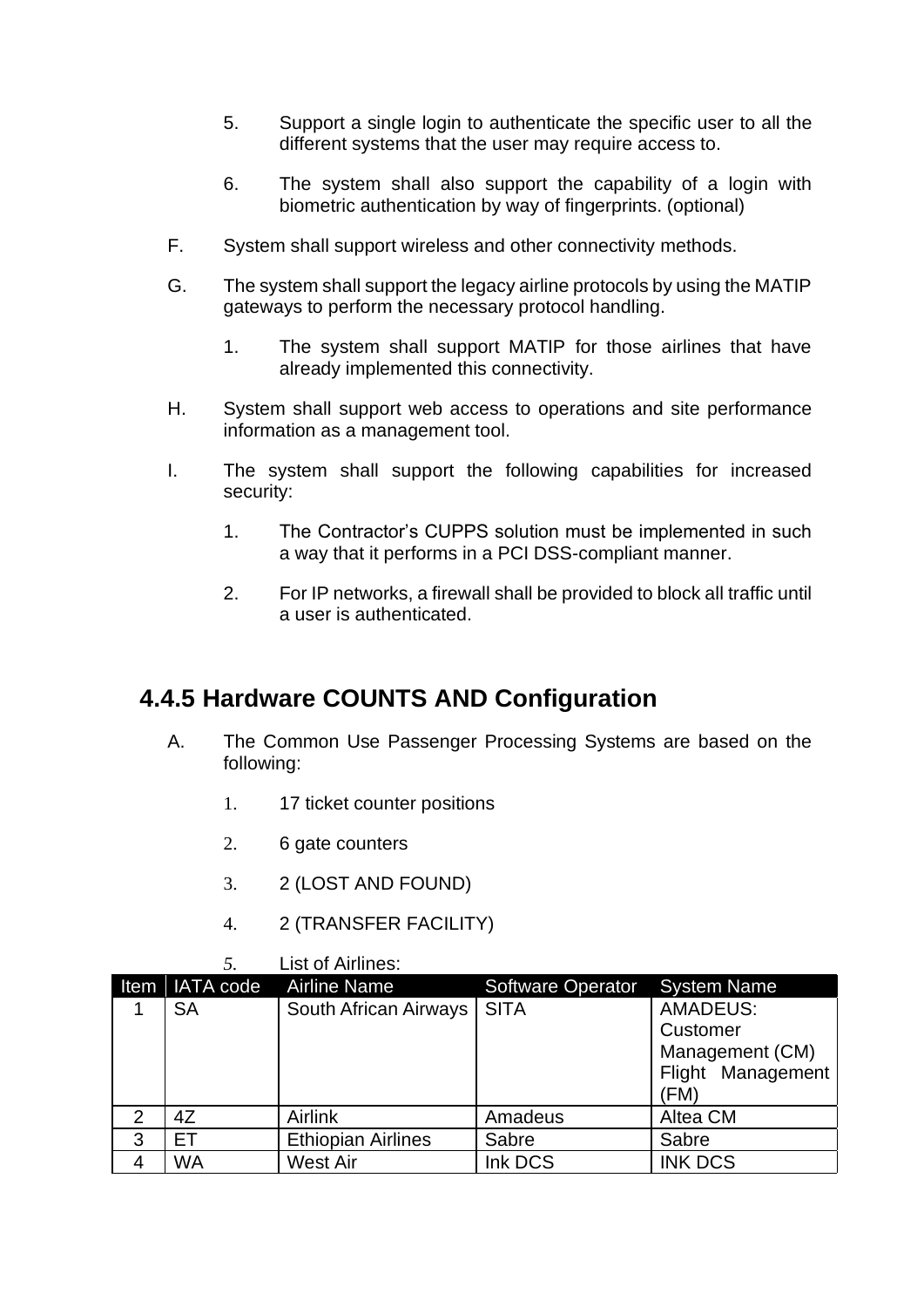5. Support a single login to authenticate the specific user to all the different systems that the user may require access to.

6. The system shall also support the capability of a login with biometric authentication by way of fingerprints. (optional)

F. System shall support wireless and other connectivity methods.

G. The system shall support the legacy airline protocols by using the MATIP gateways to perform the necessary protocol handling.

1. The system shall support MATIP for those airlines that have already implemented this connectivity.

H. System shall support web access to operations and site performance information as a management tool.

I. The system shall support the following capabilities for increased security:

1. The Contractor's CUPPS solution must be implemented in such a way that it performs in a PCI DSS-compliant manner.

2. For IP networks, a firewall shall be provided to block all traffic until a user is authenticated.

### 4.4.5 Hardware COUNTS AND Configuration

A. The Common Use Passenger Processing Systems are based on the following:

1. 17 ticket counter positions

2. 6 gate counters

3. 2 (LOST AND FOUND)

4. 2 (TRANSFER FACILITY)

5. List of Airlines:

| Item | IATA code | Airline Name | Software Operator | System Name |
|---|---|---|---|---|
| 1 | SA | South African Airways | SITA | AMADEUS: Customer Management (CM) Flight Management (FM) |
| 2 | 4Z | Airlink | Amadeus | Altea CM |
| 3 | ET | Ethiopian Airlines | Sabre | Sabre |
| 4 | WA | West Air | Ink DCS | INK DCS |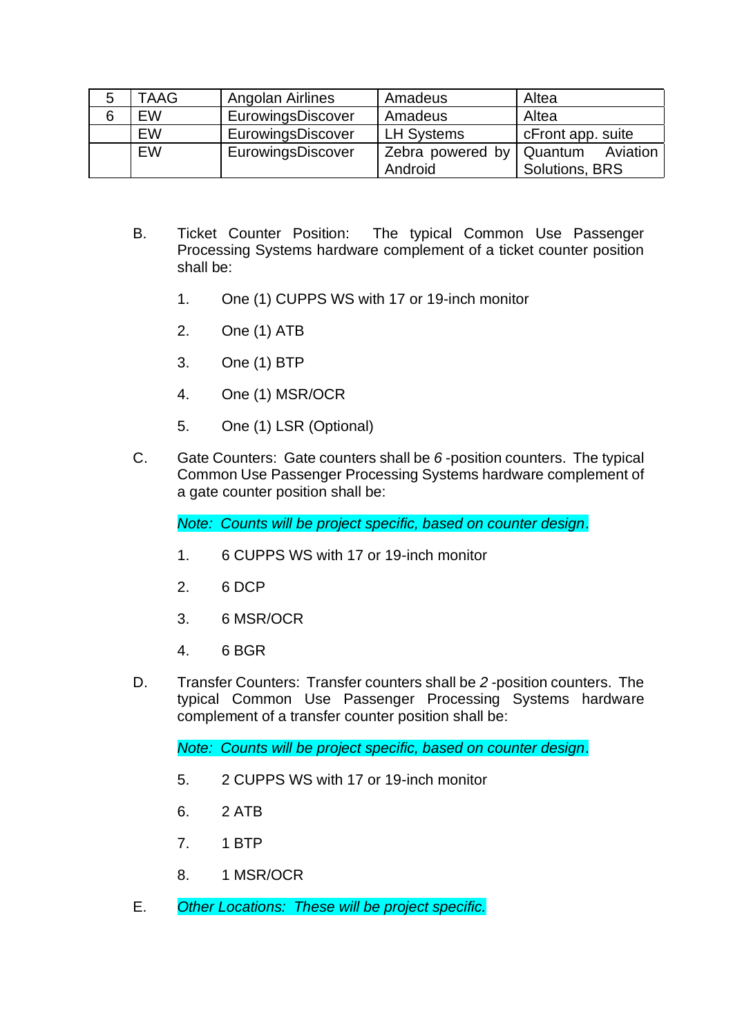| 5 | TAAG | Angolan Airlines | Amadeus | Altea |
|---|---|---|---|---|
| 6 | EW | EurowingsDiscover | Amadeus | Altea |
| | EW | EurowingsDiscover | LH Systems | cFront app. suite |
| | EW | EurowingsDiscover | Zebra powered by Android | Quantum Aviation Solutions, BRS |

B. Ticket Counter Position: The typical Common Use Passenger Processing Systems hardware complement of a ticket counter position shall be:

1. One (1) CUPPS WS with 17 or 19-inch monitor
2. One (1) ATB
3. One (1) BTP
4. One (1) MSR/OCR
5. One (1) LSR (Optional)

C. Gate Counters: Gate counters shall be *6* -position counters. The typical Common Use Passenger Processing Systems hardware complement of a gate counter position shall be:

*Note: Counts will be project specific, based on counter design.*

1. 6 CUPPS WS with 17 or 19-inch monitor
2. 6 DCP
3. 6 MSR/OCR
4. 6 BGR

D. Transfer Counters: Transfer counters shall be *2* -position counters. The typical Common Use Passenger Processing Systems hardware complement of a transfer counter position shall be:

*Note: Counts will be project specific, based on counter design.*

5. 2 CUPPS WS with 17 or 19-inch monitor
6. 2 ATB
7. 1 BTP
8. 1 MSR/OCR

E. *Other Locations: These will be project specific.*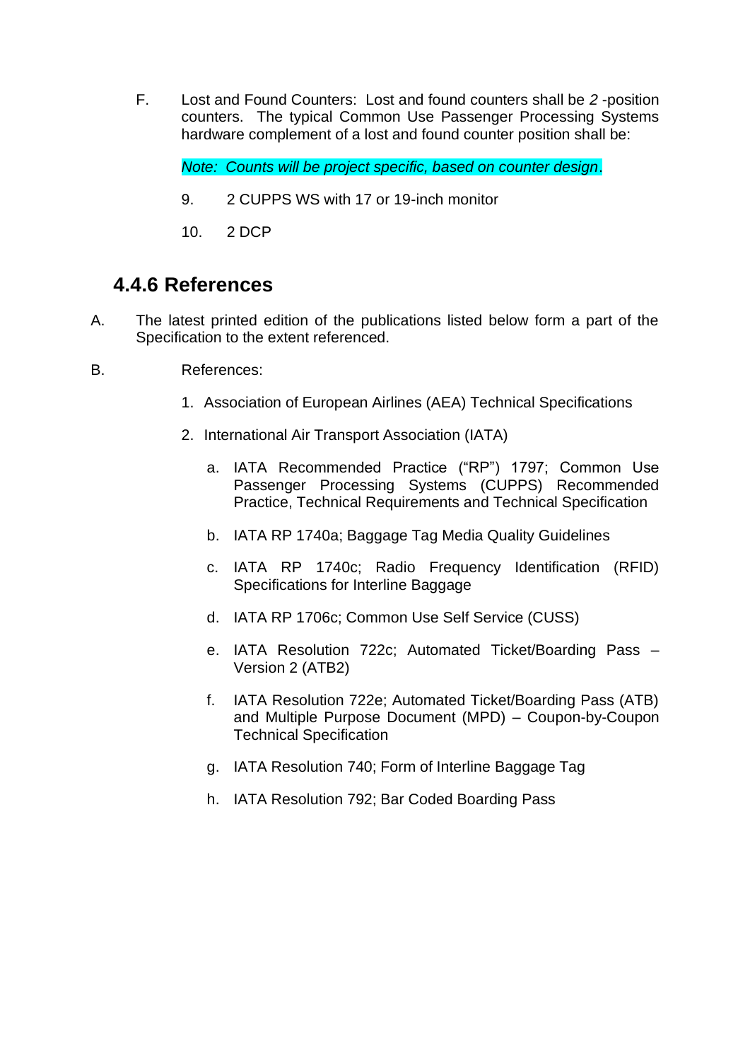F. Lost and Found Counters: Lost and found counters shall be *2* -position counters. The typical Common Use Passenger Processing Systems hardware complement of a lost and found counter position shall be:

*Note: Counts will be project specific, based on counter design*.

9. 2 CUPPS WS with 17 or 19-inch monitor

10. 2 DCP

### 4.4.6 References

A. The latest printed edition of the publications listed below form a part of the Specification to the extent referenced.

B. References:

1. Association of European Airlines (AEA) Technical Specifications
2. International Air Transport Association (IATA)
   a. IATA Recommended Practice ("RP") 1797; Common Use Passenger Processing Systems (CUPPS) Recommended Practice, Technical Requirements and Technical Specification
   b. IATA RP 1740a; Baggage Tag Media Quality Guidelines
   c. IATA RP 1740c; Radio Frequency Identification (RFID) Specifications for Interline Baggage
   d. IATA RP 1706c; Common Use Self Service (CUSS)
   e. IATA Resolution 722c; Automated Ticket/Boarding Pass – Version 2 (ATB2)
   f. IATA Resolution 722e; Automated Ticket/Boarding Pass (ATB) and Multiple Purpose Document (MPD) – Coupon-by-Coupon Technical Specification
   g. IATA Resolution 740; Form of Interline Baggage Tag
   h. IATA Resolution 792; Bar Coded Boarding Pass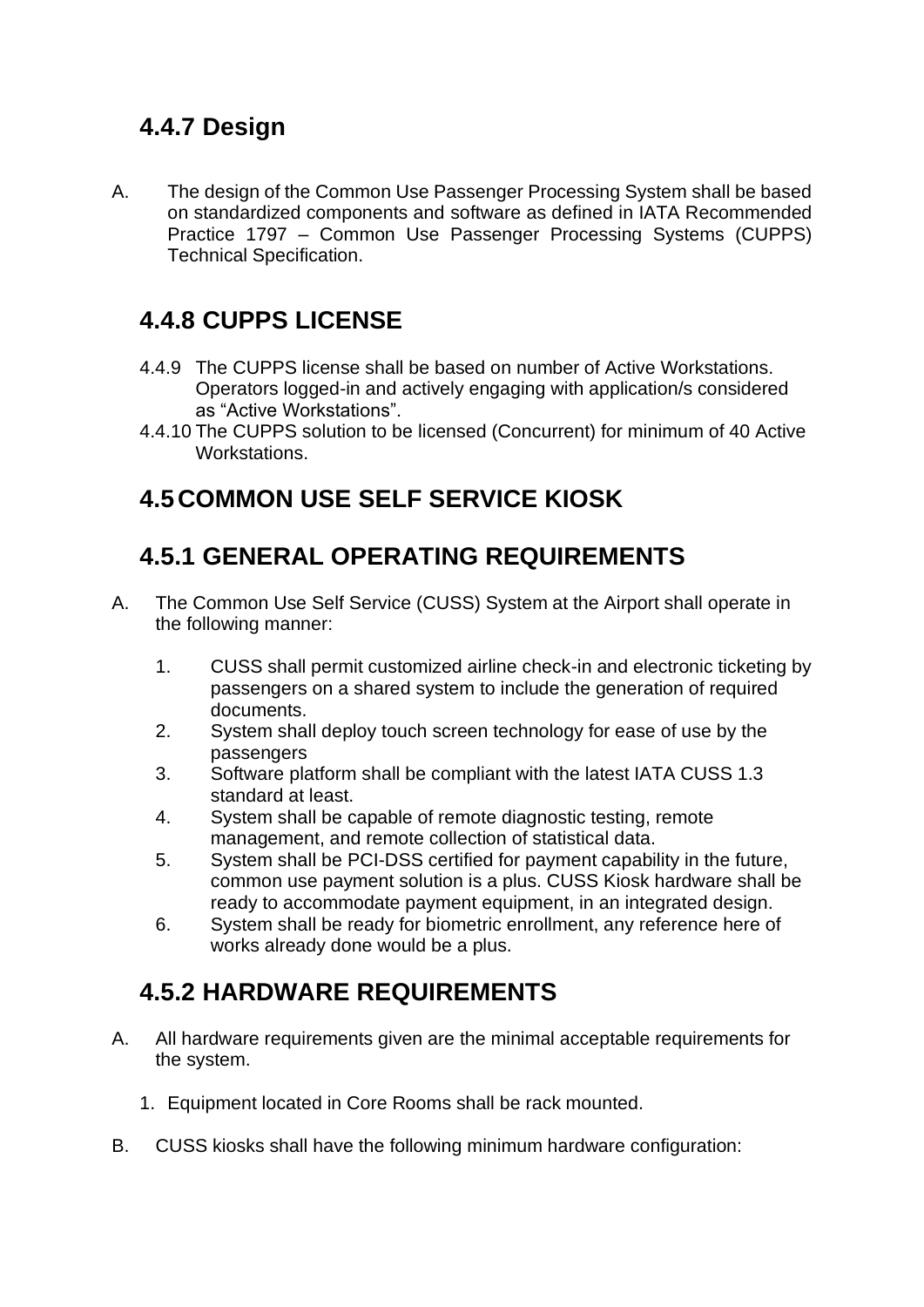### 4.4.7 Design

A. The design of the Common Use Passenger Processing System shall be based on standardized components and software as defined in IATA Recommended Practice 1797 – Common Use Passenger Processing Systems (CUPPS) Technical Specification.

### 4.4.8 CUPPS LICENSE

4.4.9 The CUPPS license shall be based on number of Active Workstations. Operators logged-in and actively engaging with application/s considered as “Active Workstations”.

4.4.10 The CUPPS solution to be licensed (Concurrent) for minimum of 40 Active Workstations.

## 4.5 COMMON USE SELF SERVICE KIOSK

### 4.5.1 GENERAL OPERATING REQUIREMENTS

A. The Common Use Self Service (CUSS) System at the Airport shall operate in the following manner:

1. CUSS shall permit customized airline check-in and electronic ticketing by passengers on a shared system to include the generation of required documents.
2. System shall deploy touch screen technology for ease of use by the passengers
3. Software platform shall be compliant with the latest IATA CUSS 1.3 standard at least.
4. System shall be capable of remote diagnostic testing, remote management, and remote collection of statistical data.
5. System shall be PCI-DSS certified for payment capability in the future, common use payment solution is a plus. CUSS Kiosk hardware shall be ready to accommodate payment equipment, in an integrated design.
6. System shall be ready for biometric enrollment, any reference here of works already done would be a plus.

### 4.5.2 HARDWARE REQUIREMENTS

A. All hardware requirements given are the minimal acceptable requirements for the system.

1. Equipment located in Core Rooms shall be rack mounted.

B. CUSS kiosks shall have the following minimum hardware configuration: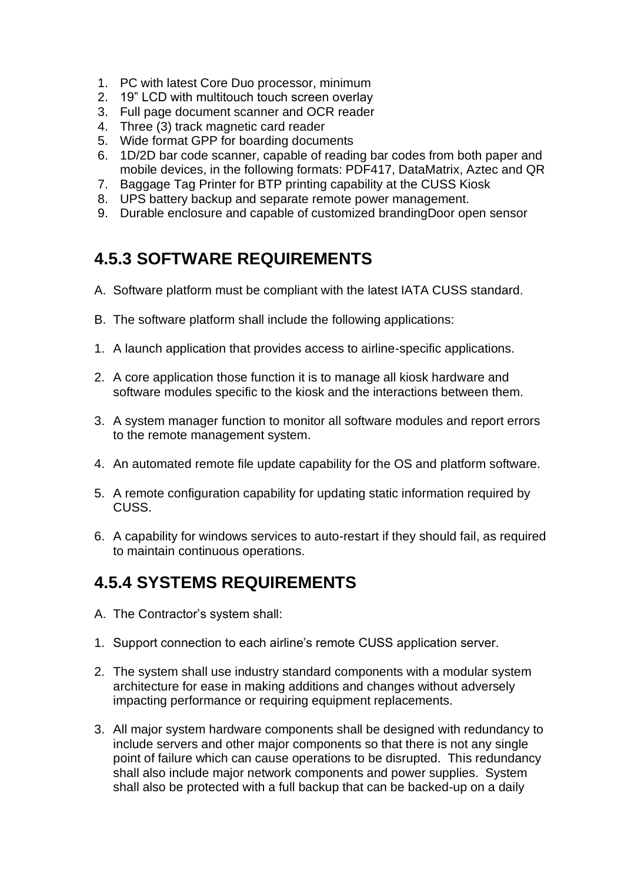1. PC with latest Core Duo processor, minimum
2. 19" LCD with multitouch touch screen overlay
3. Full page document scanner and OCR reader
4. Three (3) track magnetic card reader
5. Wide format GPP for boarding documents
6. 1D/2D bar code scanner, capable of reading bar codes from both paper and mobile devices, in the following formats: PDF417, DataMatrix, Aztec and QR
7. Baggage Tag Printer for BTP printing capability at the CUSS Kiosk
8. UPS battery backup and separate remote power management.
9. Durable enclosure and capable of customized brandingDoor open sensor

## 4.5.3 SOFTWARE REQUIREMENTS

A. Software platform must be compliant with the latest IATA CUSS standard.

B. The software platform shall include the following applications:

1. A launch application that provides access to airline-specific applications.

2. A core application those function it is to manage all kiosk hardware and software modules specific to the kiosk and the interactions between them.

3. A system manager function to monitor all software modules and report errors to the remote management system.

4. An automated remote file update capability for the OS and platform software.

5. A remote configuration capability for updating static information required by CUSS.

6. A capability for windows services to auto-restart if they should fail, as required to maintain continuous operations.

## 4.5.4 SYSTEMS REQUIREMENTS

A. The Contractor's system shall:

1. Support connection to each airline's remote CUSS application server.

2. The system shall use industry standard components with a modular system architecture for ease in making additions and changes without adversely impacting performance or requiring equipment replacements.

3. All major system hardware components shall be designed with redundancy to include servers and other major components so that there is not any single point of failure which can cause operations to be disrupted. This redundancy shall also include major network components and power supplies. System shall also be protected with a full backup that can be backed-up on a daily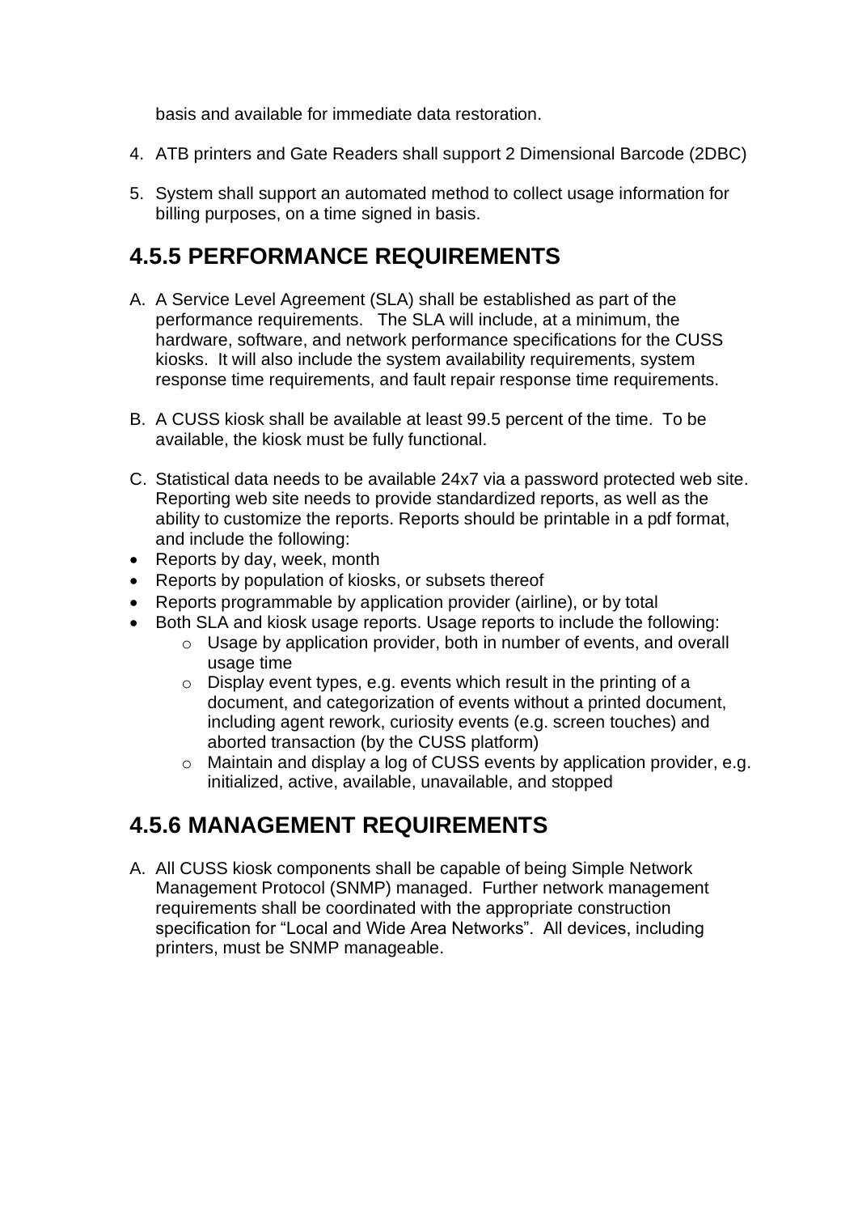basis and available for immediate data restoration.

4. ATB printers and Gate Readers shall support 2 Dimensional Barcode (2DBC)

5. System shall support an automated method to collect usage information for billing purposes, on a time signed in basis.

## 4.5.5 PERFORMANCE REQUIREMENTS

A. A Service Level Agreement (SLA) shall be established as part of the performance requirements. The SLA will include, at a minimum, the hardware, software, and network performance specifications for the CUSS kiosks. It will also include the system availability requirements, system response time requirements, and fault repair response time requirements.

B. A CUSS kiosk shall be available at least 99.5 percent of the time. To be available, the kiosk must be fully functional.

C. Statistical data needs to be available 24x7 via a password protected web site. Reporting web site needs to provide standardized reports, as well as the ability to customize the reports. Reports should be printable in a pdf format, and include the following:

- Reports by day, week, month
- Reports by population of kiosks, or subsets thereof
- Reports programmable by application provider (airline), or by total
- Both SLA and kiosk usage reports. Usage reports to include the following:
  - Usage by application provider, both in number of events, and overall usage time
  - Display event types, e.g. events which result in the printing of a document, and categorization of events without a printed document, including agent rework, curiosity events (e.g. screen touches) and aborted transaction (by the CUSS platform)
  - Maintain and display a log of CUSS events by application provider, e.g. initialized, active, available, unavailable, and stopped

## 4.5.6 MANAGEMENT REQUIREMENTS

A. All CUSS kiosk components shall be capable of being Simple Network Management Protocol (SNMP) managed. Further network management requirements shall be coordinated with the appropriate construction specification for "Local and Wide Area Networks". All devices, including printers, must be SNMP manageable.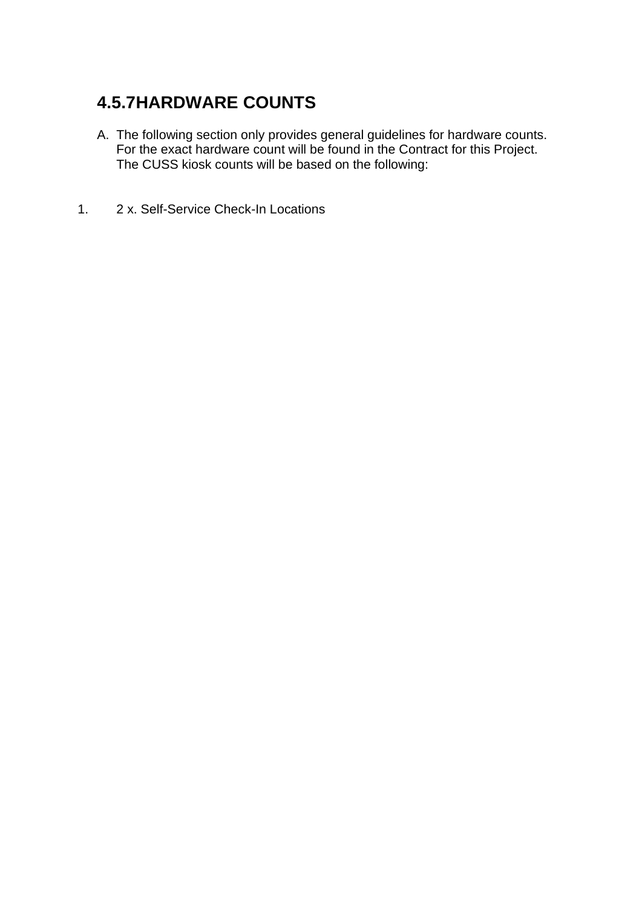### 4.5.7HARDWARE COUNTS

A. The following section only provides general guidelines for hardware counts. For the exact hardware count will be found in the Contract for this Project. The CUSS kiosk counts will be based on the following:

1. 2 x. Self-Service Check-In Locations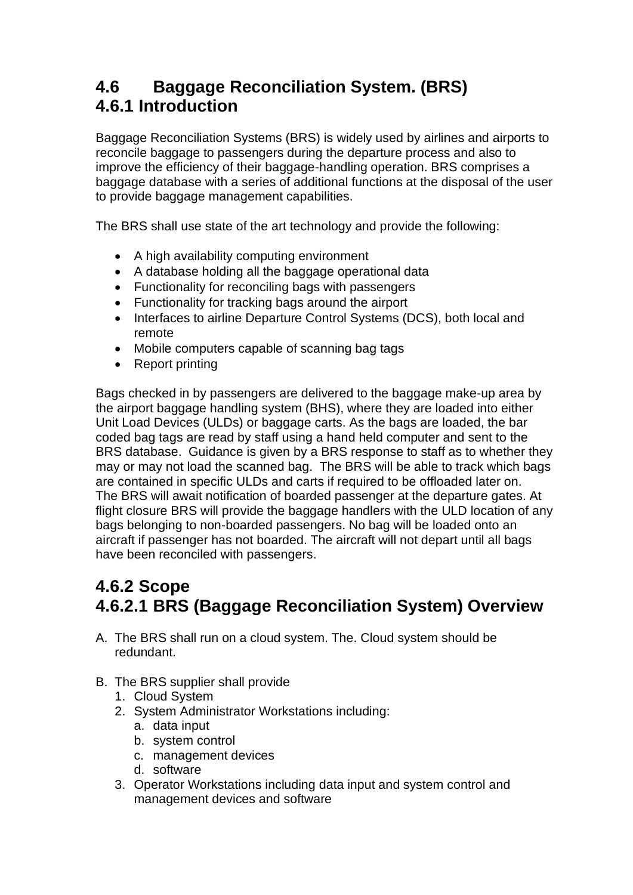## 4.6 Baggage Reconciliation System. (BRS)

### 4.6.1 Introduction

Baggage Reconciliation Systems (BRS) is widely used by airlines and airports to reconcile baggage to passengers during the departure process and also to improve the efficiency of their baggage-handling operation. BRS comprises a baggage database with a series of additional functions at the disposal of the user to provide baggage management capabilities.

The BRS shall use state of the art technology and provide the following:

- A high availability computing environment
- A database holding all the baggage operational data
- Functionality for reconciling bags with passengers
- Functionality for tracking bags around the airport
- Interfaces to airline Departure Control Systems (DCS), both local and remote
- Mobile computers capable of scanning bag tags
- Report printing

Bags checked in by passengers are delivered to the baggage make-up area by the airport baggage handling system (BHS), where they are loaded into either Unit Load Devices (ULDs) or baggage carts. As the bags are loaded, the bar coded bag tags are read by staff using a hand held computer and sent to the BRS database. Guidance is given by a BRS response to staff as to whether they may or may not load the scanned bag. The BRS will be able to track which bags are contained in specific ULDs and carts if required to be offloaded later on. The BRS will await notification of boarded passenger at the departure gates. At flight closure BRS will provide the baggage handlers with the ULD location of any bags belonging to non-boarded passengers. No bag will be loaded onto an aircraft if passenger has not boarded. The aircraft will not depart until all bags have been reconciled with passengers.

### 4.6.2 Scope

#### 4.6.2.1 BRS (Baggage Reconciliation System) Overview

A. The BRS shall run on a cloud system. The. Cloud system should be redundant.

B. The BRS supplier shall provide
   1. Cloud System
   2. System Administrator Workstations including:
      a. data input
      b. system control
      c. management devices
      d. software
   3. Operator Workstations including data input and system control and management devices and software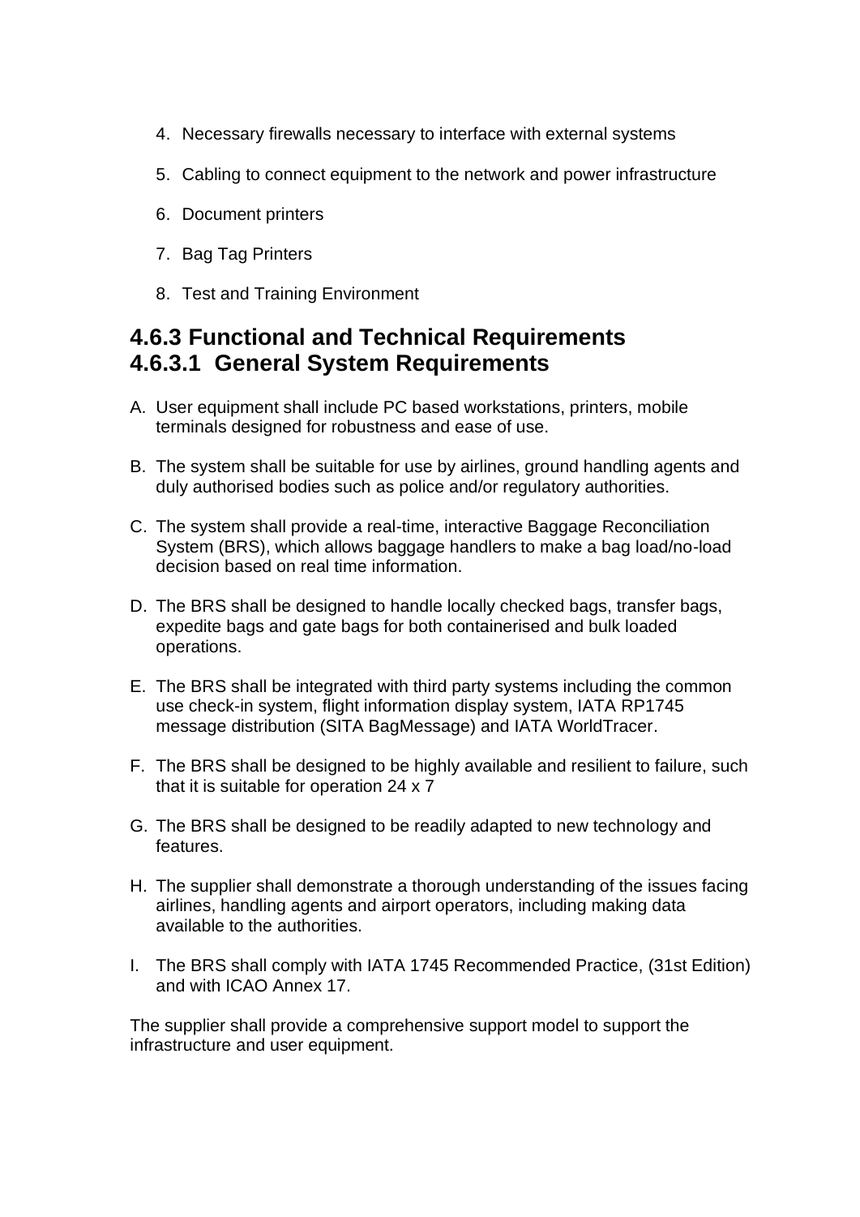4. Necessary firewalls necessary to interface with external systems
5. Cabling to connect equipment to the network and power infrastructure
6. Document printers
7. Bag Tag Printers
8. Test and Training Environment

## 4.6.3 Functional and Technical Requirements

### 4.6.3.1 General System Requirements

A. User equipment shall include PC based workstations, printers, mobile terminals designed for robustness and ease of use.

B. The system shall be suitable for use by airlines, ground handling agents and duly authorised bodies such as police and/or regulatory authorities.

C. The system shall provide a real-time, interactive Baggage Reconciliation System (BRS), which allows baggage handlers to make a bag load/no-load decision based on real time information.

D. The BRS shall be designed to handle locally checked bags, transfer bags, expedite bags and gate bags for both containerised and bulk loaded operations.

E. The BRS shall be integrated with third party systems including the common use check-in system, flight information display system, IATA RP1745 message distribution (SITA BagMessage) and IATA WorldTracer.

F. The BRS shall be designed to be highly available and resilient to failure, such that it is suitable for operation 24 x 7

G. The BRS shall be designed to be readily adapted to new technology and features.

H. The supplier shall demonstrate a thorough understanding of the issues facing airlines, handling agents and airport operators, including making data available to the authorities.

I. The BRS shall comply with IATA 1745 Recommended Practice, (31st Edition) and with ICAO Annex 17.

The supplier shall provide a comprehensive support model to support the infrastructure and user equipment.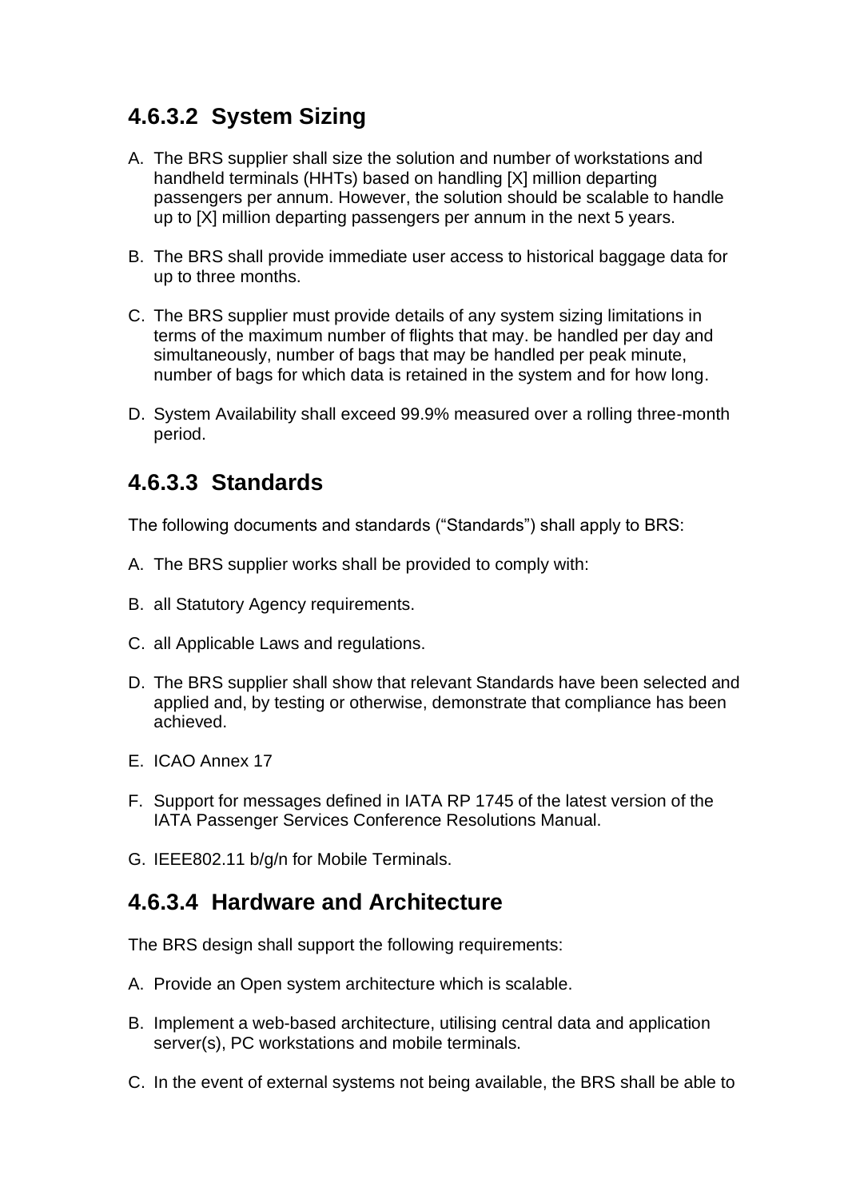### 4.6.3.2 System Sizing

A. The BRS supplier shall size the solution and number of workstations and handheld terminals (HHTs) based on handling [X] million departing passengers per annum. However, the solution should be scalable to handle up to [X] million departing passengers per annum in the next 5 years.

B. The BRS shall provide immediate user access to historical baggage data for up to three months.

C. The BRS supplier must provide details of any system sizing limitations in terms of the maximum number of flights that may. be handled per day and simultaneously, number of bags that may be handled per peak minute, number of bags for which data is retained in the system and for how long.

D. System Availability shall exceed 99.9% measured over a rolling three-month period.

### 4.6.3.3 Standards

The following documents and standards ("Standards") shall apply to BRS:

A. The BRS supplier works shall be provided to comply with:

B. all Statutory Agency requirements.

C. all Applicable Laws and regulations.

D. The BRS supplier shall show that relevant Standards have been selected and applied and, by testing or otherwise, demonstrate that compliance has been achieved.

E. ICAO Annex 17

F. Support for messages defined in IATA RP 1745 of the latest version of the IATA Passenger Services Conference Resolutions Manual.

G. IEEE802.11 b/g/n for Mobile Terminals.

### 4.6.3.4 Hardware and Architecture

The BRS design shall support the following requirements:

A. Provide an Open system architecture which is scalable.

B. Implement a web-based architecture, utilising central data and application server(s), PC workstations and mobile terminals.

C. In the event of external systems not being available, the BRS shall be able to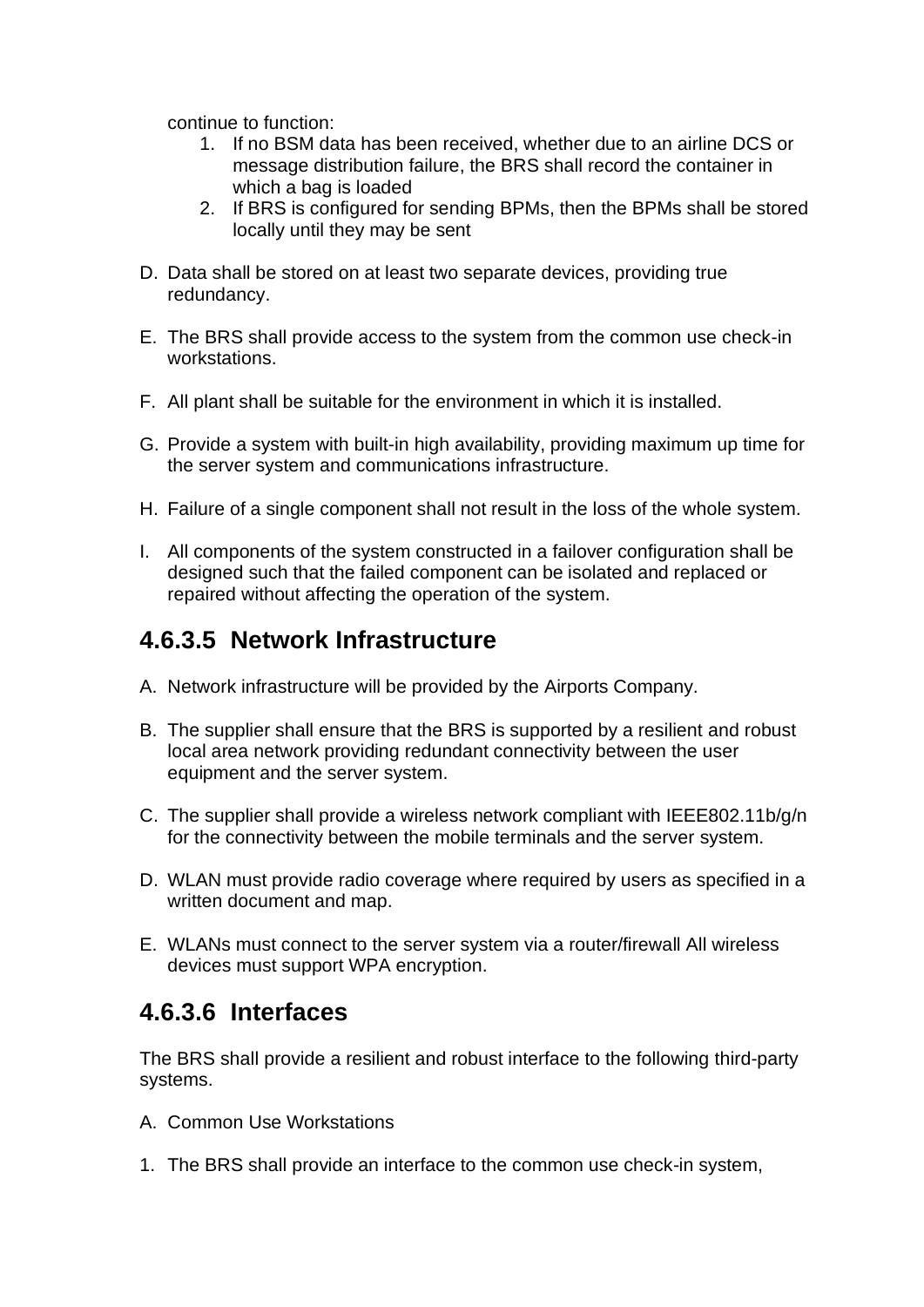continue to function:

1. If no BSM data has been received, whether due to an airline DCS or message distribution failure, the BRS shall record the container in which a bag is loaded
2. If BRS is configured for sending BPMs, then the BPMs shall be stored locally until they may be sent

D. Data shall be stored on at least two separate devices, providing true redundancy.

E. The BRS shall provide access to the system from the common use check-in workstations.

F. All plant shall be suitable for the environment in which it is installed.

G. Provide a system with built-in high availability, providing maximum up time for the server system and communications infrastructure.

H. Failure of a single component shall not result in the loss of the whole system.

I. All components of the system constructed in a failover configuration shall be designed such that the failed component can be isolated and replaced or repaired without affecting the operation of the system.

### 4.6.3.5 Network Infrastructure

A. Network infrastructure will be provided by the Airports Company.

B. The supplier shall ensure that the BRS is supported by a resilient and robust local area network providing redundant connectivity between the user equipment and the server system.

C. The supplier shall provide a wireless network compliant with IEEE802.11b/g/n for the connectivity between the mobile terminals and the server system.

D. WLAN must provide radio coverage where required by users as specified in a written document and map.

E. WLANs must connect to the server system via a router/firewall All wireless devices must support WPA encryption.

### 4.6.3.6 Interfaces

The BRS shall provide a resilient and robust interface to the following third-party systems.

A. Common Use Workstations

1. The BRS shall provide an interface to the common use check-in system,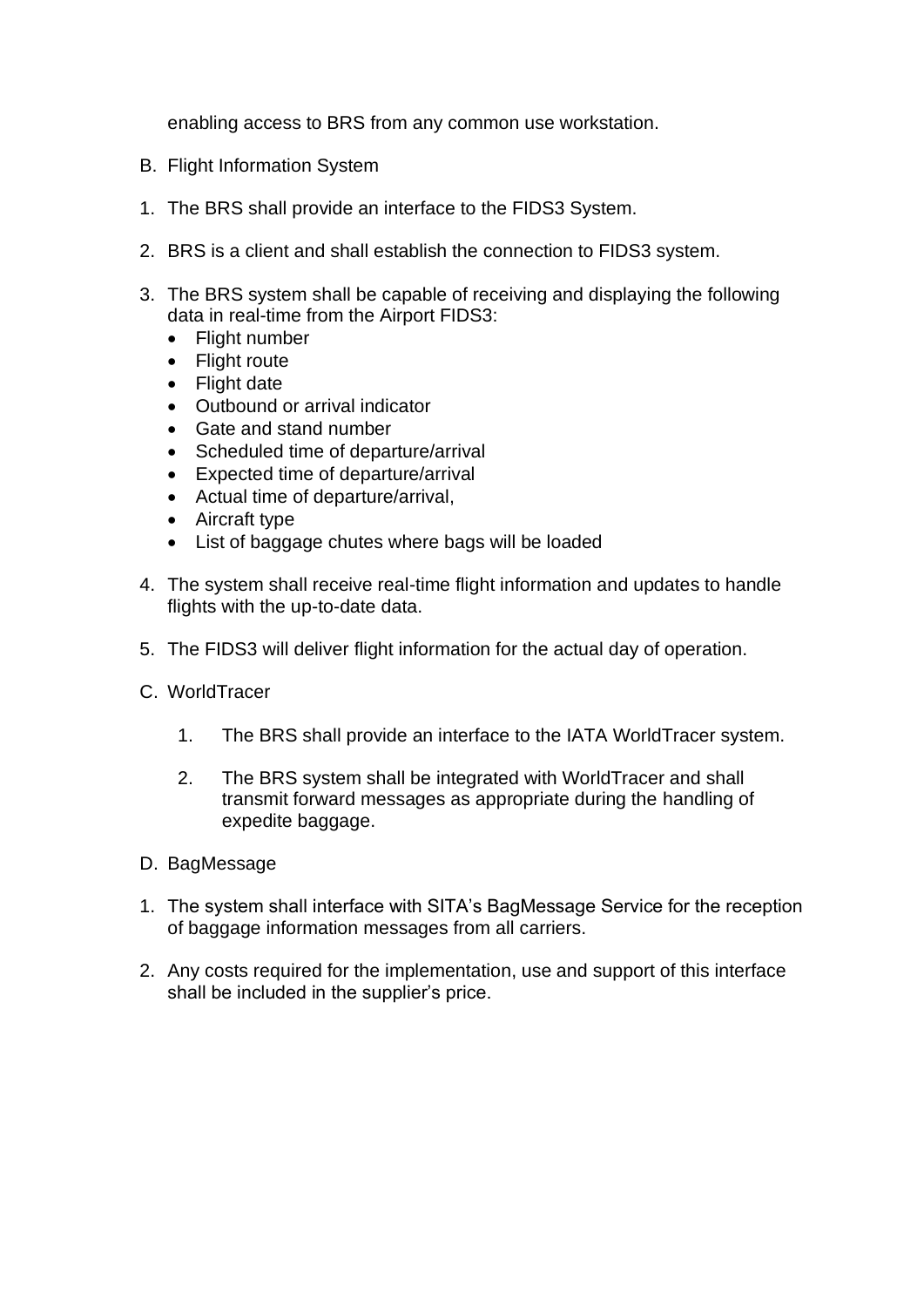enabling access to BRS from any common use workstation.

B. Flight Information System

1. The BRS shall provide an interface to the FIDS3 System.

2. BRS is a client and shall establish the connection to FIDS3 system.

3. The BRS system shall be capable of receiving and displaying the following data in real-time from the Airport FIDS3:
   - Flight number
   - Flight route
   - Flight date
   - Outbound or arrival indicator
   - Gate and stand number
   - Scheduled time of departure/arrival
   - Expected time of departure/arrival
   - Actual time of departure/arrival,
   - Aircraft type
   - List of baggage chutes where bags will be loaded

4. The system shall receive real-time flight information and updates to handle flights with the up-to-date data.

5. The FIDS3 will deliver flight information for the actual day of operation.

C. WorldTracer

1. The BRS shall provide an interface to the IATA WorldTracer system.

2. The BRS system shall be integrated with WorldTracer and shall transmit forward messages as appropriate during the handling of expedite baggage.

D. BagMessage

1. The system shall interface with SITA's BagMessage Service for the reception of baggage information messages from all carriers.

2. Any costs required for the implementation, use and support of this interface shall be included in the supplier's price.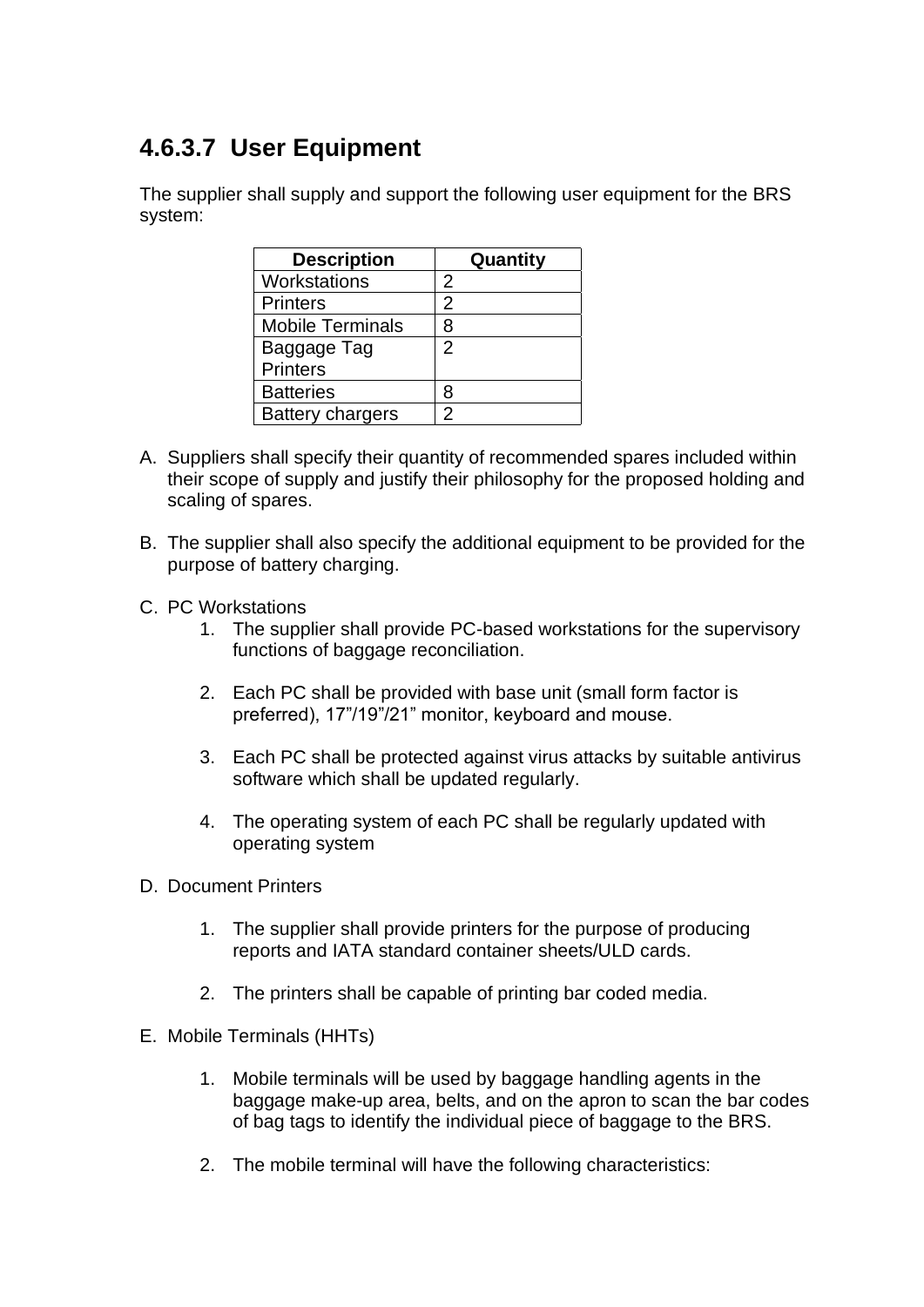### 4.6.3.7 User Equipment

The supplier shall supply and support the following user equipment for the BRS system:

| Description | Quantity |
|---|---|
| Workstations | 2 |
| Printers | 2 |
| Mobile Terminals | 8 |
| Baggage Tag Printers | 2 |
| Batteries | 8 |
| Battery chargers | 2 |

A. Suppliers shall specify their quantity of recommended spares included within their scope of supply and justify their philosophy for the proposed holding and scaling of spares.

B. The supplier shall also specify the additional equipment to be provided for the purpose of battery charging.

C. PC Workstations

1. The supplier shall provide PC-based workstations for the supervisory functions of baggage reconciliation.

2. Each PC shall be provided with base unit (small form factor is preferred), 17”/19”/21” monitor, keyboard and mouse.

3. Each PC shall be protected against virus attacks by suitable antivirus software which shall be updated regularly.

4. The operating system of each PC shall be regularly updated with operating system

D. Document Printers

1. The supplier shall provide printers for the purpose of producing reports and IATA standard container sheets/ULD cards.

2. The printers shall be capable of printing bar coded media.

E. Mobile Terminals (HHTs)

1. Mobile terminals will be used by baggage handling agents in the baggage make-up area, belts, and on the apron to scan the bar codes of bag tags to identify the individual piece of baggage to the BRS.

2. The mobile terminal will have the following characteristics: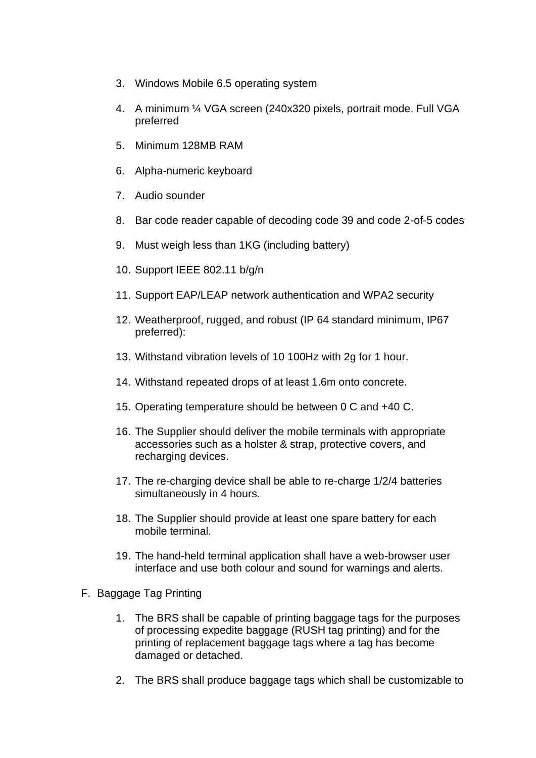3. Windows Mobile 6.5 operating system

4. A minimum ¼ VGA screen (240x320 pixels, portrait mode. Full VGA preferred

5. Minimum 128MB RAM

6. Alpha-numeric keyboard

7. Audio sounder

8. Bar code reader capable of decoding code 39 and code 2-of-5 codes

9. Must weigh less than 1KG (including battery)

10. Support IEEE 802.11 b/g/n

11. Support EAP/LEAP network authentication and WPA2 security

12. Weatherproof, rugged, and robust (IP 64 standard minimum, IP67 preferred):

13. Withstand vibration levels of 10 100Hz with 2g for 1 hour.

14. Withstand repeated drops of at least 1.6m onto concrete.

15. Operating temperature should be between 0 C and +40 C.

16. The Supplier should deliver the mobile terminals with appropriate accessories such as a holster & strap, protective covers, and recharging devices.

17. The re-charging device shall be able to re-charge 1/2/4 batteries simultaneously in 4 hours.

18. The Supplier should provide at least one spare battery for each mobile terminal.

19. The hand-held terminal application shall have a web-browser user interface and use both colour and sound for warnings and alerts.

F. Baggage Tag Printing

1. The BRS shall be capable of printing baggage tags for the purposes of processing expedite baggage (RUSH tag printing) and for the printing of replacement baggage tags where a tag has become damaged or detached.

2. The BRS shall produce baggage tags which shall be customizable to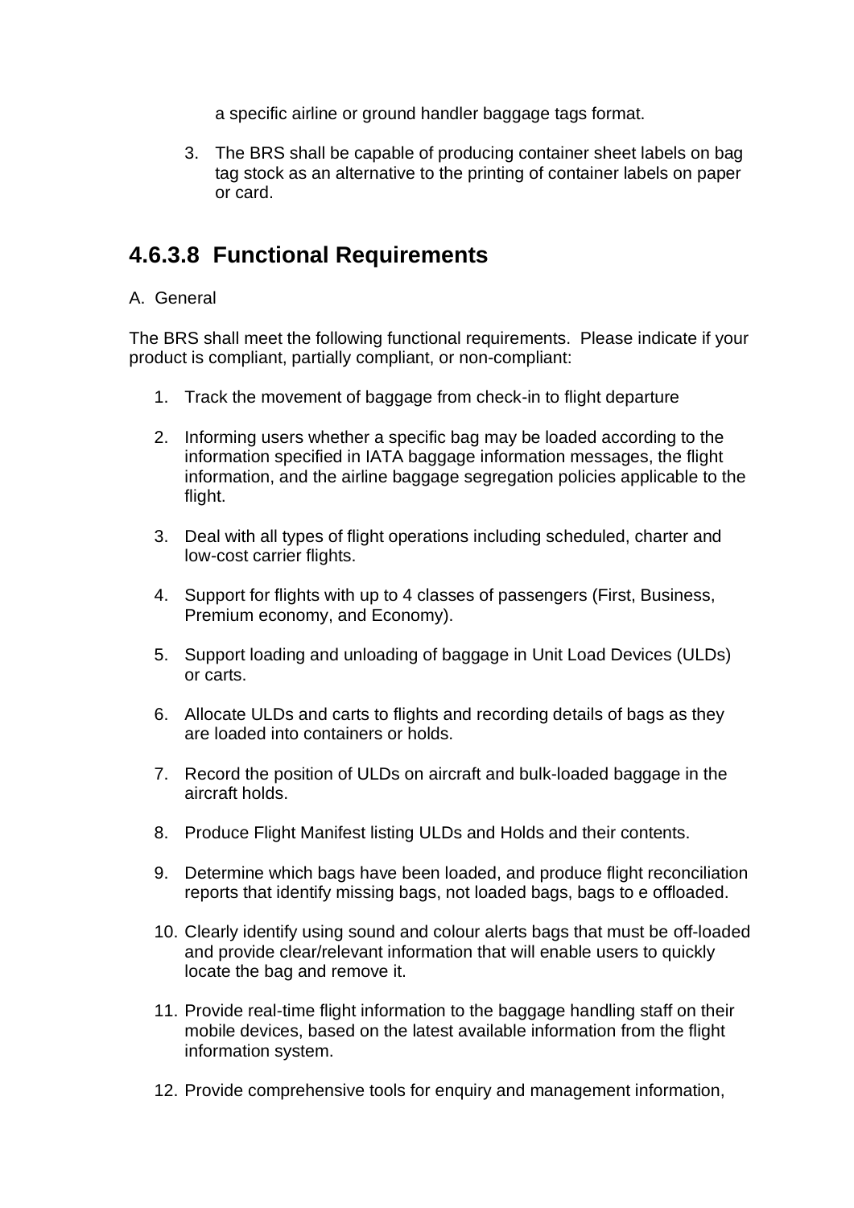a specific airline or ground handler baggage tags format.

3. The BRS shall be capable of producing container sheet labels on bag tag stock as an alternative to the printing of container labels on paper or card.

### 4.6.3.8 Functional Requirements

A. General

The BRS shall meet the following functional requirements. Please indicate if your product is compliant, partially compliant, or non-compliant:

1. Track the movement of baggage from check-in to flight departure
2. Informing users whether a specific bag may be loaded according to the information specified in IATA baggage information messages, the flight information, and the airline baggage segregation policies applicable to the flight.
3. Deal with all types of flight operations including scheduled, charter and low-cost carrier flights.
4. Support for flights with up to 4 classes of passengers (First, Business, Premium economy, and Economy).
5. Support loading and unloading of baggage in Unit Load Devices (ULDs) or carts.
6. Allocate ULDs and carts to flights and recording details of bags as they are loaded into containers or holds.
7. Record the position of ULDs on aircraft and bulk-loaded baggage in the aircraft holds.
8. Produce Flight Manifest listing ULDs and Holds and their contents.
9. Determine which bags have been loaded, and produce flight reconciliation reports that identify missing bags, not loaded bags, bags to e offloaded.
10. Clearly identify using sound and colour alerts bags that must be off-loaded and provide clear/relevant information that will enable users to quickly locate the bag and remove it.
11. Provide real-time flight information to the baggage handling staff on their mobile devices, based on the latest available information from the flight information system.
12. Provide comprehensive tools for enquiry and management information,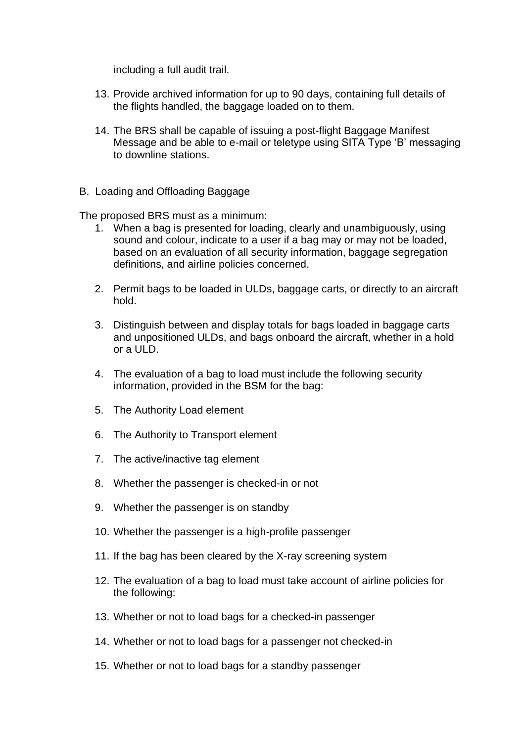including a full audit trail.

13. Provide archived information for up to 90 days, containing full details of the flights handled, the baggage loaded on to them.

14. The BRS shall be capable of issuing a post-flight Baggage Manifest Message and be able to e-mail or teletype using SITA Type 'B' messaging to downline stations.

B. Loading and Offloading Baggage

The proposed BRS must as a minimum:

1. When a bag is presented for loading, clearly and unambiguously, using sound and colour, indicate to a user if a bag may or may not be loaded, based on an evaluation of all security information, baggage segregation definitions, and airline policies concerned.

2. Permit bags to be loaded in ULDs, baggage carts, or directly to an aircraft hold.

3. Distinguish between and display totals for bags loaded in baggage carts and unpositioned ULDs, and bags onboard the aircraft, whether in a hold or a ULD.

4. The evaluation of a bag to load must include the following security information, provided in the BSM for the bag:

5. The Authority Load element

6. The Authority to Transport element

7. The active/inactive tag element

8. Whether the passenger is checked-in or not

9. Whether the passenger is on standby

10. Whether the passenger is a high-profile passenger

11. If the bag has been cleared by the X-ray screening system

12. The evaluation of a bag to load must take account of airline policies for the following:

13. Whether or not to load bags for a checked-in passenger

14. Whether or not to load bags for a passenger not checked-in

15. Whether or not to load bags for a standby passenger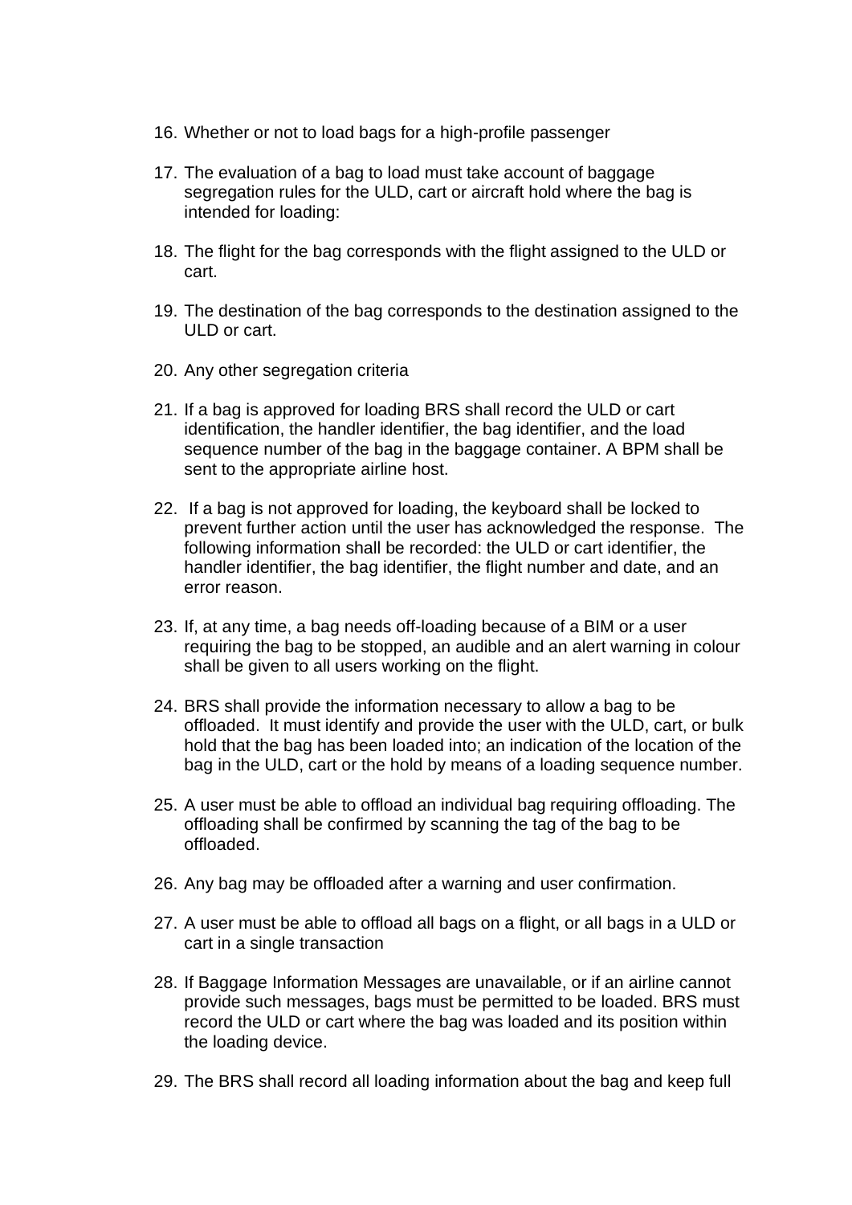16. Whether or not to load bags for a high-profile passenger

17. The evaluation of a bag to load must take account of baggage segregation rules for the ULD, cart or aircraft hold where the bag is intended for loading:

18. The flight for the bag corresponds with the flight assigned to the ULD or cart.

19. The destination of the bag corresponds to the destination assigned to the ULD or cart.

20. Any other segregation criteria

21. If a bag is approved for loading BRS shall record the ULD or cart identification, the handler identifier, the bag identifier, and the load sequence number of the bag in the baggage container. A BPM shall be sent to the appropriate airline host.

22. If a bag is not approved for loading, the keyboard shall be locked to prevent further action until the user has acknowledged the response. The following information shall be recorded: the ULD or cart identifier, the handler identifier, the bag identifier, the flight number and date, and an error reason.

23. If, at any time, a bag needs off-loading because of a BIM or a user requiring the bag to be stopped, an audible and an alert warning in colour shall be given to all users working on the flight.

24. BRS shall provide the information necessary to allow a bag to be offloaded. It must identify and provide the user with the ULD, cart, or bulk hold that the bag has been loaded into; an indication of the location of the bag in the ULD, cart or the hold by means of a loading sequence number.

25. A user must be able to offload an individual bag requiring offloading. The offloading shall be confirmed by scanning the tag of the bag to be offloaded.

26. Any bag may be offloaded after a warning and user confirmation.

27. A user must be able to offload all bags on a flight, or all bags in a ULD or cart in a single transaction

28. If Baggage Information Messages are unavailable, or if an airline cannot provide such messages, bags must be permitted to be loaded. BRS must record the ULD or cart where the bag was loaded and its position within the loading device.

29. The BRS shall record all loading information about the bag and keep full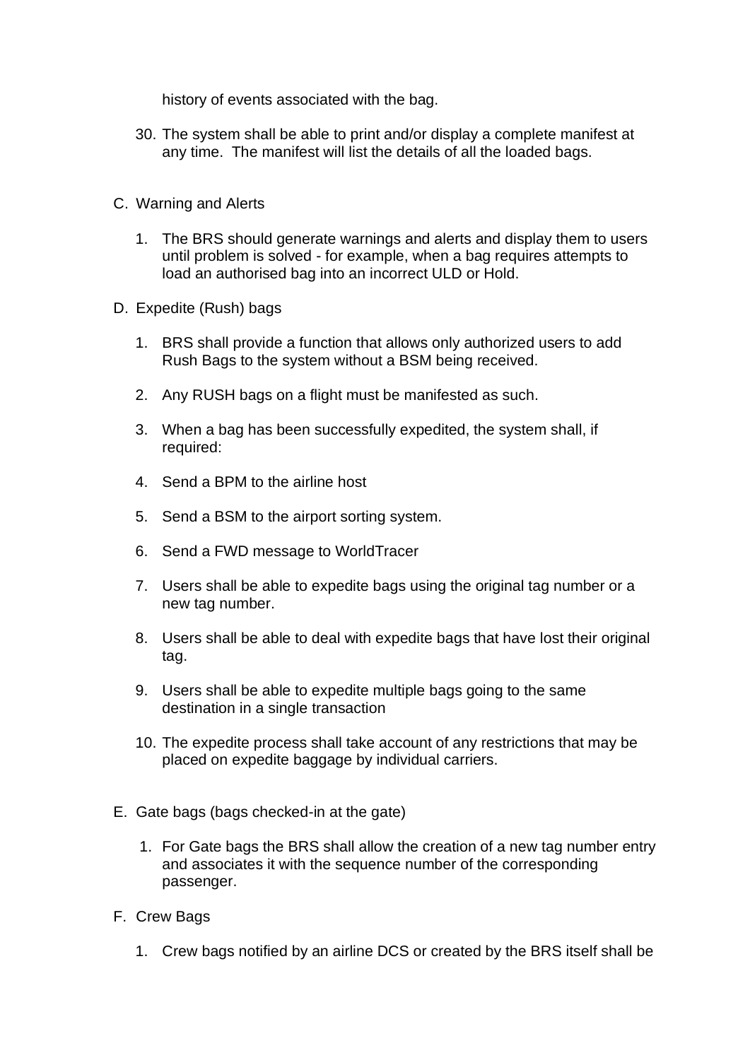history of events associated with the bag.

30. The system shall be able to print and/or display a complete manifest at any time. The manifest will list the details of all the loaded bags.

C. Warning and Alerts

   1. The BRS should generate warnings and alerts and display them to users until problem is solved - for example, when a bag requires attempts to load an authorised bag into an incorrect ULD or Hold.

D. Expedite (Rush) bags

   1. BRS shall provide a function that allows only authorized users to add Rush Bags to the system without a BSM being received.

   2. Any RUSH bags on a flight must be manifested as such.

   3. When a bag has been successfully expedited, the system shall, if required:

   4. Send a BPM to the airline host

   5. Send a BSM to the airport sorting system.

   6. Send a FWD message to WorldTracer

   7. Users shall be able to expedite bags using the original tag number or a new tag number.

   8. Users shall be able to deal with expedite bags that have lost their original tag.

   9. Users shall be able to expedite multiple bags going to the same destination in a single transaction

   10. The expedite process shall take account of any restrictions that may be placed on expedite baggage by individual carriers.

E. Gate bags (bags checked-in at the gate)

   1. For Gate bags the BRS shall allow the creation of a new tag number entry and associates it with the sequence number of the corresponding passenger.

F. Crew Bags

   1. Crew bags notified by an airline DCS or created by the BRS itself shall be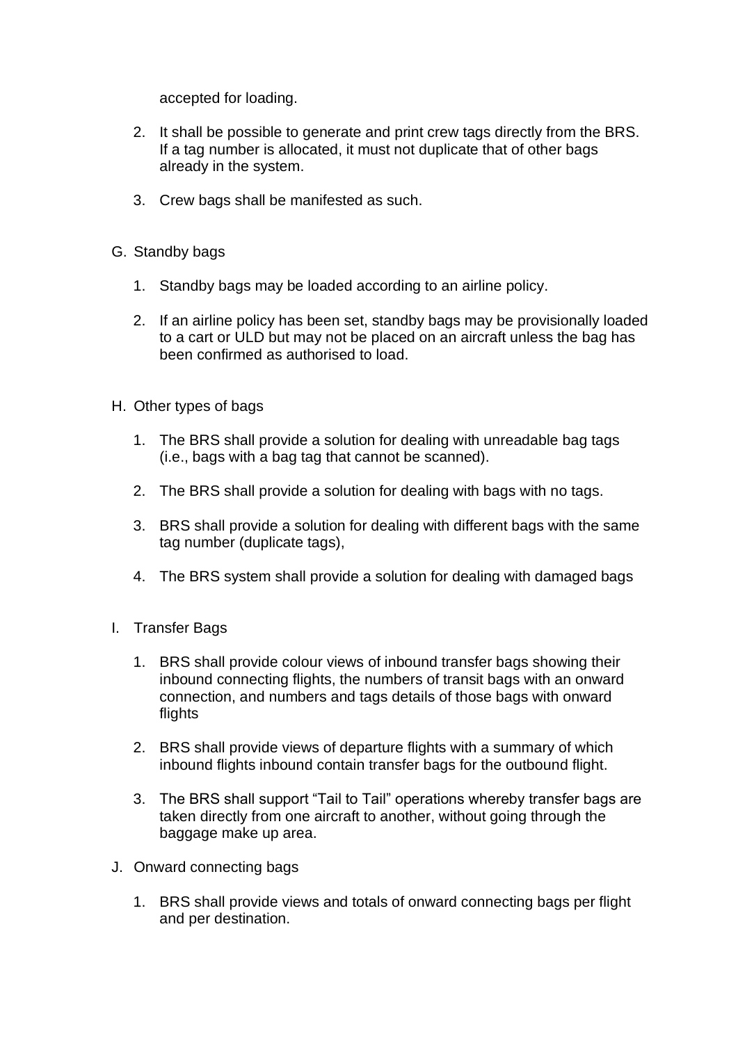accepted for loading.

2. It shall be possible to generate and print crew tags directly from the BRS. If a tag number is allocated, it must not duplicate that of other bags already in the system.

3. Crew bags shall be manifested as such.

G. Standby bags

1. Standby bags may be loaded according to an airline policy.

2. If an airline policy has been set, standby bags may be provisionally loaded to a cart or ULD but may not be placed on an aircraft unless the bag has been confirmed as authorised to load.

H. Other types of bags

1. The BRS shall provide a solution for dealing with unreadable bag tags (i.e., bags with a bag tag that cannot be scanned).

2. The BRS shall provide a solution for dealing with bags with no tags.

3. BRS shall provide a solution for dealing with different bags with the same tag number (duplicate tags),

4. The BRS system shall provide a solution for dealing with damaged bags

I. Transfer Bags

1. BRS shall provide colour views of inbound transfer bags showing their inbound connecting flights, the numbers of transit bags with an onward connection, and numbers and tags details of those bags with onward flights

2. BRS shall provide views of departure flights with a summary of which inbound flights inbound contain transfer bags for the outbound flight.

3. The BRS shall support “Tail to Tail” operations whereby transfer bags are taken directly from one aircraft to another, without going through the baggage make up area.

J. Onward connecting bags

1. BRS shall provide views and totals of onward connecting bags per flight and per destination.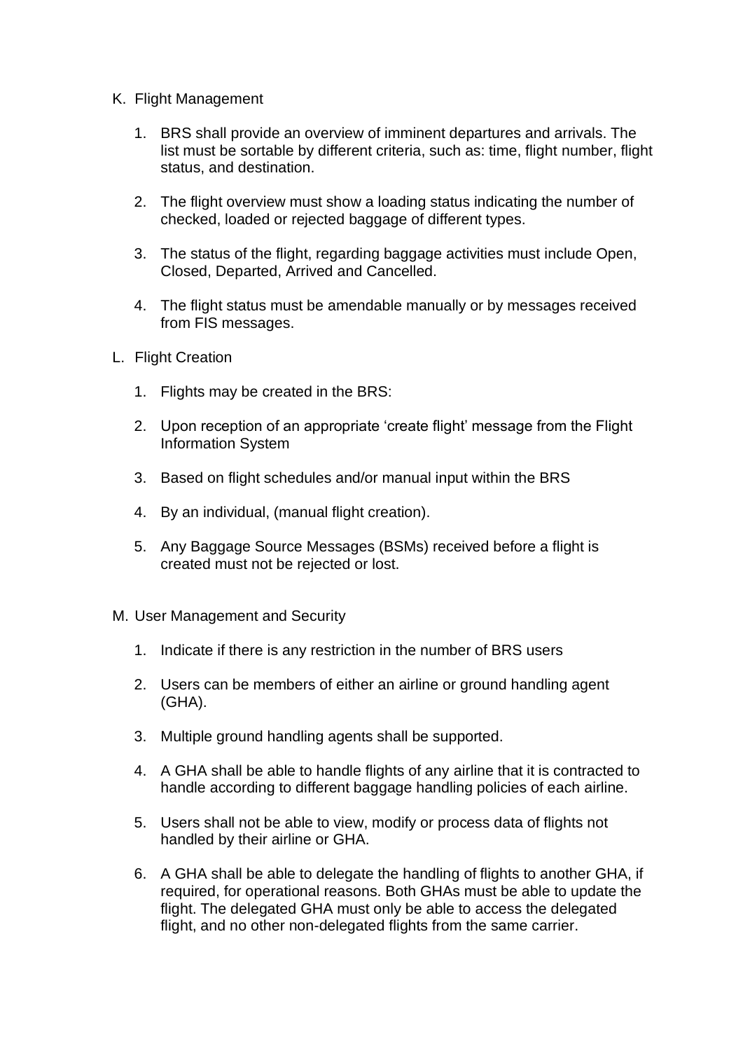K. Flight Management

1. BRS shall provide an overview of imminent departures and arrivals. The list must be sortable by different criteria, such as: time, flight number, flight status, and destination.

2. The flight overview must show a loading status indicating the number of checked, loaded or rejected baggage of different types.

3. The status of the flight, regarding baggage activities must include Open, Closed, Departed, Arrived and Cancelled.

4. The flight status must be amendable manually or by messages received from FIS messages.

L. Flight Creation

1. Flights may be created in the BRS:

2. Upon reception of an appropriate 'create flight' message from the Flight Information System

3. Based on flight schedules and/or manual input within the BRS

4. By an individual, (manual flight creation).

5. Any Baggage Source Messages (BSMs) received before a flight is created must not be rejected or lost.

M. User Management and Security

1. Indicate if there is any restriction in the number of BRS users

2. Users can be members of either an airline or ground handling agent (GHA).

3. Multiple ground handling agents shall be supported.

4. A GHA shall be able to handle flights of any airline that it is contracted to handle according to different baggage handling policies of each airline.

5. Users shall not be able to view, modify or process data of flights not handled by their airline or GHA.

6. A GHA shall be able to delegate the handling of flights to another GHA, if required, for operational reasons. Both GHAs must be able to update the flight. The delegated GHA must only be able to access the delegated flight, and no other non-delegated flights from the same carrier.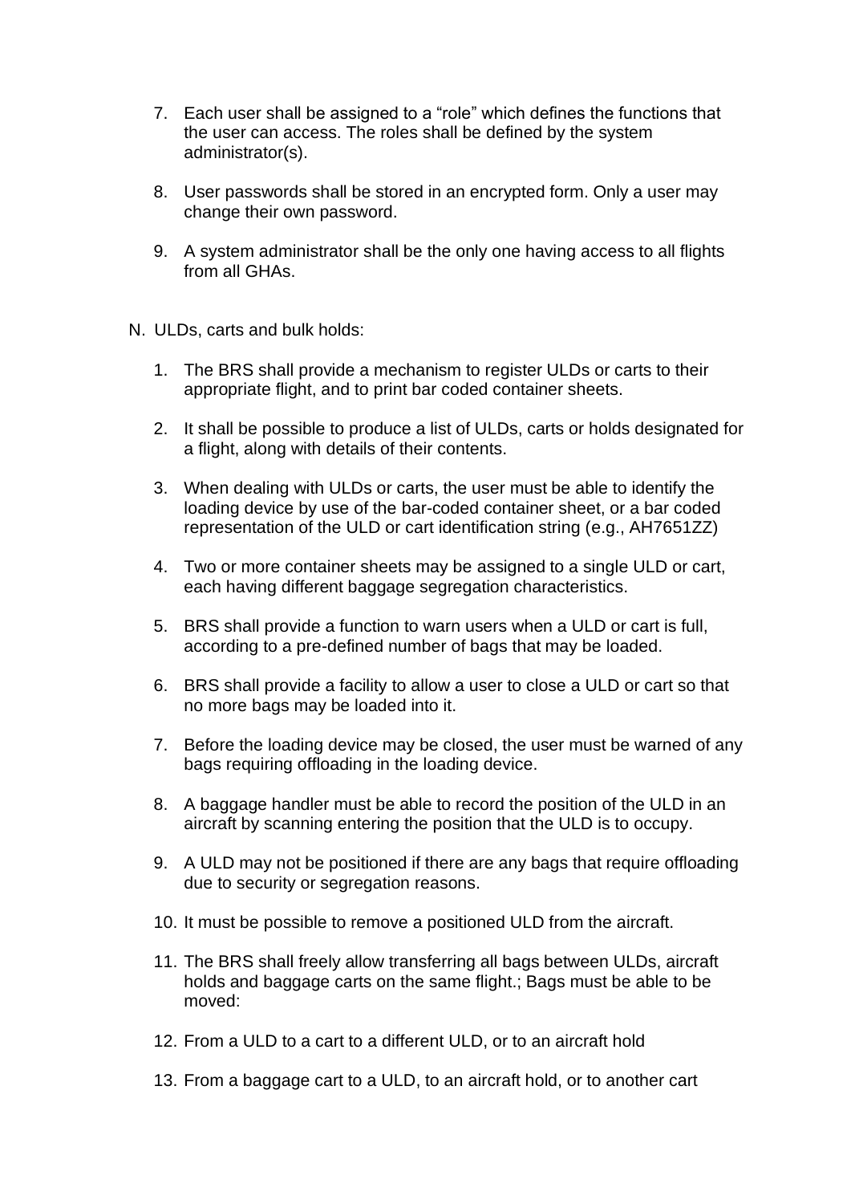7. Each user shall be assigned to a “role” which defines the functions that the user can access. The roles shall be defined by the system administrator(s).

8. User passwords shall be stored in an encrypted form. Only a user may change their own password.

9. A system administrator shall be the only one having access to all flights from all GHAs.

N. ULDs, carts and bulk holds:

1. The BRS shall provide a mechanism to register ULDs or carts to their appropriate flight, and to print bar coded container sheets.

2. It shall be possible to produce a list of ULDs, carts or holds designated for a flight, along with details of their contents.

3. When dealing with ULDs or carts, the user must be able to identify the loading device by use of the bar-coded container sheet, or a bar coded representation of the ULD or cart identification string (e.g., AH7651ZZ)

4. Two or more container sheets may be assigned to a single ULD or cart, each having different baggage segregation characteristics.

5. BRS shall provide a function to warn users when a ULD or cart is full, according to a pre-defined number of bags that may be loaded.

6. BRS shall provide a facility to allow a user to close a ULD or cart so that no more bags may be loaded into it.

7. Before the loading device may be closed, the user must be warned of any bags requiring offloading in the loading device.

8. A baggage handler must be able to record the position of the ULD in an aircraft by scanning entering the position that the ULD is to occupy.

9. A ULD may not be positioned if there are any bags that require offloading due to security or segregation reasons.

10. It must be possible to remove a positioned ULD from the aircraft.

11. The BRS shall freely allow transferring all bags between ULDs, aircraft holds and baggage carts on the same flight.; Bags must be able to be moved:

12. From a ULD to a cart to a different ULD, or to an aircraft hold

13. From a baggage cart to a ULD, to an aircraft hold, or to another cart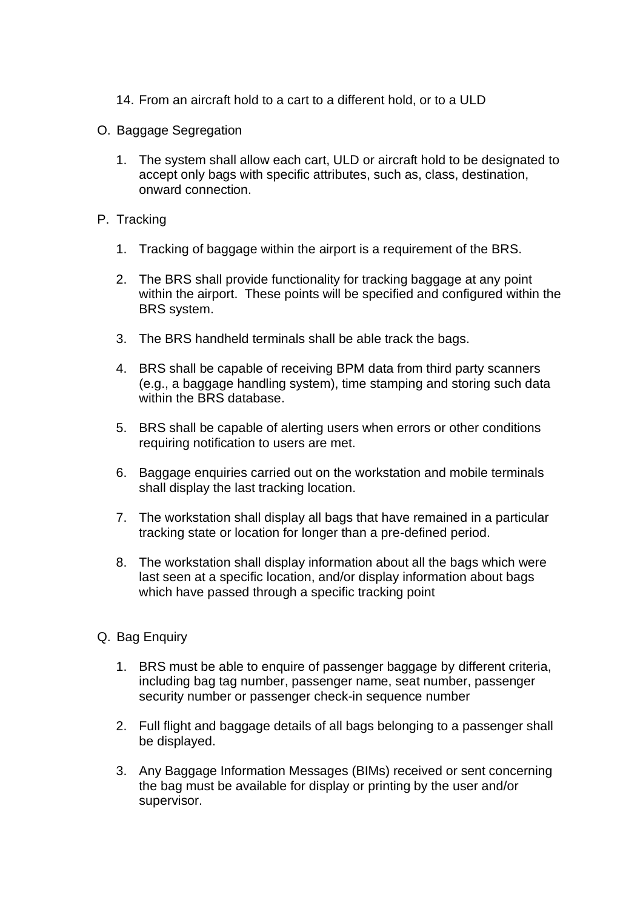14. From an aircraft hold to a cart to a different hold, or to a ULD

O. Baggage Segregation

1. The system shall allow each cart, ULD or aircraft hold to be designated to accept only bags with specific attributes, such as, class, destination, onward connection.

P. Tracking

1. Tracking of baggage within the airport is a requirement of the BRS.

2. The BRS shall provide functionality for tracking baggage at any point within the airport. These points will be specified and configured within the BRS system.

3. The BRS handheld terminals shall be able track the bags.

4. BRS shall be capable of receiving BPM data from third party scanners (e.g., a baggage handling system), time stamping and storing such data within the BRS database.

5. BRS shall be capable of alerting users when errors or other conditions requiring notification to users are met.

6. Baggage enquiries carried out on the workstation and mobile terminals shall display the last tracking location.

7. The workstation shall display all bags that have remained in a particular tracking state or location for longer than a pre-defined period.

8. The workstation shall display information about all the bags which were last seen at a specific location, and/or display information about bags which have passed through a specific tracking point

Q. Bag Enquiry

1. BRS must be able to enquire of passenger baggage by different criteria, including bag tag number, passenger name, seat number, passenger security number or passenger check-in sequence number

2. Full flight and baggage details of all bags belonging to a passenger shall be displayed.

3. Any Baggage Information Messages (BIMs) received or sent concerning the bag must be available for display or printing by the user and/or supervisor.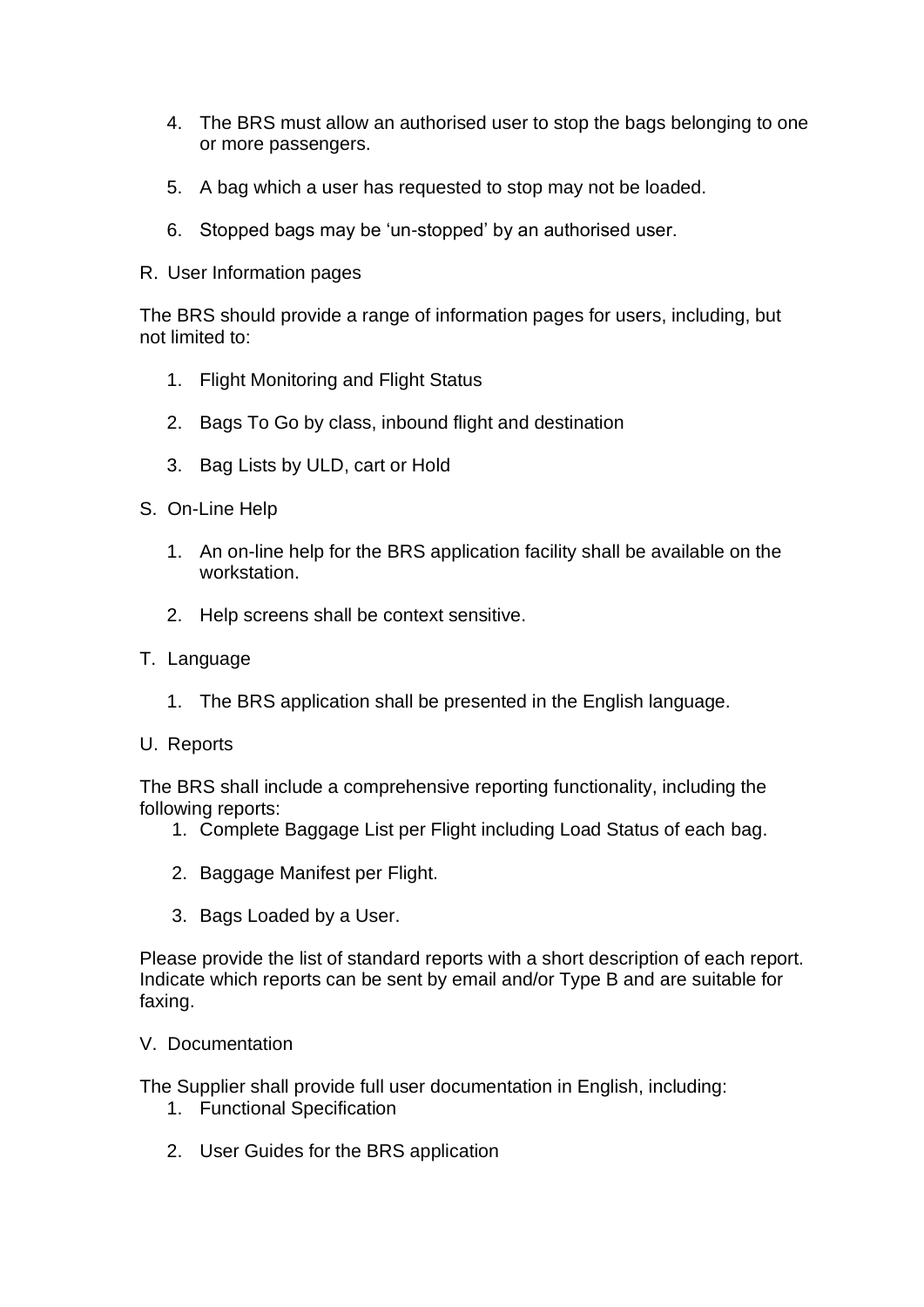4. The BRS must allow an authorised user to stop the bags belonging to one or more passengers.

5. A bag which a user has requested to stop may not be loaded.

6. Stopped bags may be 'un-stopped' by an authorised user.

R. User Information pages

The BRS should provide a range of information pages for users, including, but not limited to:

1. Flight Monitoring and Flight Status

2. Bags To Go by class, inbound flight and destination

3. Bag Lists by ULD, cart or Hold

S. On-Line Help

1. An on-line help for the BRS application facility shall be available on the workstation.

2. Help screens shall be context sensitive.

T. Language

1. The BRS application shall be presented in the English language.

U. Reports

The BRS shall include a comprehensive reporting functionality, including the following reports:

1. Complete Baggage List per Flight including Load Status of each bag.

2. Baggage Manifest per Flight.

3. Bags Loaded by a User.

Please provide the list of standard reports with a short description of each report. Indicate which reports can be sent by email and/or Type B and are suitable for faxing.

V. Documentation

The Supplier shall provide full user documentation in English, including:

1. Functional Specification

2. User Guides for the BRS application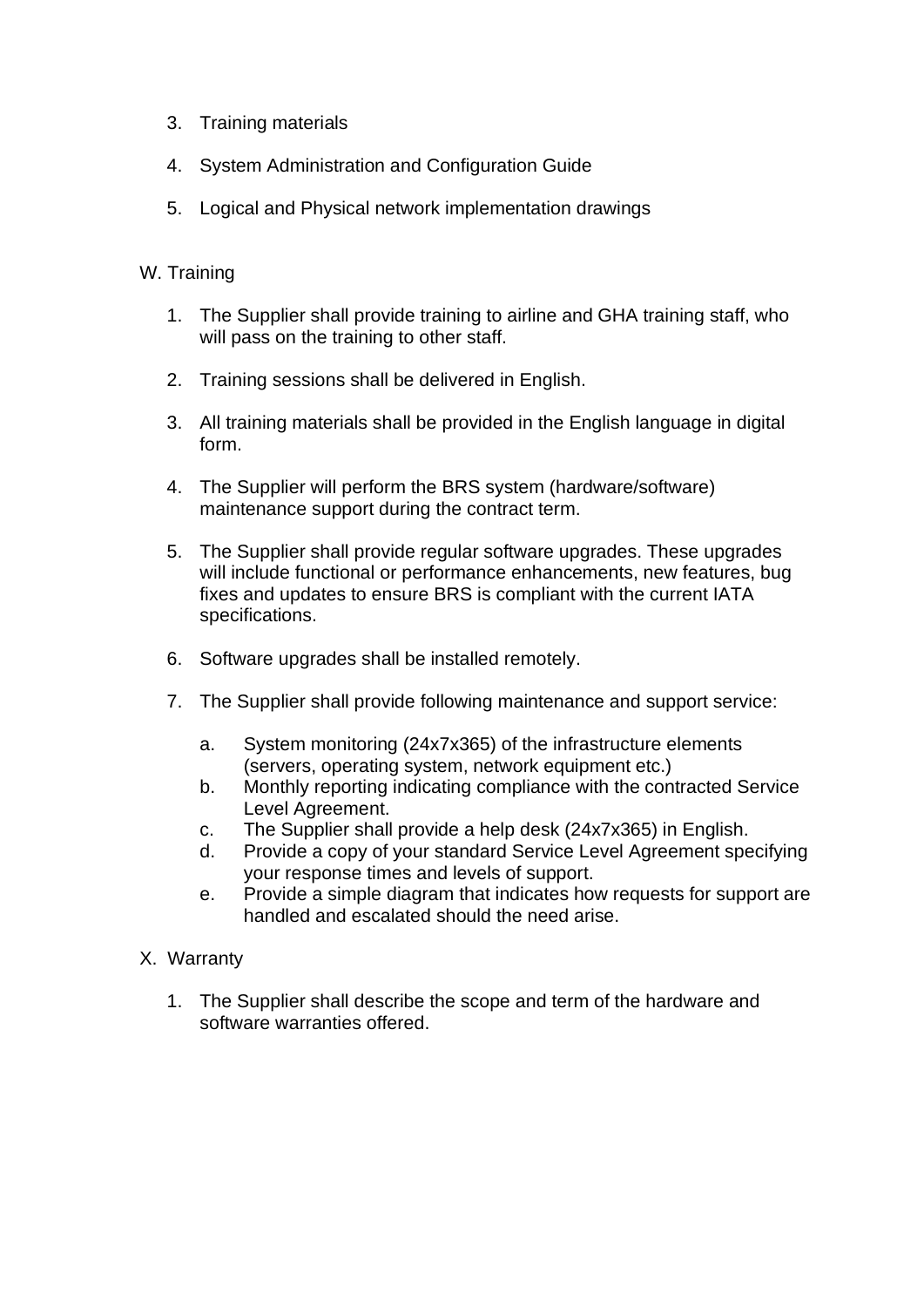3. Training materials

4. System Administration and Configuration Guide

5. Logical and Physical network implementation drawings

W. Training

1. The Supplier shall provide training to airline and GHA training staff, who will pass on the training to other staff.

2. Training sessions shall be delivered in English.

3. All training materials shall be provided in the English language in digital form.

4. The Supplier will perform the BRS system (hardware/software) maintenance support during the contract term.

5. The Supplier shall provide regular software upgrades. These upgrades will include functional or performance enhancements, new features, bug fixes and updates to ensure BRS is compliant with the current IATA specifications.

6. Software upgrades shall be installed remotely.

7. The Supplier shall provide following maintenance and support service:

   a. System monitoring (24x7x365) of the infrastructure elements (servers, operating system, network equipment etc.)
   b. Monthly reporting indicating compliance with the contracted Service Level Agreement.
   c. The Supplier shall provide a help desk (24x7x365) in English.
   d. Provide a copy of your standard Service Level Agreement specifying your response times and levels of support.
   e. Provide a simple diagram that indicates how requests for support are handled and escalated should the need arise.

X. Warranty

1. The Supplier shall describe the scope and term of the hardware and software warranties offered.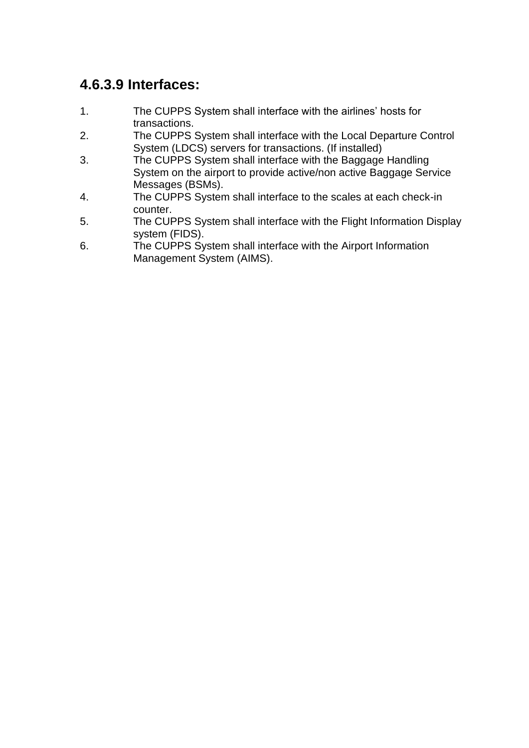#### 4.6.3.9 Interfaces:

1. The CUPPS System shall interface with the airlines' hosts for transactions.
2. The CUPPS System shall interface with the Local Departure Control System (LDCS) servers for transactions. (If installed)
3. The CUPPS System shall interface with the Baggage Handling System on the airport to provide active/non active Baggage Service Messages (BSMs).
4. The CUPPS System shall interface to the scales at each check-in counter.
5. The CUPPS System shall interface with the Flight Information Display system (FIDS).
6. The CUPPS System shall interface with the Airport Information Management System (AIMS).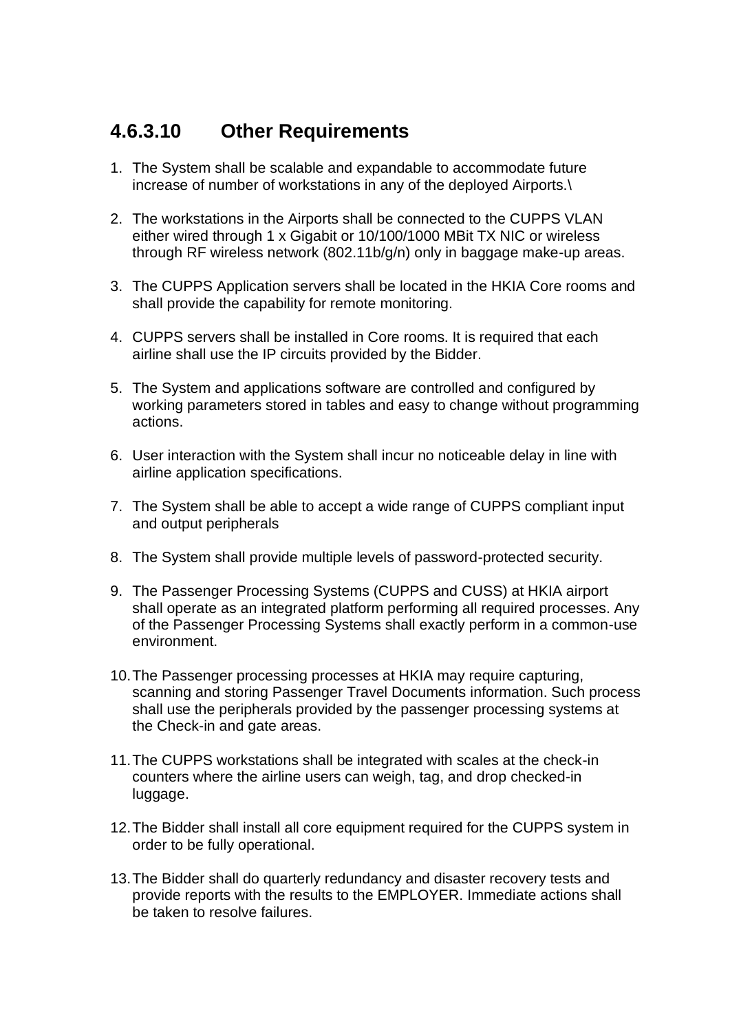### 4.6.3.10 Other Requirements

1. The System shall be scalable and expandable to accommodate future increase of number of workstations in any of the deployed Airports.\
2. The workstations in the Airports shall be connected to the CUPPS VLAN either wired through 1 x Gigabit or 10/100/1000 MBit TX NIC or wireless through RF wireless network (802.11b/g/n) only in baggage make-up areas.
3. The CUPPS Application servers shall be located in the HKIA Core rooms and shall provide the capability for remote monitoring.
4. CUPPS servers shall be installed in Core rooms. It is required that each airline shall use the IP circuits provided by the Bidder.
5. The System and applications software are controlled and configured by working parameters stored in tables and easy to change without programming actions.
6. User interaction with the System shall incur no noticeable delay in line with airline application specifications.
7. The System shall be able to accept a wide range of CUPPS compliant input and output peripherals
8. The System shall provide multiple levels of password-protected security.
9. The Passenger Processing Systems (CUPPS and CUSS) at HKIA airport shall operate as an integrated platform performing all required processes. Any of the Passenger Processing Systems shall exactly perform in a common-use environment.
10. The Passenger processing processes at HKIA may require capturing, scanning and storing Passenger Travel Documents information. Such process shall use the peripherals provided by the passenger processing systems at the Check-in and gate areas.
11. The CUPPS workstations shall be integrated with scales at the check-in counters where the airline users can weigh, tag, and drop checked-in luggage.
12. The Bidder shall install all core equipment required for the CUPPS system in order to be fully operational.
13. The Bidder shall do quarterly redundancy and disaster recovery tests and provide reports with the results to the EMPLOYER. Immediate actions shall be taken to resolve failures.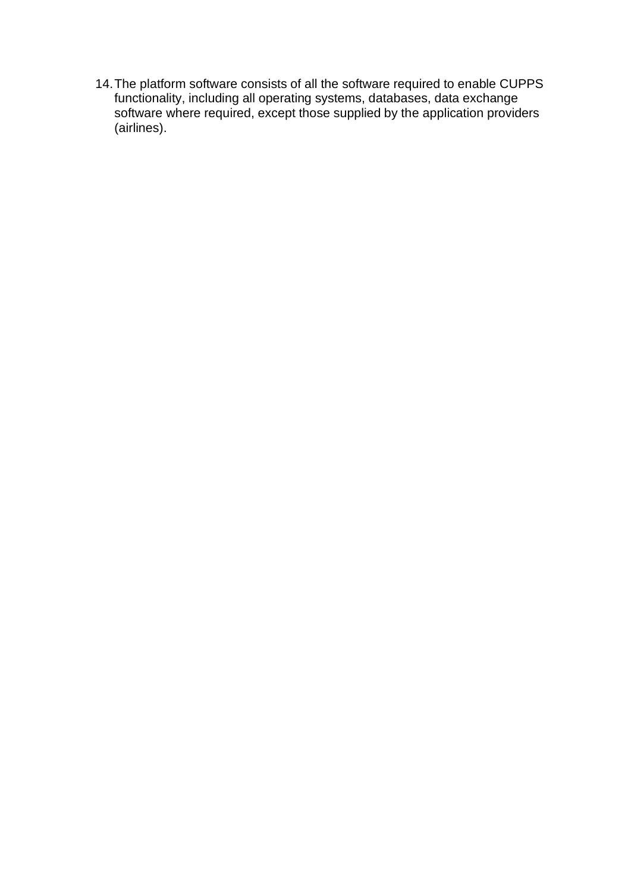14. The platform software consists of all the software required to enable CUPPS functionality, including all operating systems, databases, data exchange software where required, except those supplied by the application providers (airlines).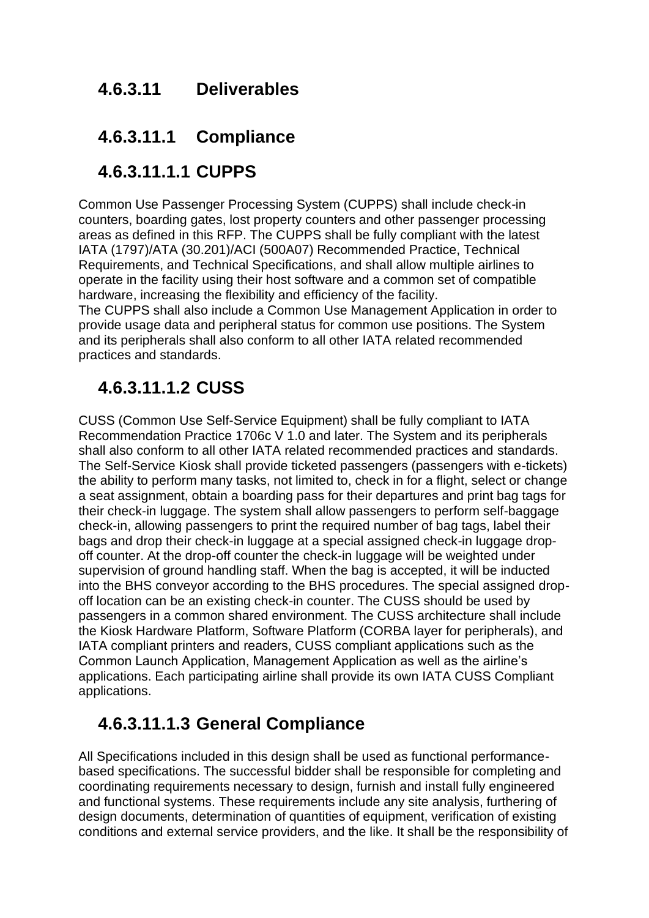## 4.6.3.11 Deliverables

## 4.6.3.11.1 Compliance

## 4.6.3.11.1.1 CUPPS

Common Use Passenger Processing System (CUPPS) shall include check-in counters, boarding gates, lost property counters and other passenger processing areas as defined in this RFP. The CUPPS shall be fully compliant with the latest IATA (1797)/ATA (30.201)/ACI (500A07) Recommended Practice, Technical Requirements, and Technical Specifications, and shall allow multiple airlines to operate in the facility using their host software and a common set of compatible hardware, increasing the flexibility and efficiency of the facility.
The CUPPS shall also include a Common Use Management Application in order to provide usage data and peripheral status for common use positions. The System and its peripherals shall also conform to all other IATA related recommended practices and standards.

## 4.6.3.11.1.2 CUSS

CUSS (Common Use Self-Service Equipment) shall be fully compliant to IATA Recommendation Practice 1706c V 1.0 and later. The System and its peripherals shall also conform to all other IATA related recommended practices and standards. The Self-Service Kiosk shall provide ticketed passengers (passengers with e-tickets) the ability to perform many tasks, not limited to, check in for a flight, select or change a seat assignment, obtain a boarding pass for their departures and print bag tags for their check-in luggage. The system shall allow passengers to perform self-baggage check-in, allowing passengers to print the required number of bag tags, label their bags and drop their check-in luggage at a special assigned check-in luggage drop-off counter. At the drop-off counter the check-in luggage will be weighted under supervision of ground handling staff. When the bag is accepted, it will be inducted into the BHS conveyor according to the BHS procedures. The special assigned drop-off location can be an existing check-in counter. The CUSS should be used by passengers in a common shared environment. The CUSS architecture shall include the Kiosk Hardware Platform, Software Platform (CORBA layer for peripherals), and IATA compliant printers and readers, CUSS compliant applications such as the Common Launch Application, Management Application as well as the airline's applications. Each participating airline shall provide its own IATA CUSS Compliant applications.

## 4.6.3.11.1.3 General Compliance

All Specifications included in this design shall be used as functional performance-based specifications. The successful bidder shall be responsible for completing and coordinating requirements necessary to design, furnish and install fully engineered and functional systems. These requirements include any site analysis, furthering of design documents, determination of quantities of equipment, verification of existing conditions and external service providers, and the like. It shall be the responsibility of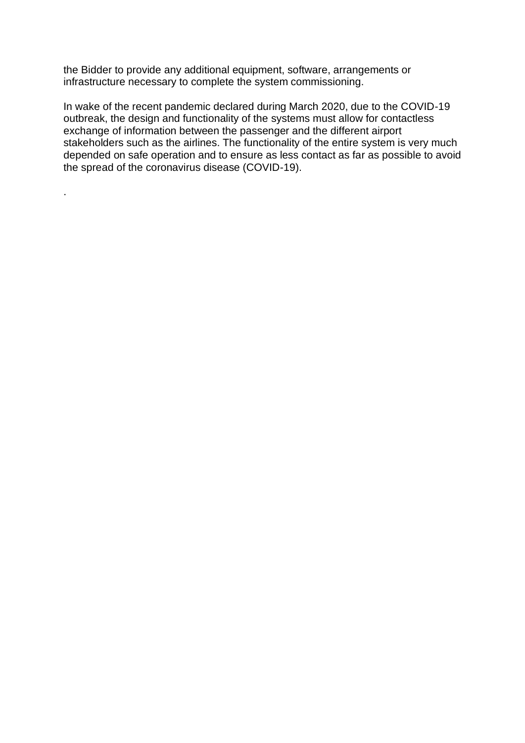the Bidder to provide any additional equipment, software, arrangements or infrastructure necessary to complete the system commissioning.

In wake of the recent pandemic declared during March 2020, due to the COVID-19 outbreak, the design and functionality of the systems must allow for contactless exchange of information between the passenger and the different airport stakeholders such as the airlines. The functionality of the entire system is very much depended on safe operation and to ensure as less contact as far as possible to avoid the spread of the coronavirus disease (COVID-19).

.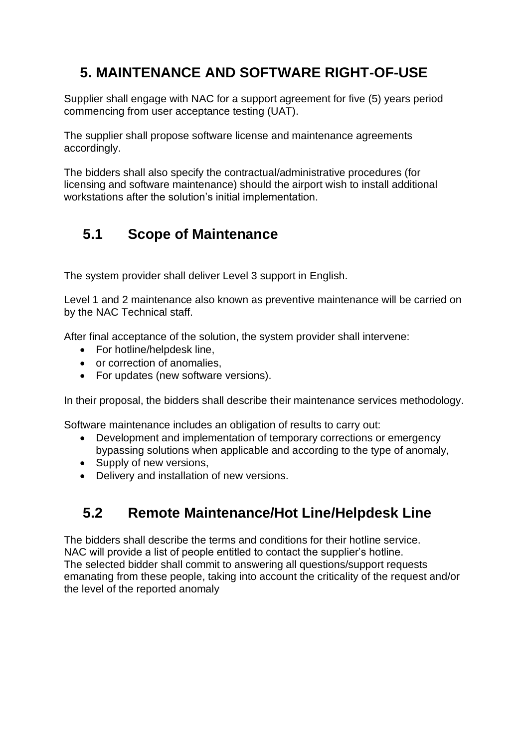# 5. MAINTENANCE AND SOFTWARE RIGHT-OF-USE

Supplier shall engage with NAC for a support agreement for five (5) years period commencing from user acceptance testing (UAT).

The supplier shall propose software license and maintenance agreements accordingly.

The bidders shall also specify the contractual/administrative procedures (for licensing and software maintenance) should the airport wish to install additional workstations after the solution's initial implementation.

## 5.1 Scope of Maintenance

The system provider shall deliver Level 3 support in English.

Level 1 and 2 maintenance also known as preventive maintenance will be carried on by the NAC Technical staff.

After final acceptance of the solution, the system provider shall intervene:

- For hotline/helpdesk line,
- or correction of anomalies,
- For updates (new software versions).

In their proposal, the bidders shall describe their maintenance services methodology.

Software maintenance includes an obligation of results to carry out:

- Development and implementation of temporary corrections or emergency bypassing solutions when applicable and according to the type of anomaly,
- Supply of new versions,
- Delivery and installation of new versions.

## 5.2 Remote Maintenance/Hot Line/Helpdesk Line

The bidders shall describe the terms and conditions for their hotline service.
NAC will provide a list of people entitled to contact the supplier's hotline.
The selected bidder shall commit to answering all questions/support requests emanating from these people, taking into account the criticality of the request and/or the level of the reported anomaly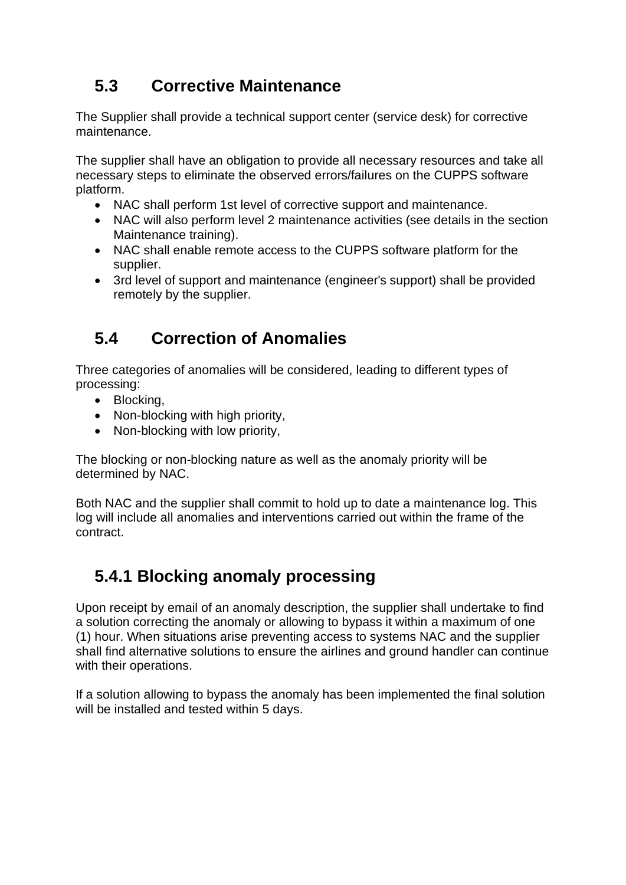## 5.3 Corrective Maintenance

The Supplier shall provide a technical support center (service desk) for corrective maintenance.

The supplier shall have an obligation to provide all necessary resources and take all necessary steps to eliminate the observed errors/failures on the CUPPS software platform.

- NAC shall perform 1st level of corrective support and maintenance.
- NAC will also perform level 2 maintenance activities (see details in the section Maintenance training).
- NAC shall enable remote access to the CUPPS software platform for the supplier.
- 3rd level of support and maintenance (engineer's support) shall be provided remotely by the supplier.

## 5.4 Correction of Anomalies

Three categories of anomalies will be considered, leading to different types of processing:

- Blocking,
- Non-blocking with high priority,
- Non-blocking with low priority,

The blocking or non-blocking nature as well as the anomaly priority will be determined by NAC.

Both NAC and the supplier shall commit to hold up to date a maintenance log. This log will include all anomalies and interventions carried out within the frame of the contract.

### 5.4.1 Blocking anomaly processing

Upon receipt by email of an anomaly description, the supplier shall undertake to find a solution correcting the anomaly or allowing to bypass it within a maximum of one (1) hour. When situations arise preventing access to systems NAC and the supplier shall find alternative solutions to ensure the airlines and ground handler can continue with their operations.

If a solution allowing to bypass the anomaly has been implemented the final solution will be installed and tested within 5 days.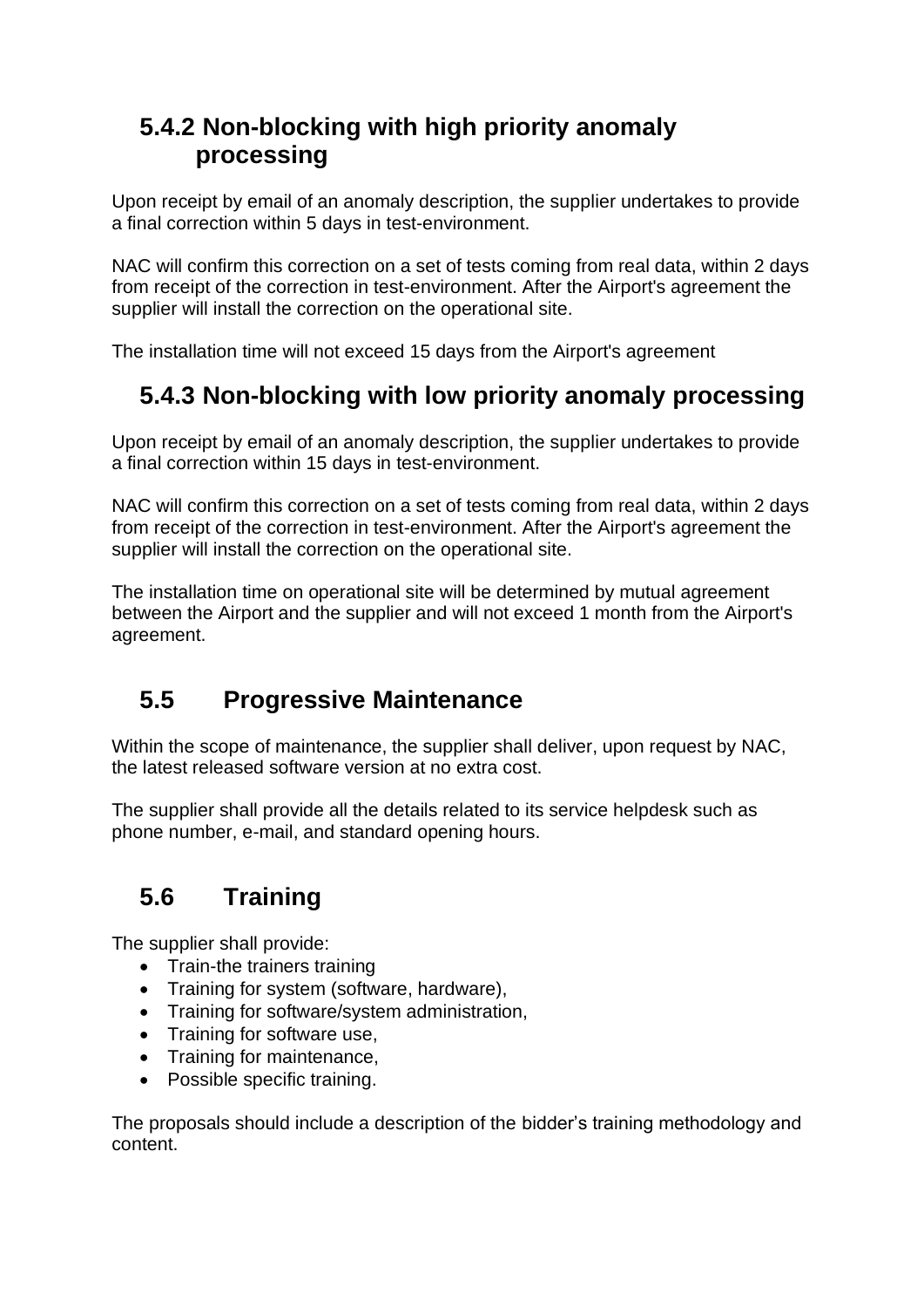### 5.4.2 Non-blocking with high priority anomaly processing

Upon receipt by email of an anomaly description, the supplier undertakes to provide a final correction within 5 days in test-environment.

NAC will confirm this correction on a set of tests coming from real data, within 2 days from receipt of the correction in test-environment. After the Airport's agreement the supplier will install the correction on the operational site.

The installation time will not exceed 15 days from the Airport's agreement

### 5.4.3 Non-blocking with low priority anomaly processing

Upon receipt by email of an anomaly description, the supplier undertakes to provide a final correction within 15 days in test-environment.

NAC will confirm this correction on a set of tests coming from real data, within 2 days from receipt of the correction in test-environment. After the Airport's agreement the supplier will install the correction on the operational site.

The installation time on operational site will be determined by mutual agreement between the Airport and the supplier and will not exceed 1 month from the Airport's agreement.

## 5.5 Progressive Maintenance

Within the scope of maintenance, the supplier shall deliver, upon request by NAC, the latest released software version at no extra cost.

The supplier shall provide all the details related to its service helpdesk such as phone number, e-mail, and standard opening hours.

## 5.6 Training

The supplier shall provide:

- Train-the trainers training
- Training for system (software, hardware),
- Training for software/system administration,
- Training for software use,
- Training for maintenance,
- Possible specific training.

The proposals should include a description of the bidder's training methodology and content.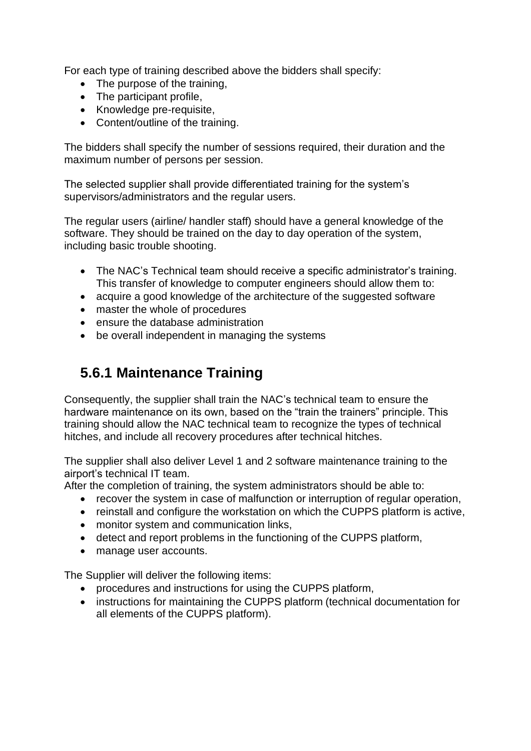For each type of training described above the bidders shall specify:

- The purpose of the training,
- The participant profile,
- Knowledge pre-requisite,
- Content/outline of the training.

The bidders shall specify the number of sessions required, their duration and the maximum number of persons per session.

The selected supplier shall provide differentiated training for the system's supervisors/administrators and the regular users.

The regular users (airline/ handler staff) should have a general knowledge of the software. They should be trained on the day to day operation of the system, including basic trouble shooting.

- The NAC's Technical team should receive a specific administrator's training. This transfer of knowledge to computer engineers should allow them to:
- acquire a good knowledge of the architecture of the suggested software
- master the whole of procedures
- ensure the database administration
- be overall independent in managing the systems

## 5.6.1 Maintenance Training

Consequently, the supplier shall train the NAC's technical team to ensure the hardware maintenance on its own, based on the "train the trainers" principle. This training should allow the NAC technical team to recognize the types of technical hitches, and include all recovery procedures after technical hitches.

The supplier shall also deliver Level 1 and 2 software maintenance training to the airport's technical IT team.
After the completion of training, the system administrators should be able to:

- recover the system in case of malfunction or interruption of regular operation,
- reinstall and configure the workstation on which the CUPPS platform is active,
- monitor system and communication links,
- detect and report problems in the functioning of the CUPPS platform,
- manage user accounts.

The Supplier will deliver the following items:

- procedures and instructions for using the CUPPS platform,
- instructions for maintaining the CUPPS platform (technical documentation for all elements of the CUPPS platform).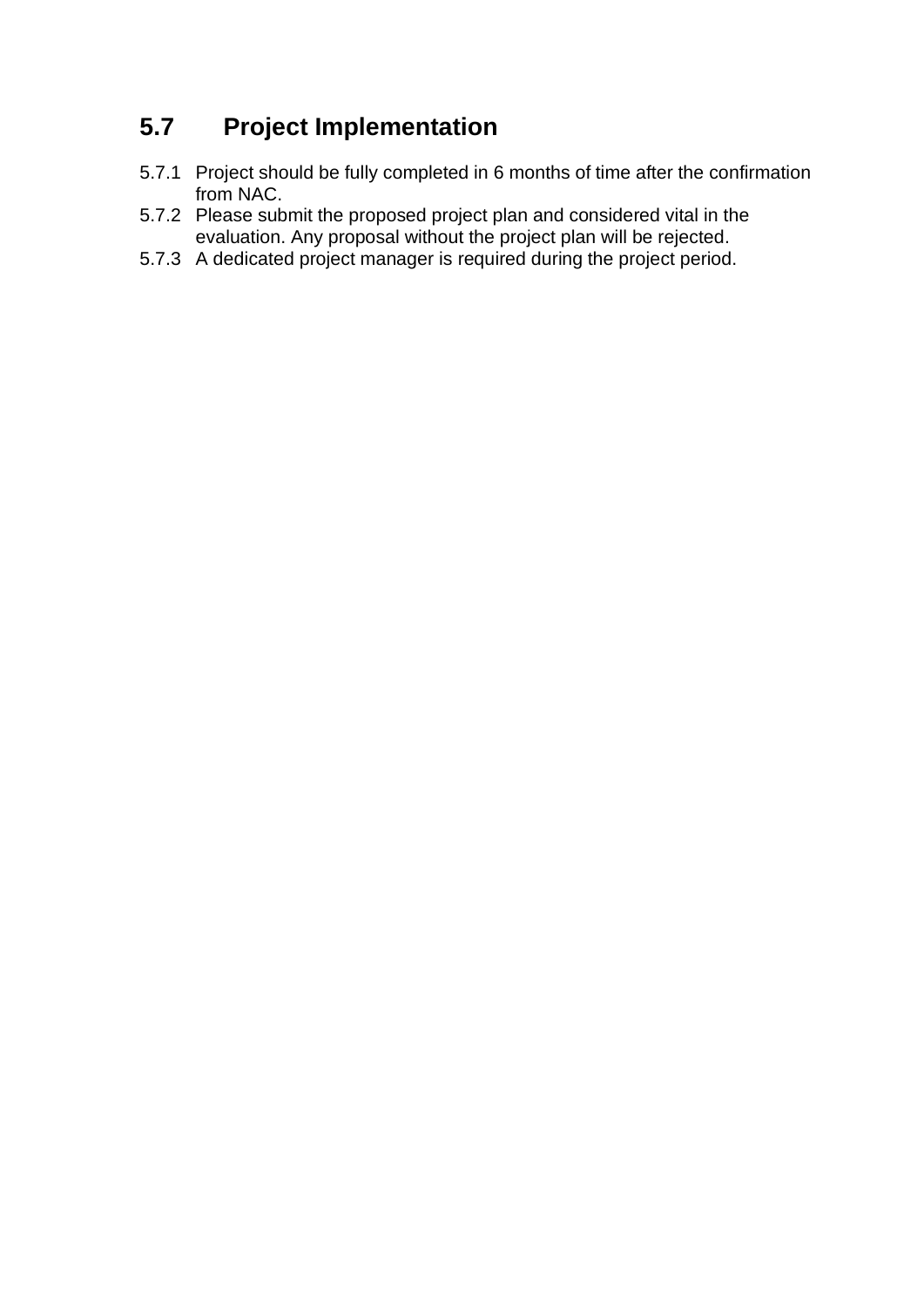## 5.7 Project Implementation

5.7.1 Project should be fully completed in 6 months of time after the confirmation from NAC.

5.7.2 Please submit the proposed project plan and considered vital in the evaluation. Any proposal without the project plan will be rejected.

5.7.3 A dedicated project manager is required during the project period.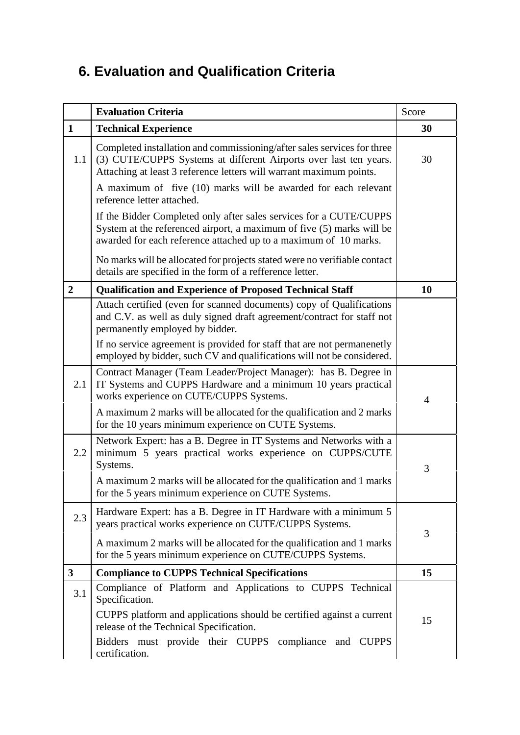## 6. Evaluation and Qualification Criteria

| | Evaluation Criteria | Score |
|---|---|---|
| **1** | **Technical Experience** | **30** |
| 1.1 | Completed installation and commissioning/after sales services for three (3) CUTE/CUPPS Systems at different Airports over last ten years. Attaching at least 3 reference letters will warrant maximum points.<br><br>A maximum of five (10) marks will be awarded for each relevant reference letter attached.<br><br>If the Bidder Completed only after sales services for a CUTE/CUPPS System at the referenced airport, a maximum of five (5) marks will be awarded for each reference attached up to a maximum of 10 marks.<br><br>No marks will be allocated for projects stated were no verifiable contact details are specified in the form of a refference letter. | 30 |
| **2** | **Qualification and Experience of Proposed Technical Staff** | **10** |
| | Attach certified (even for scanned documents) copy of Qualifications and C.V. as well as duly signed draft agreement/contract for staff not permanently employed by bidder.<br><br>If no service agreement is provided for staff that are not permanenetly employed by bidder, such CV and qualifications will not be considered. | |
| 2.1 | Contract Manager (Team Leader/Project Manager): has B. Degree in IT Systems and CUPPS Hardware and a minimum 10 years practical works experience on CUTE/CUPPS Systems.<br><br>A maximum 2 marks will be allocated for the qualification and 2 marks for the 10 years minimum experience on CUTE Systems. | 4 |
| 2.2 | Network Expert: has a B. Degree in IT Systems and Networks with a minimum 5 years practical works experience on CUPPS/CUTE Systems.<br><br>A maximum 2 marks will be allocated for the qualification and 1 marks for the 5 years minimum experience on CUTE Systems. | 3 |
| 2.3 | Hardware Expert: has a B. Degree in IT Hardware with a minimum 5 years practical works experience on CUTE/CUPPS Systems.<br><br>A maximum 2 marks will be allocated for the qualification and 1 marks for the 5 years minimum experience on CUTE/CUPPS Systems. | 3 |
| **3** | **Compliance to CUPPS Technical Specifications** | **15** |
| 3.1 | Compliance of Platform and Applications to CUPPS Technical Specification.<br><br>CUPPS platform and applications should be certified against a current release of the Technical Specification.<br><br>Bidders must provide their CUPPS compliance and CUPPS certification. | 15 |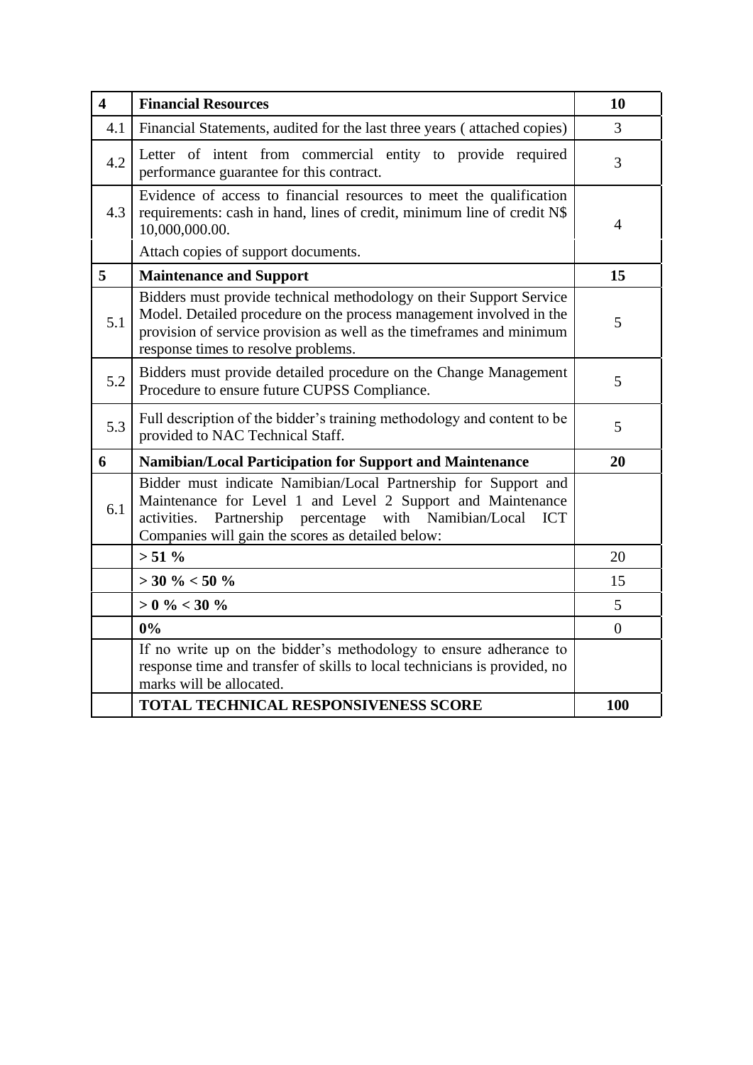| **4** | **Financial Resources** | **10** |
|---|---|---|
| 4.1 | Financial Statements, audited for the last three years ( attached copies) | 3 |
| 4.2 | Letter of intent from commercial entity to provide required performance guarantee for this contract. | 3 |
| 4.3 | Evidence of access to financial resources to meet the qualification requirements: cash in hand, lines of credit, minimum line of credit N$ 10,000,000.00. | 4 |
| | Attach copies of support documents. | |
| **5** | **Maintenance and Support** | **15** |
| 5.1 | Bidders must provide technical methodology on their Support Service Model. Detailed procedure on the process management involved in the provision of service provision as well as the timeframes and minimum response times to resolve problems. | 5 |
| 5.2 | Bidders must provide detailed procedure on the Change Management Procedure to ensure future CUPSS Compliance. | 5 |
| 5.3 | Full description of the bidder's training methodology and content to be provided to NAC Technical Staff. | 5 |
| **6** | **Namibian/Local Participation for Support and Maintenance** | **20** |
| 6.1 | Bidder must indicate Namibian/Local Partnership for Support and Maintenance for Level 1 and Level 2 Support and Maintenance activities. Partnership percentage with Namibian/Local ICT Companies will gain the scores as detailed below: | |
| | **> 51 %** | 20 |
| | **> 30 % < 50 %** | 15 |
| | **> 0 % < 30 %** | 5 |
| | **0%** | 0 |
| | If no write up on the bidder's methodology to ensure adherance to response time and transfer of skills to local technicians is provided, no marks will be allocated. | |
| | **TOTAL TECHNICAL RESPONSIVENESS SCORE** | **100** |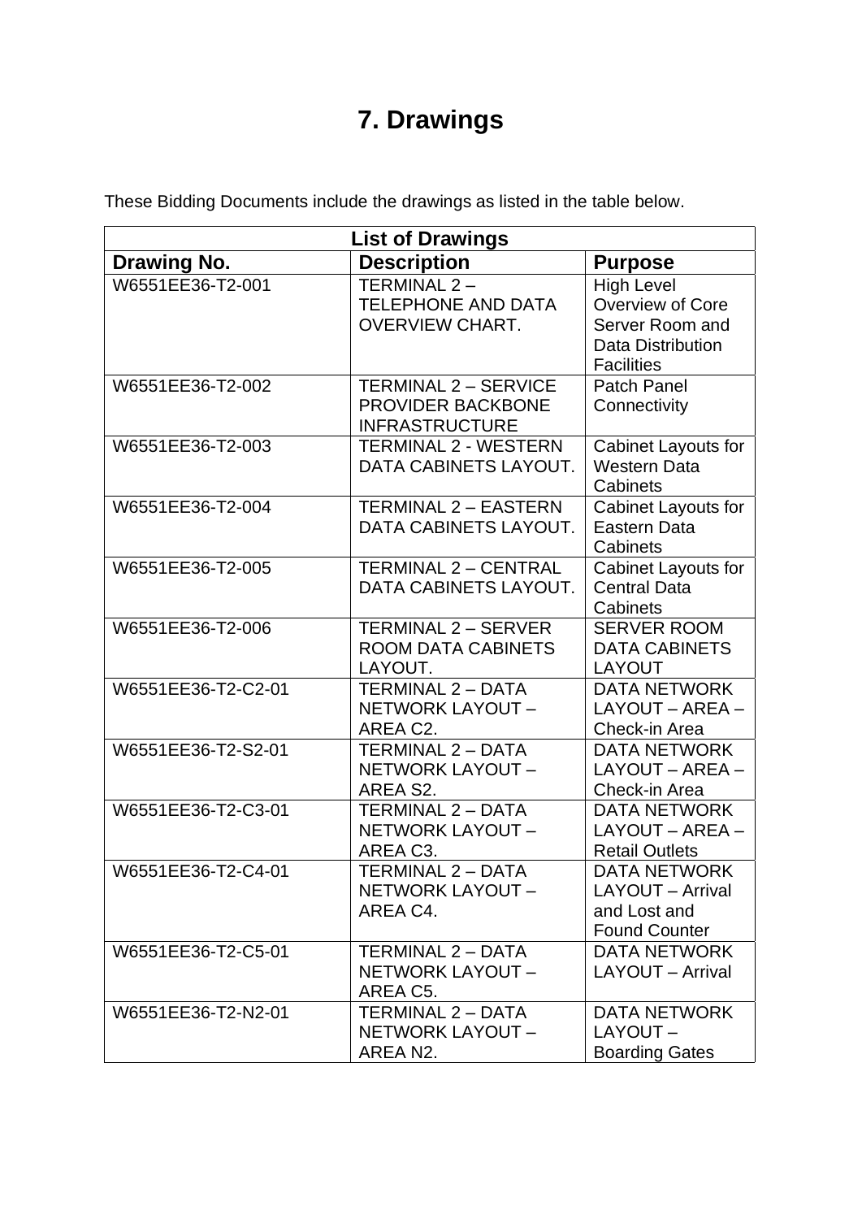# 7. Drawings

These Bidding Documents include the drawings as listed in the table below.

| List of Drawings | | |
|---|---|---|
| **Drawing No.** | **Description** | **Purpose** |
| W6551EE36-T2-001 | TERMINAL 2 – TELEPHONE AND DATA OVERVIEW CHART. | High Level Overview of Core Server Room and Data Distribution Facilities |
| W6551EE36-T2-002 | TERMINAL 2 – SERVICE PROVIDER BACKBONE INFRASTRUCTURE | Patch Panel Connectivity |
| W6551EE36-T2-003 | TERMINAL 2 - WESTERN DATA CABINETS LAYOUT. | Cabinet Layouts for Western Data Cabinets |
| W6551EE36-T2-004 | TERMINAL 2 – EASTERN DATA CABINETS LAYOUT. | Cabinet Layouts for Eastern Data Cabinets |
| W6551EE36-T2-005 | TERMINAL 2 – CENTRAL DATA CABINETS LAYOUT. | Cabinet Layouts for Central Data Cabinets |
| W6551EE36-T2-006 | TERMINAL 2 – SERVER ROOM DATA CABINETS LAYOUT. | SERVER ROOM DATA CABINETS LAYOUT |
| W6551EE36-T2-C2-01 | TERMINAL 2 – DATA NETWORK LAYOUT – AREA C2. | DATA NETWORK LAYOUT – AREA – Check-in Area |
| W6551EE36-T2-S2-01 | TERMINAL 2 – DATA NETWORK LAYOUT – AREA S2. | DATA NETWORK LAYOUT – AREA – Check-in Area |
| W6551EE36-T2-C3-01 | TERMINAL 2 – DATA NETWORK LAYOUT – AREA C3. | DATA NETWORK LAYOUT – AREA – Retail Outlets |
| W6551EE36-T2-C4-01 | TERMINAL 2 – DATA NETWORK LAYOUT – AREA C4. | DATA NETWORK LAYOUT – Arrival and Lost and Found Counter |
| W6551EE36-T2-C5-01 | TERMINAL 2 – DATA NETWORK LAYOUT – AREA C5. | DATA NETWORK LAYOUT – Arrival |
| W6551EE36-T2-N2-01 | TERMINAL 2 – DATA NETWORK LAYOUT – AREA N2. | DATA NETWORK LAYOUT – Boarding Gates |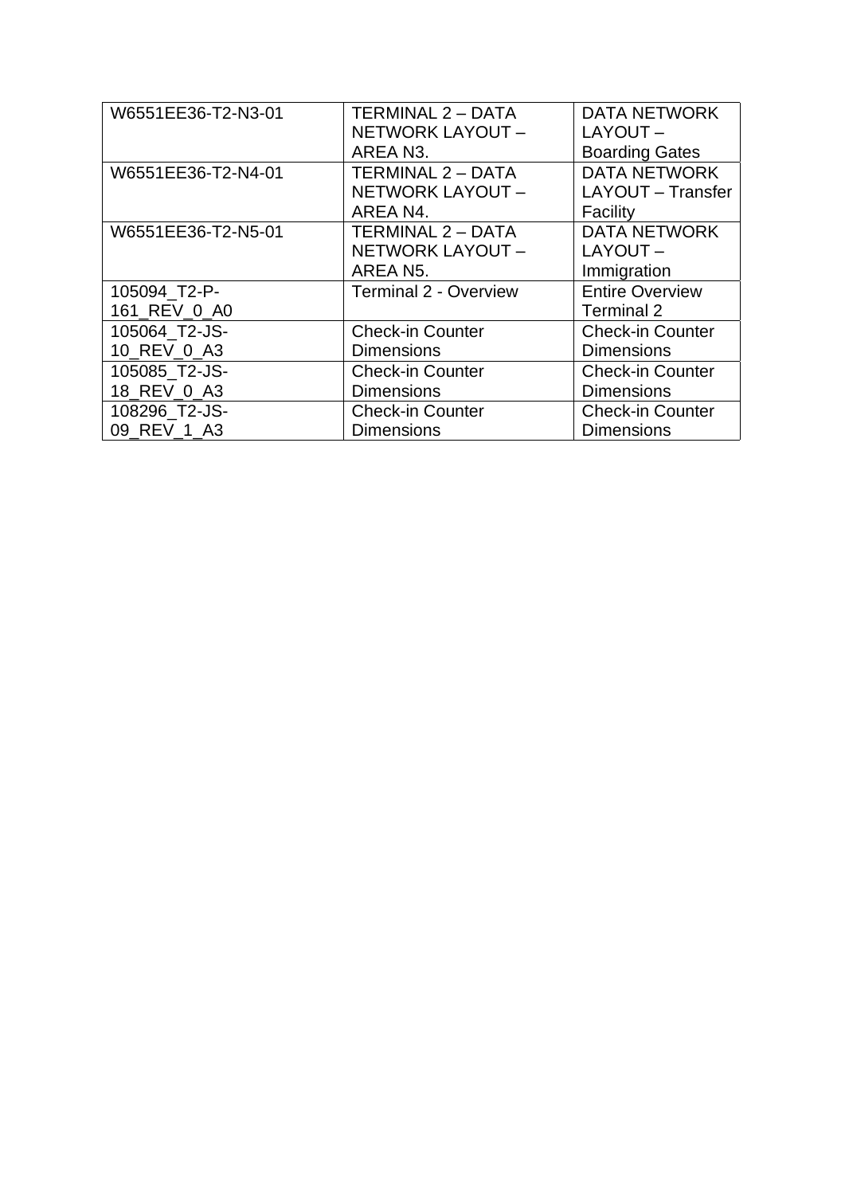| | | |
|---|---|---|
| W6551EE36-T2-N3-01 | TERMINAL 2 – DATA NETWORK LAYOUT – AREA N3. | DATA NETWORK LAYOUT – Boarding Gates |
| W6551EE36-T2-N4-01 | TERMINAL 2 – DATA NETWORK LAYOUT – AREA N4. | DATA NETWORK LAYOUT – Transfer Facility |
| W6551EE36-T2-N5-01 | TERMINAL 2 – DATA NETWORK LAYOUT – AREA N5. | DATA NETWORK LAYOUT – Immigration |
| 105094_T2-P-161_REV_0_A0 | Terminal 2 - Overview | Entire Overview Terminal 2 |
| 105064_T2-JS-10_REV_0_A3 | Check-in Counter Dimensions | Check-in Counter Dimensions |
| 105085_T2-JS-18_REV_0_A3 | Check-in Counter Dimensions | Check-in Counter Dimensions |
| 108296_T2-JS-09_REV_1_A3 | Check-in Counter Dimensions | Check-in Counter Dimensions |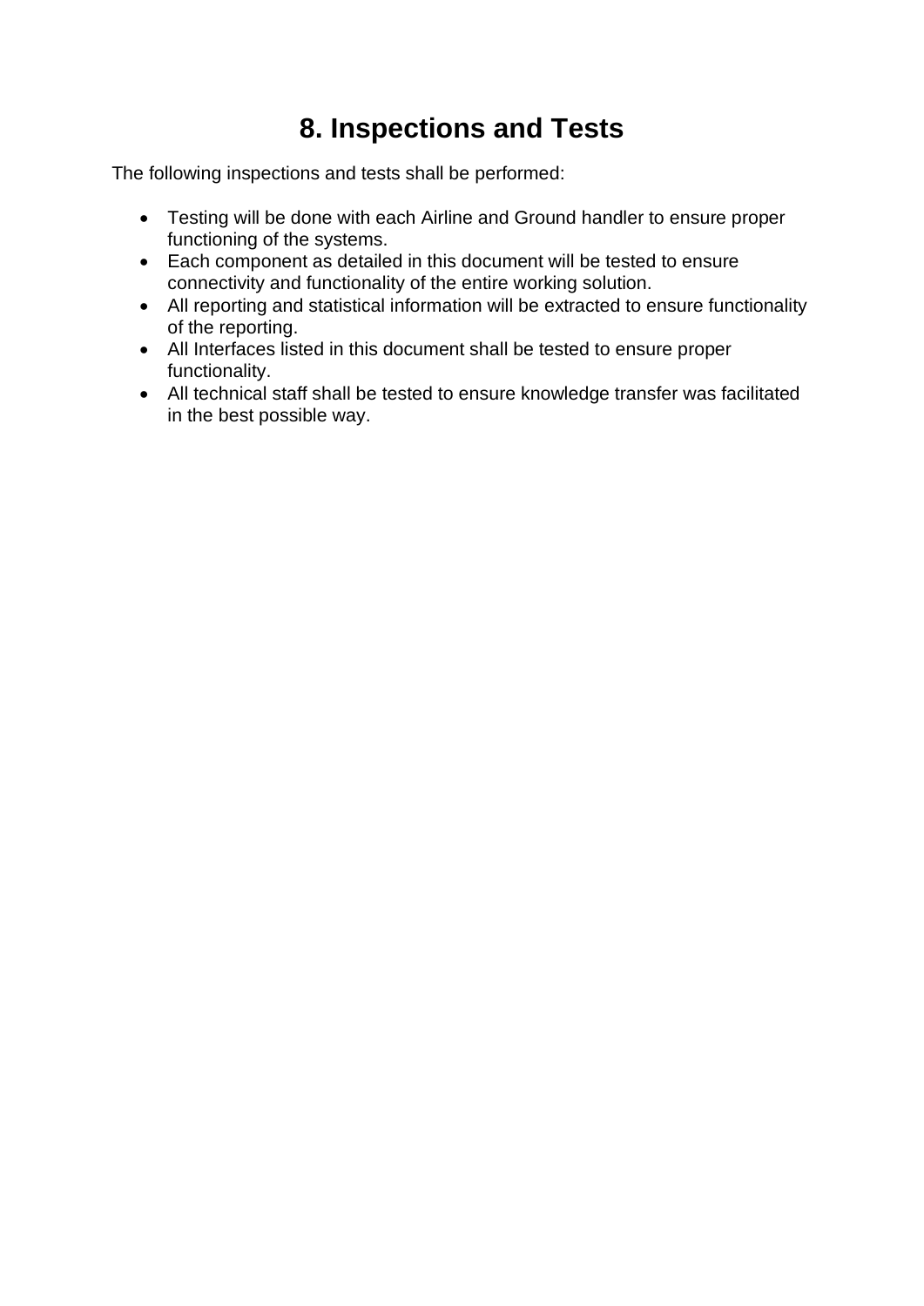# 8. Inspections and Tests

The following inspections and tests shall be performed:

- Testing will be done with each Airline and Ground handler to ensure proper functioning of the systems.
- Each component as detailed in this document will be tested to ensure connectivity and functionality of the entire working solution.
- All reporting and statistical information will be extracted to ensure functionality of the reporting.
- All Interfaces listed in this document shall be tested to ensure proper functionality.
- All technical staff shall be tested to ensure knowledge transfer was facilitated in the best possible way.